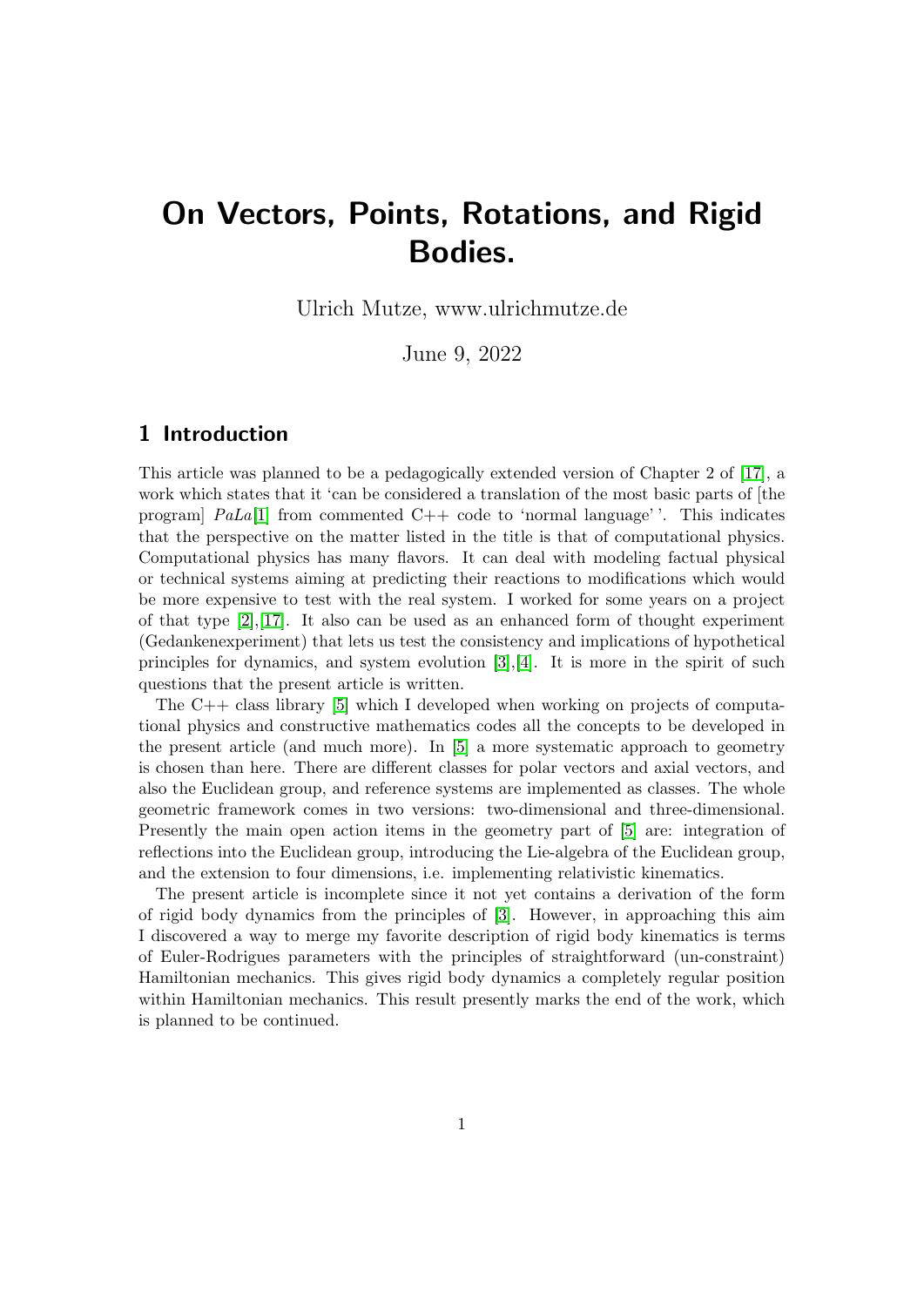# On Vectors, Points, Rotations, and Rigid Bodies.

Ulrich Mutze, www.ulrichmutze.de

June 9, 2022

## 1 Introduction

This article was planned to be a pedagogically extended version of Chapter 2 of [17], a work which states that it 'can be considered a translation of the most basic parts of [the program] *PaLa*[1] from commented C++ code to 'normal language' '. This indicates that the perspective on the matter listed in the title is that of computational physics. Computational physics has many flavors. It can deal with modeling factual physical or technical systems aiming at predicting their reactions to modifications which would be more expensive to test with the real system. I worked for some years on a project of that type [2],[17]. It also can be used as an enhanced form of thought experiment (Gedankenexperiment) that lets us test the consistency and implications of hypothetical principles for dynamics, and system evolution [3],[4]. It is more in the spirit of such questions that the present article is written.

The C++ class library [5] which I developed when working on projects of computational physics and constructive mathematics codes all the concepts to be developed in the present article (and much more). In [5] a more systematic approach to geometry is chosen than here. There are different classes for polar vectors and axial vectors, and also the Euclidean group, and reference systems are implemented as classes. The whole geometric framework comes in two versions: two-dimensional and three-dimensional. Presently the main open action items in the geometry part of [5] are: integration of reflections into the Euclidean group, introducing the Lie-algebra of the Euclidean group, and the extension to four dimensions, i.e. implementing relativistic kinematics.

The present article is incomplete since it not yet contains a derivation of the form of rigid body dynamics from the principles of [3]. However, in approaching this aim I discovered a way to merge my favorite description of rigid body kinematics is terms of Euler-Rodrigues parameters with the principles of straightforward (un-constraint) Hamiltonian mechanics. This gives rigid body dynamics a completely regular position within Hamiltonian mechanics. This result presently marks the end of the work, which is planned to be continued.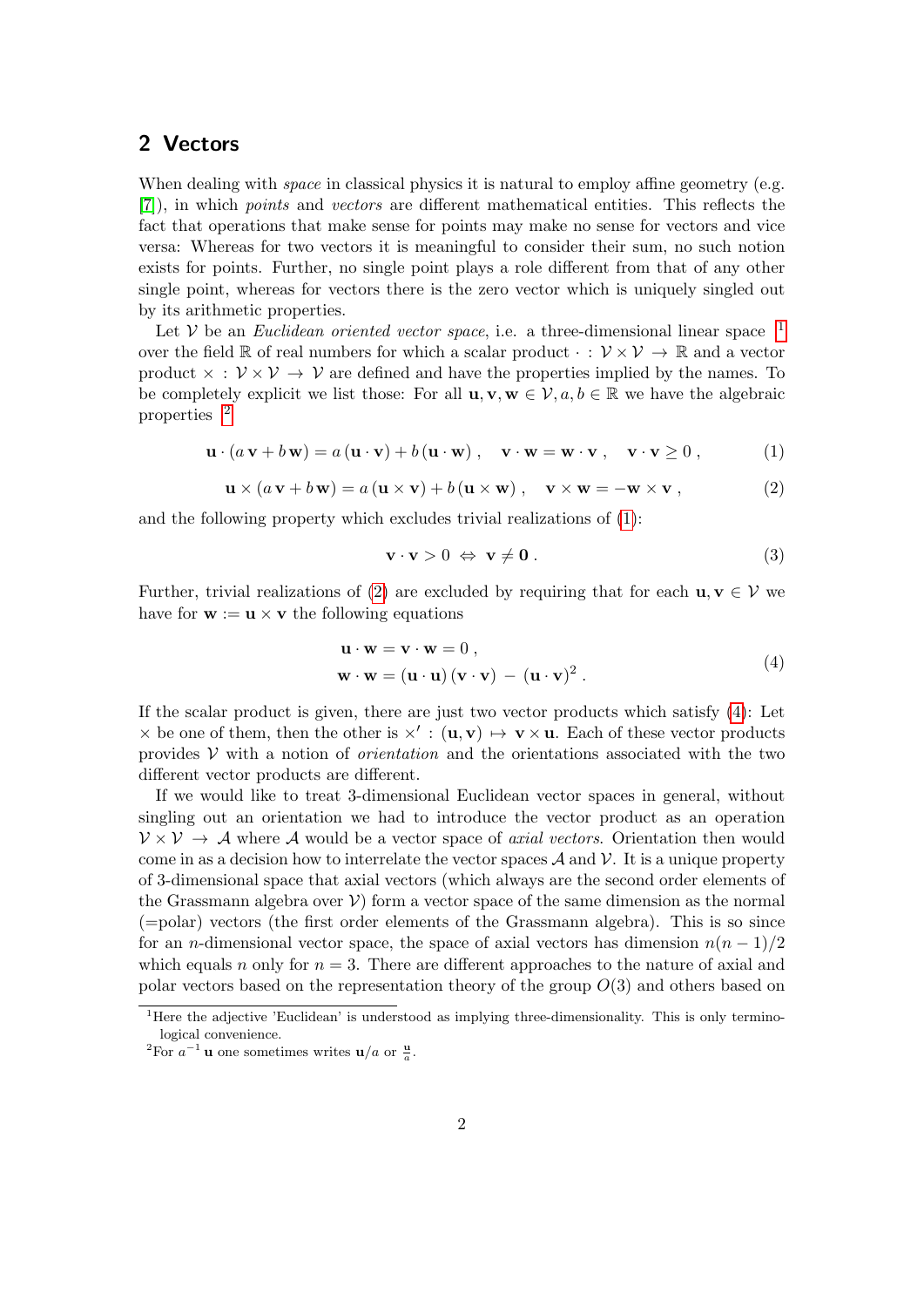## 2 Vectors

When dealing with *space* in classical physics it is natural to employ affine geometry (e.g. [7]), in which *points* and *vectors* are different mathematical entities. This reflects the fact that operations that make sense for points may make no sense for vectors and vice versa: Whereas for two vectors it is meaningful to consider their sum, no such notion exists for points. Further, no single point plays a role different from that of any other single point, whereas for vectors there is the zero vector which is uniquely singled out by its arithmetic properties.

Let $\mathcal{V}$ be an *Euclidean oriented vector space*, i.e. a three-dimensional linear space [1] over the field $\mathbb{R}$ of real numbers for which a scalar product $\cdot : \mathcal{V} \times \mathcal{V} \to \mathbb{R}$ and a vector product $\times : \mathcal{V} \times \mathcal{V} \to \mathcal{V}$ are defined and have the properties implied by the names. To be completely explicit we list those: For all $\mathbf{u}, \mathbf{v}, \mathbf{w} \in \mathcal{V}, a, b \in \mathbb{R}$ we have the algebraic properties [2]

$$\mathbf{u} \cdot (a\,\mathbf{v} + b\,\mathbf{w}) = a\,(\mathbf{u} \cdot \mathbf{v}) + b\,(\mathbf{u} \cdot \mathbf{w})\,, \quad \mathbf{v} \cdot \mathbf{w} = \mathbf{w} \cdot \mathbf{v}\,, \quad \mathbf{v} \cdot \mathbf{v} \geq 0\,, \tag{1}$$

$$\mathbf{u} \times (a\,\mathbf{v} + b\,\mathbf{w}) = a\,(\mathbf{u} \times \mathbf{v}) + b\,(\mathbf{u} \times \mathbf{w})\,, \quad \mathbf{v} \times \mathbf{w} = -\mathbf{w} \times \mathbf{v}\,, \tag{2}$$

and the following property which excludes trivial realizations of (1):

$$\mathbf{v} \cdot \mathbf{v} > 0 \;\Leftrightarrow\; \mathbf{v} \neq \mathbf{0}\,. \tag{3}$$

Further, trivial realizations of (2) are excluded by requiring that for each $\mathbf{u}, \mathbf{v} \in \mathcal{V}$ we have for $\mathbf{w} := \mathbf{u} \times \mathbf{v}$ the following equations

$$\begin{aligned} &\mathbf{u} \cdot \mathbf{w} = \mathbf{v} \cdot \mathbf{w} = 0\,, \\ &\mathbf{w} \cdot \mathbf{w} = (\mathbf{u} \cdot \mathbf{u})\,(\mathbf{v} \cdot \mathbf{v}) \;-\; (\mathbf{u} \cdot \mathbf{v})^2\,. \end{aligned} \tag{4}$$

If the scalar product is given, there are just two vector products which satisfy (4): Let $\times$ be one of them, then the other is $\times' : (\mathbf{u}, \mathbf{v}) \mapsto \mathbf{v} \times \mathbf{u}$. Each of these vector products provides $\mathcal{V}$ with a notion of *orientation* and the orientations associated with the two different vector products are different.

If we would like to treat 3-dimensional Euclidean vector spaces in general, without singling out an orientation we had to introduce the vector product as an operation $\mathcal{V} \times \mathcal{V} \to \mathcal{A}$ where $\mathcal{A}$ would be a vector space of *axial vectors*. Orientation then would come in as a decision how to interrelate the vector spaces $\mathcal{A}$ and $\mathcal{V}$. It is a unique property of 3-dimensional space that axial vectors (which always are the second order elements of the Grassmann algebra over $\mathcal{V}$) form a vector space of the same dimension as the normal (=polar) vectors (the first order elements of the Grassmann algebra). This is so since for an $n$-dimensional vector space, the space of axial vectors has dimension $n(n-1)/2$ which equals $n$ only for $n = 3$. There are different approaches to the nature of axial and polar vectors based on the representation theory of the group $O(3)$ and others based on

[1] Here the adjective 'Euclidean' is understood as implying three-dimensionality. This is only terminological convenience.

[2] For $a^{-1}\,\mathbf{u}$ one sometimes writes $\mathbf{u}/a$ or $\frac{\mathbf{u}}{a}$.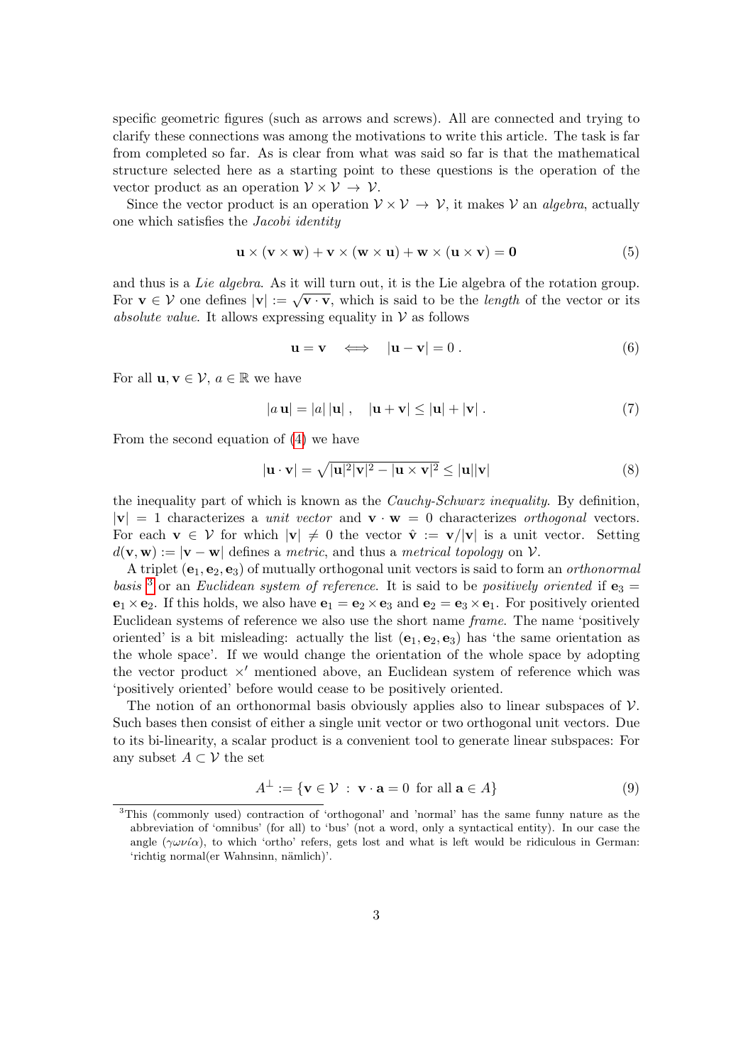specific geometric figures (such as arrows and screws). All are connected and trying to clarify these connections was among the motivations to write this article. The task is far from completed so far. As is clear from what was said so far is that the mathematical structure selected here as a starting point to these questions is the operation of the vector product as an operation $\mathcal{V} \times \mathcal{V} \to \mathcal{V}$.

Since the vector product is an operation $\mathcal{V} \times \mathcal{V} \to \mathcal{V}$, it makes $\mathcal{V}$ an *algebra*, actually one which satisfies the *Jacobi identity*

$$\mathbf{u} \times (\mathbf{v} \times \mathbf{w}) + \mathbf{v} \times (\mathbf{w} \times \mathbf{u}) + \mathbf{w} \times (\mathbf{u} \times \mathbf{v}) = \mathbf{0} \tag{5}$$

and thus is a *Lie algebra*. As it will turn out, it is the Lie algebra of the rotation group. For $\mathbf{v} \in \mathcal{V}$ one defines $|\mathbf{v}| := \sqrt{\mathbf{v} \cdot \mathbf{v}}$, which is said to be the *length* of the vector or its *absolute value*. It allows expressing equality in $\mathcal{V}$ as follows

$$\mathbf{u} = \mathbf{v} \quad \Longleftrightarrow \quad |\mathbf{u} - \mathbf{v}| = 0\,. \tag{6}$$

For all $\mathbf{u}, \mathbf{v} \in \mathcal{V}$, $a \in \mathbb{R}$ we have

$$|a\,\mathbf{u}| = |a|\,|\mathbf{u}|\,, \quad |\mathbf{u} + \mathbf{v}| \leq |\mathbf{u}| + |\mathbf{v}|\,. \tag{7}$$

From the second equation of (4) we have

$$|\mathbf{u} \cdot \mathbf{v}| = \sqrt{|\mathbf{u}|^2 |\mathbf{v}|^2 - |\mathbf{u} \times \mathbf{v}|^2} \leq |\mathbf{u}||\mathbf{v}| \tag{8}$$

the inequality part of which is known as the *Cauchy-Schwarz inequality*. By definition, $|\mathbf{v}| = 1$ characterizes a *unit vector* and $\mathbf{v} \cdot \mathbf{w} = 0$ characterizes *orthogonal* vectors. For each $\mathbf{v} \in \mathcal{V}$ for which $|\mathbf{v}| \neq 0$ the vector $\hat{\mathbf{v}} := \mathbf{v}/|\mathbf{v}|$ is a unit vector. Setting $d(\mathbf{v}, \mathbf{w}) := |\mathbf{v} - \mathbf{w}|$ defines a *metric*, and thus a *metrical topology* on $\mathcal{V}$.

A triplet $(\mathbf{e}_1, \mathbf{e}_2, \mathbf{e}_3)$ of mutually orthogonal unit vectors is said to form an *orthonormal basis* [3] or an *Euclidean system of reference*. It is said to be *positively oriented* if $\mathbf{e}_3 = \mathbf{e}_1 \times \mathbf{e}_2$. If this holds, we also have $\mathbf{e}_1 = \mathbf{e}_2 \times \mathbf{e}_3$ and $\mathbf{e}_2 = \mathbf{e}_3 \times \mathbf{e}_1$. For positively oriented Euclidean systems of reference we also use the short name *frame*. The name 'positively oriented' is a bit misleading: actually the list $(\mathbf{e}_1, \mathbf{e}_2, \mathbf{e}_3)$ has 'the same orientation as the whole space'. If we would change the orientation of the whole space by adopting the vector product $\times'$ mentioned above, an Euclidean system of reference which was 'positively oriented' before would cease to be positively oriented.

The notion of an orthonormal basis obviously applies also to linear subspaces of $\mathcal{V}$. Such bases then consist of either a single unit vector or two orthogonal unit vectors. Due to its bi-linearity, a scalar product is a convenient tool to generate linear subspaces: For any subset $A \subset \mathcal{V}$ the set

$$A^{\perp} := \{\mathbf{v} \in \mathcal{V} \;:\; \mathbf{v} \cdot \mathbf{a} = 0 \text{ for all } \mathbf{a} \in A\} \tag{9}$$

[3] This (commonly used) contraction of 'orthogonal' and 'normal' has the same funny nature as the abbreviation of 'omnibus' (for all) to 'bus' (not a word, only a syntactical entity). In our case the angle ($\gamma\omega\nu\acute{\iota}\alpha$), to which 'ortho' refers, gets lost and what is left would be ridiculous in German: 'richtig normal(er Wahnsinn, nämlich)'.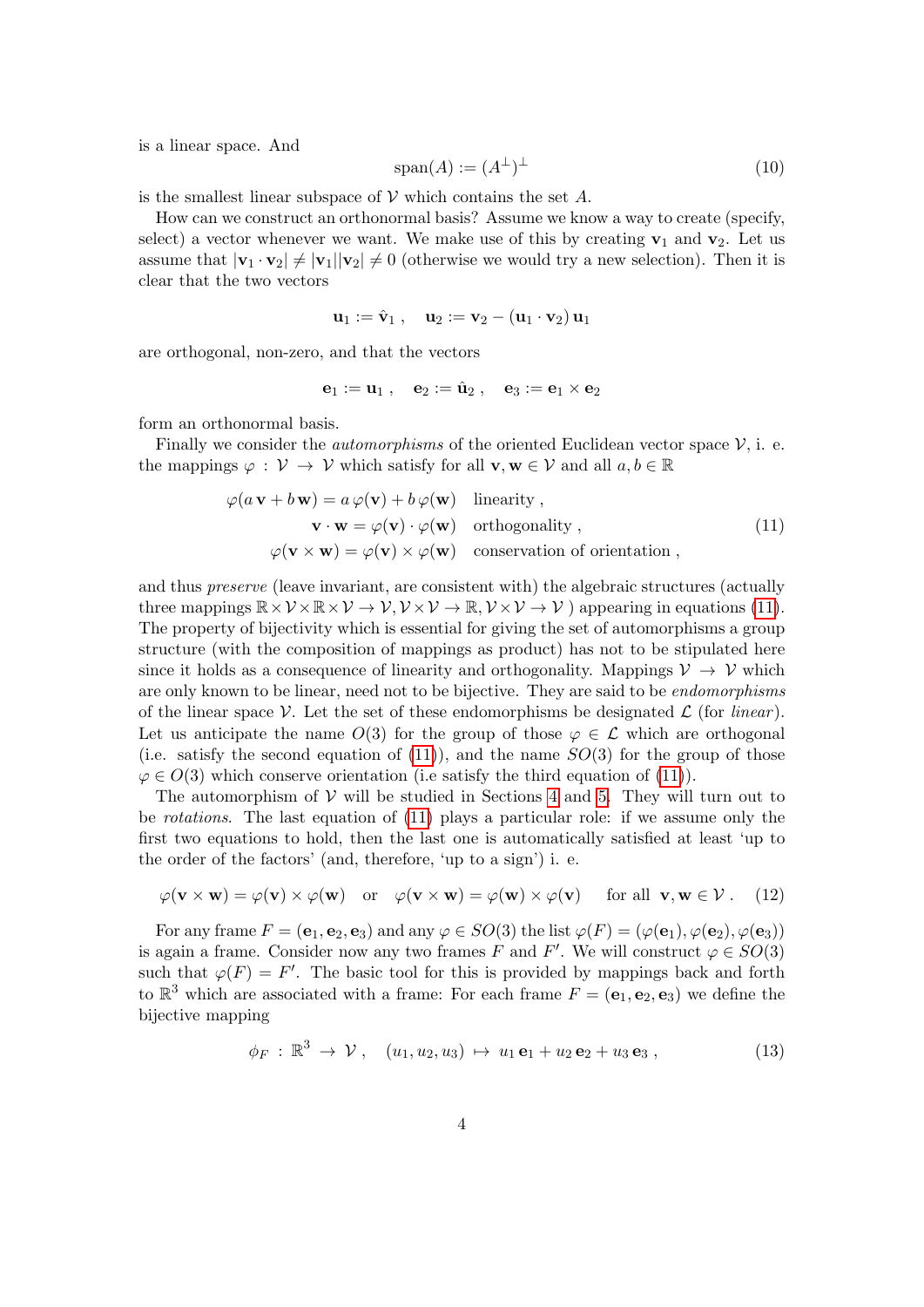is a linear space. And

$$\mathrm{span}(A) := (A^{\perp})^{\perp} \tag{10}$$

is the smallest linear subspace of $\mathcal{V}$ which contains the set $A$.

How can we construct an orthonormal basis? Assume we know a way to create (specify, select) a vector whenever we want. We make use of this by creating $\mathbf{v}_1$ and $\mathbf{v}_2$. Let us assume that $|\mathbf{v}_1 \cdot \mathbf{v}_2| \neq |\mathbf{v}_1||\mathbf{v}_2| \neq 0$ (otherwise we would try a new selection). Then it is clear that the two vectors

$$\mathbf{u}_1 := \hat{\mathbf{v}}_1 \,, \quad \mathbf{u}_2 := \mathbf{v}_2 - (\mathbf{u}_1 \cdot \mathbf{v}_2)\, \mathbf{u}_1$$

are orthogonal, non-zero, and that the vectors

$$\mathbf{e}_1 := \mathbf{u}_1 \,, \quad \mathbf{e}_2 := \hat{\mathbf{u}}_2 \,, \quad \mathbf{e}_3 := \mathbf{e}_1 \times \mathbf{e}_2$$

form an orthonormal basis.

Finally we consider the *automorphisms* of the oriented Euclidean vector space $\mathcal{V}$, i. e. the mappings $\varphi : \mathcal{V} \to \mathcal{V}$ which satisfy for all $\mathbf{v}, \mathbf{w} \in \mathcal{V}$ and all $a, b \in \mathbb{R}$

$$\begin{aligned} \varphi(a\,\mathbf{v} + b\,\mathbf{w}) &= a\,\varphi(\mathbf{v}) + b\,\varphi(\mathbf{w}) && \text{linearity} \,, \\ \mathbf{v} \cdot \mathbf{w} &= \varphi(\mathbf{v}) \cdot \varphi(\mathbf{w}) && \text{orthogonality} \,, \\ \varphi(\mathbf{v} \times \mathbf{w}) &= \varphi(\mathbf{v}) \times \varphi(\mathbf{w}) && \text{conservation of orientation} \,, \end{aligned} \tag{11}$$

and thus *preserve* (leave invariant, are consistent with) the algebraic structures (actually three mappings $\mathbb{R} \times \mathcal{V} \times \mathbb{R} \times \mathcal{V} \to \mathcal{V}, \mathcal{V} \times \mathcal{V} \to \mathbb{R}, \mathcal{V} \times \mathcal{V} \to \mathcal{V}$ ) appearing in equations (11). The property of bijectivity which is essential for giving the set of automorphisms a group structure (with the composition of mappings as product) has not to be stipulated here since it holds as a consequence of linearity and orthogonality. Mappings $\mathcal{V} \to \mathcal{V}$ which are only known to be linear, need not to be bijective. They are said to be *endomorphisms* of the linear space $\mathcal{V}$. Let the set of these endomorphisms be designated $\mathcal{L}$ (for *linear*). Let us anticipate the name $O(3)$ for the group of those $\varphi \in \mathcal{L}$ which are orthogonal (i.e. satisfy the second equation of (11)), and the name $SO(3)$ for the group of those $\varphi \in O(3)$ which conserve orientation (i.e satisfy the third equation of (11)).

The automorphism of $\mathcal{V}$ will be studied in Sections 4 and 5. They will turn out to be *rotations*. The last equation of (11) plays a particular role: if we assume only the first two equations to hold, then the last one is automatically satisfied at least 'up to the order of the factors' (and, therefore, 'up to a sign') i. e.

$$\varphi(\mathbf{v} \times \mathbf{w}) = \varphi(\mathbf{v}) \times \varphi(\mathbf{w}) \quad \text{or} \quad \varphi(\mathbf{v} \times \mathbf{w}) = \varphi(\mathbf{w}) \times \varphi(\mathbf{v}) \qquad \text{for all } \mathbf{v}, \mathbf{w} \in \mathcal{V} \,. \tag{12}$$

For any frame $F = (\mathbf{e}_1, \mathbf{e}_2, \mathbf{e}_3)$ and any $\varphi \in SO(3)$ the list $\varphi(F) = (\varphi(\mathbf{e}_1), \varphi(\mathbf{e}_2), \varphi(\mathbf{e}_3))$ is again a frame. Consider now any two frames $F$ and $F'$. We will construct $\varphi \in SO(3)$ such that $\varphi(F) = F'$. The basic tool for this is provided by mappings back and forth to $\mathbb{R}^3$ which are associated with a frame: For each frame $F = (\mathbf{e}_1, \mathbf{e}_2, \mathbf{e}_3)$ we define the bijective mapping

$$\phi_F \,:\, \mathbb{R}^3 \,\to\, \mathcal{V} \,, \quad (u_1, u_2, u_3) \,\mapsto\, u_1\,\mathbf{e}_1 + u_2\,\mathbf{e}_2 + u_3\,\mathbf{e}_3 \,, \tag{13}$$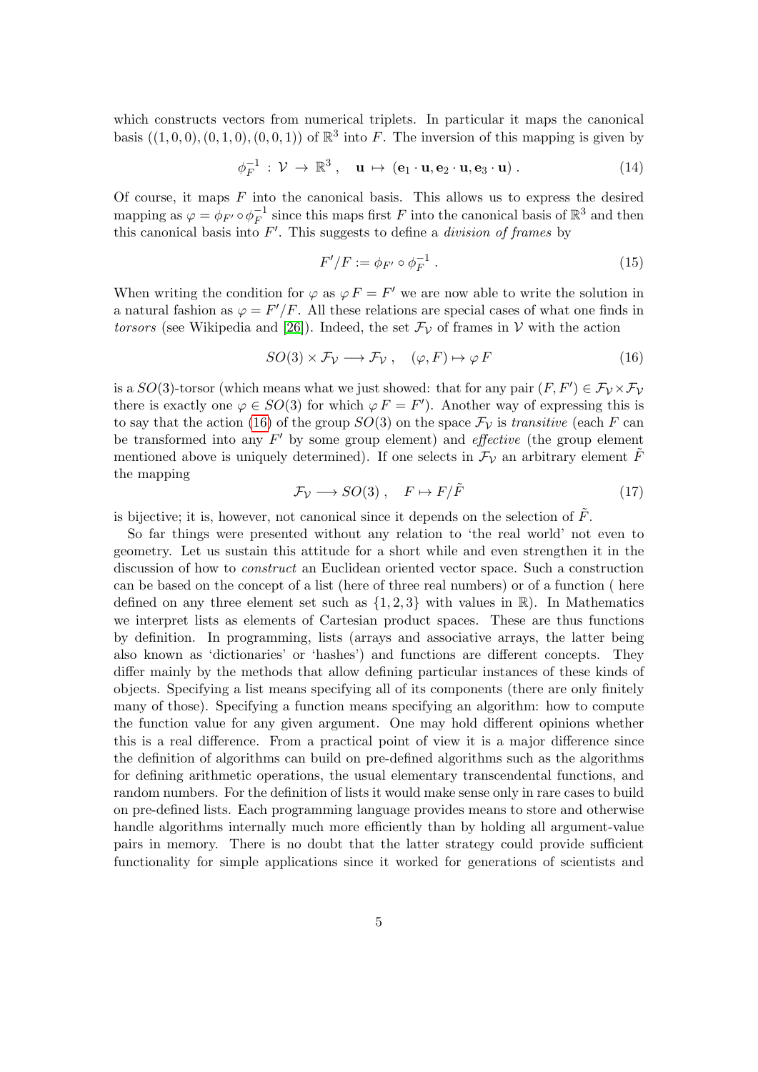which constructs vectors from numerical triplets. In particular it maps the canonical basis $((1,0,0),(0,1,0),(0,0,1))$ of $\mathbb{R}^3$ into $F$. The inversion of this mapping is given by

$$\phi_F^{-1} \, : \, \mathcal{V} \, \rightarrow \, \mathbb{R}^3 \, , \quad \mathbf{u} \, \mapsto \, (\mathbf{e}_1 \cdot \mathbf{u}, \mathbf{e}_2 \cdot \mathbf{u}, \mathbf{e}_3 \cdot \mathbf{u}) \, . \tag{14}$$

Of course, it maps $F$ into the canonical basis. This allows us to express the desired mapping as $\varphi = \phi_{F'} \circ \phi_F^{-1}$ since this maps first $F$ into the canonical basis of $\mathbb{R}^3$ and then this canonical basis into $F'$. This suggests to define a *division of frames* by

$$F'/F := \phi_{F'} \circ \phi_F^{-1} \, . \tag{15}$$

When writing the condition for $\varphi$ as $\varphi\, F = F'$ we are now able to write the solution in a natural fashion as $\varphi = F'/F$. All these relations are special cases of what one finds in *torsors* (see Wikipedia and [26]). Indeed, the set $\mathcal{F}_{\mathcal{V}}$ of frames in $\mathcal{V}$ with the action

$$SO(3) \times \mathcal{F}_{\mathcal{V}} \longrightarrow \mathcal{F}_{\mathcal{V}} \, , \quad (\varphi, F) \mapsto \varphi\, F \tag{16}$$

is a $SO(3)$-torsor (which means what we just showed: that for any pair $(F, F') \in \mathcal{F}_{\mathcal{V}} \times \mathcal{F}_{\mathcal{V}}$ there is exactly one $\varphi \in SO(3)$ for which $\varphi\, F = F'$). Another way of expressing this is to say that the action (16) of the group $SO(3)$ on the space $\mathcal{F}_{\mathcal{V}}$ is *transitive* (each $F$ can be transformed into any $F'$ by some group element) and *effective* (the group element mentioned above is uniquely determined). If one selects in $\mathcal{F}_{\mathcal{V}}$ an arbitrary element $\tilde{F}$ the mapping

$$\mathcal{F}_{\mathcal{V}} \longrightarrow SO(3) \, , \quad F \mapsto F/\tilde{F} \tag{17}$$

is bijective; it is, however, not canonical since it depends on the selection of $\tilde{F}$.

So far things were presented without any relation to 'the real world' not even to geometry. Let us sustain this attitude for a short while and even strengthen it in the discussion of how to *construct* an Euclidean oriented vector space. Such a construction can be based on the concept of a list (here of three real numbers) or of a function ( here defined on any three element set such as $\{1, 2, 3\}$ with values in $\mathbb{R}$). In Mathematics we interpret lists as elements of Cartesian product spaces. These are thus functions by definition. In programming, lists (arrays and associative arrays, the latter being also known as 'dictionaries' or 'hashes') and functions are different concepts. They differ mainly by the methods that allow defining particular instances of these kinds of objects. Specifying a list means specifying all of its components (there are only finitely many of those). Specifying a function means specifying an algorithm: how to compute the function value for any given argument. One may hold different opinions whether this is a real difference. From a practical point of view it is a major difference since the definition of algorithms can build on pre-defined algorithms such as the algorithms for defining arithmetic operations, the usual elementary transcendental functions, and random numbers. For the definition of lists it would make sense only in rare cases to build on pre-defined lists. Each programming language provides means to store and otherwise handle algorithms internally much more efficiently than by holding all argument-value pairs in memory. There is no doubt that the latter strategy could provide sufficient functionality for simple applications since it worked for generations of scientists and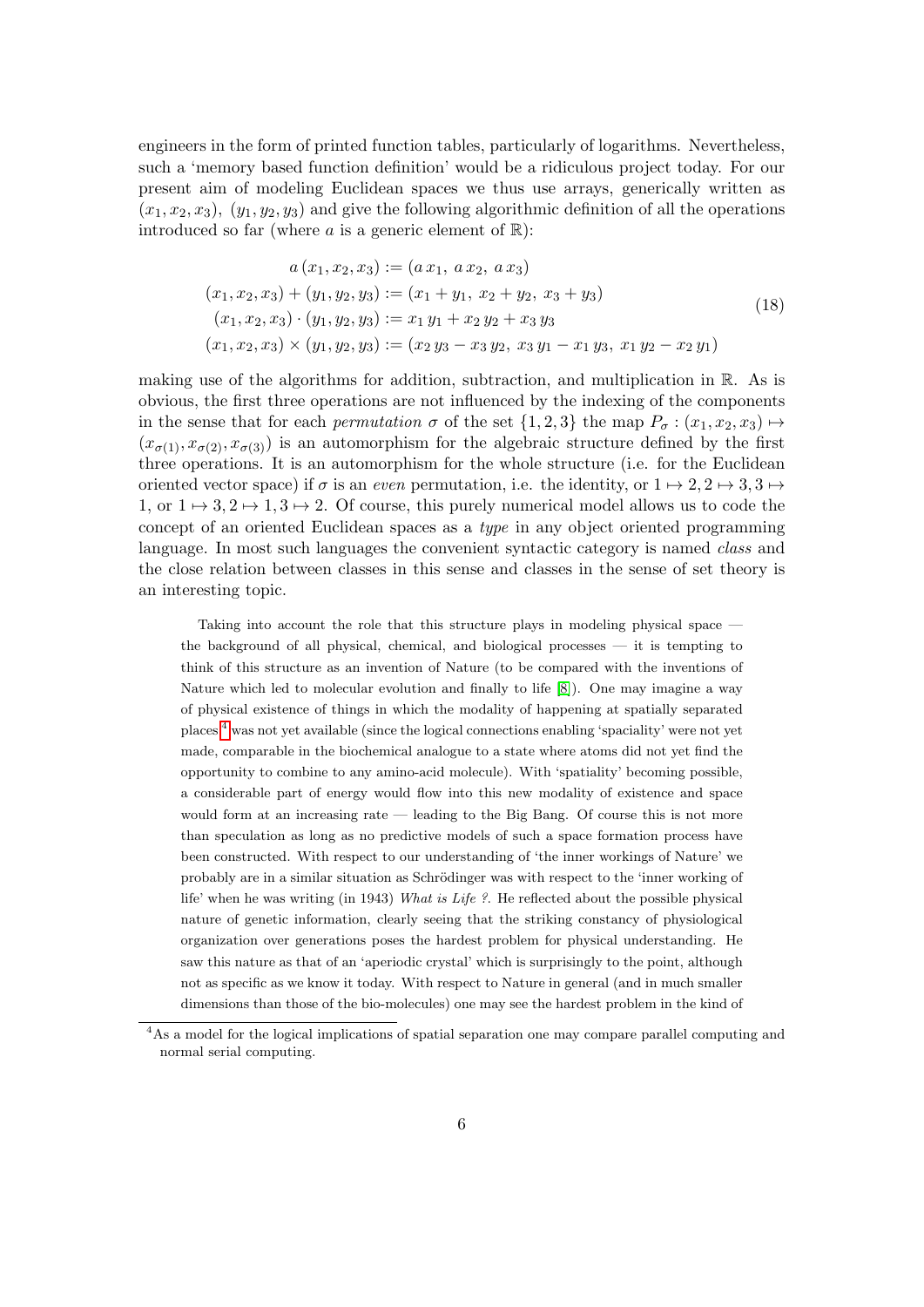engineers in the form of printed function tables, particularly of logarithms. Nevertheless, such a 'memory based function definition' would be a ridiculous project today. For our present aim of modeling Euclidean spaces we thus use arrays, generically written as $(x_1, x_2, x_3)$, $(y_1, y_2, y_3)$ and give the following algorithmic definition of all the operations introduced so far (where $a$ is a generic element of $\mathbb{R}$):

$$
\begin{aligned}
a\,(x_1, x_2, x_3) &:= (a\,x_1,\ a\,x_2,\ a\,x_3) \\
(x_1, x_2, x_3) + (y_1, y_2, y_3) &:= (x_1 + y_1,\ x_2 + y_2,\ x_3 + y_3) \\
(x_1, x_2, x_3) \cdot (y_1, y_2, y_3) &:= x_1\,y_1 + x_2\,y_2 + x_3\,y_3 \\
(x_1, x_2, x_3) \times (y_1, y_2, y_3) &:= (x_2\,y_3 - x_3\,y_2,\ x_3\,y_1 - x_1\,y_3,\ x_1\,y_2 - x_2\,y_1)
\end{aligned}
\tag{18}
$$

making use of the algorithms for addition, subtraction, and multiplication in $\mathbb{R}$. As is obvious, the first three operations are not influenced by the indexing of the components in the sense that for each *permutation* $\sigma$ of the set $\{1, 2, 3\}$ the map $P_\sigma : (x_1, x_2, x_3) \mapsto (x_{\sigma(1)}, x_{\sigma(2)}, x_{\sigma(3)})$ is an automorphism for the algebraic structure defined by the first three operations. It is an automorphism for the whole structure (i.e. for the Euclidean oriented vector space) if $\sigma$ is an *even* permutation, i.e. the identity, or $1 \mapsto 2, 2 \mapsto 3, 3 \mapsto 1$, or $1 \mapsto 3, 2 \mapsto 1, 3 \mapsto 2$. Of course, this purely numerical model allows us to code the concept of an oriented Euclidean spaces as a *type* in any object oriented programming language. In most such languages the convenient syntactic category is named *class* and the close relation between classes in this sense and classes in the sense of set theory is an interesting topic.

Taking into account the role that this structure plays in modeling physical space — the background of all physical, chemical, and biological processes — it is tempting to think of this structure as an invention of Nature (to be compared with the inventions of Nature which led to molecular evolution and finally to life [8]). One may imagine a way of physical existence of things in which the modality of happening at spatially separated places [4] was not yet available (since the logical connections enabling 'spaciality' were not yet made, comparable in the biochemical analogue to a state where atoms did not yet find the opportunity to combine to any amino-acid molecule). With 'spatiality' becoming possible, a considerable part of energy would flow into this new modality of existence and space would form at an increasing rate — leading to the Big Bang. Of course this is not more than speculation as long as no predictive models of such a space formation process have been constructed. With respect to our understanding of 'the inner workings of Nature' we probably are in a similar situation as Schrödinger was with respect to the 'inner working of life' when he was writing (in 1943) *What is Life ?*. He reflected about the possible physical nature of genetic information, clearly seeing that the striking constancy of physiological organization over generations poses the hardest problem for physical understanding. He saw this nature as that of an 'aperiodic crystal' which is surprisingly to the point, although not as specific as we know it today. With respect to Nature in general (and in much smaller dimensions than those of the bio-molecules) one may see the hardest problem in the kind of

[4] As a model for the logical implications of spatial separation one may compare parallel computing and normal serial computing.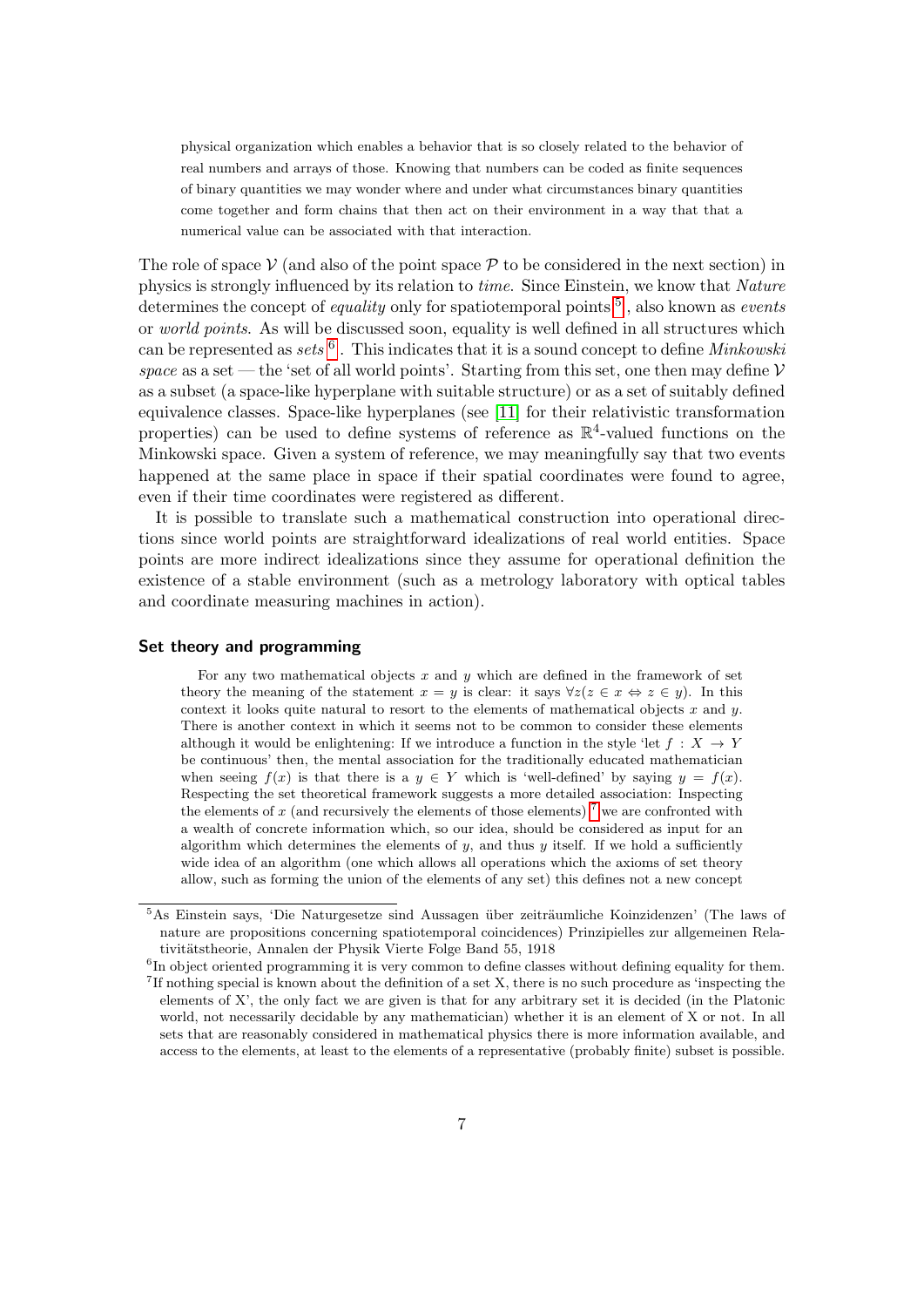physical organization which enables a behavior that is so closely related to the behavior of real numbers and arrays of those. Knowing that numbers can be coded as finite sequences of binary quantities we may wonder where and under what circumstances binary quantities come together and form chains that then act on their environment in a way that that a numerical value can be associated with that interaction.

The role of space $\mathcal{V}$ (and also of the point space $\mathcal{P}$ to be considered in the next section) in physics is strongly influenced by its relation to *time*. Since Einstein, we know that *Nature* determines the concept of *equality* only for spatiotemporal points [5], also known as *events* or *world points*. As will be discussed soon, equality is well defined in all structures which can be represented as *sets* [6]. This indicates that it is a sound concept to define *Minkowski space* as a set — the 'set of all world points'. Starting from this set, one then may define $\mathcal{V}$ as a subset (a space-like hyperplane with suitable structure) or as a set of suitably defined equivalence classes. Space-like hyperplanes (see [11] for their relativistic transformation properties) can be used to define systems of reference as $\mathbb{R}^4$-valued functions on the Minkowski space. Given a system of reference, we may meaningfully say that two events happened at the same place in space if their spatial coordinates were found to agree, even if their time coordinates were registered as different.

It is possible to translate such a mathematical construction into operational directions since world points are straightforward idealizations of real world entities. Space points are more indirect idealizations since they assume for operational definition the existence of a stable environment (such as a metrology laboratory with optical tables and coordinate measuring machines in action).

#### Set theory and programming

For any two mathematical objects $x$ and $y$ which are defined in the framework of set theory the meaning of the statement $x = y$ is clear: it says $\forall z(z \in x \Leftrightarrow z \in y)$. In this context it looks quite natural to resort to the elements of mathematical objects $x$ and $y$. There is another context in which it seems not to be common to consider these elements although it would be enlightening: If we introduce a function in the style 'let $f : X \to Y$ be continuous' then, the mental association for the traditionally educated mathematician when seeing $f(x)$ is that there is a $y \in Y$ which is 'well-defined' by saying $y = f(x)$. Respecting the set theoretical framework suggests a more detailed association: Inspecting the elements of $x$ (and recursively the elements of those elements) [7] we are confronted with a wealth of concrete information which, so our idea, should be considered as input for an algorithm which determines the elements of $y$, and thus $y$ itself. If we hold a sufficiently wide idea of an algorithm (one which allows all operations which the axioms of set theory allow, such as forming the union of the elements of any set) this defines not a new concept

---

[5] As Einstein says, 'Die Naturgesetze sind Aussagen über zeiträumliche Koinzidenzen' (The laws of nature are propositions concerning spatiotemporal coincidences) Prinzipielles zur allgemeinen Relativitätstheorie, Annalen der Physik Vierte Folge Band 55, 1918

[6] In object oriented programming it is very common to define classes without defining equality for them.

[7] If nothing special is known about the definition of a set X, there is no such procedure as 'inspecting the elements of X', the only fact we are given is that for any arbitrary set it is decided (in the Platonic world, not necessarily decidable by any mathematician) whether it is an element of X or not. In all sets that are reasonably considered in mathematical physics there is more information available, and access to the elements, at least to the elements of a representative (probably finite) subset is possible.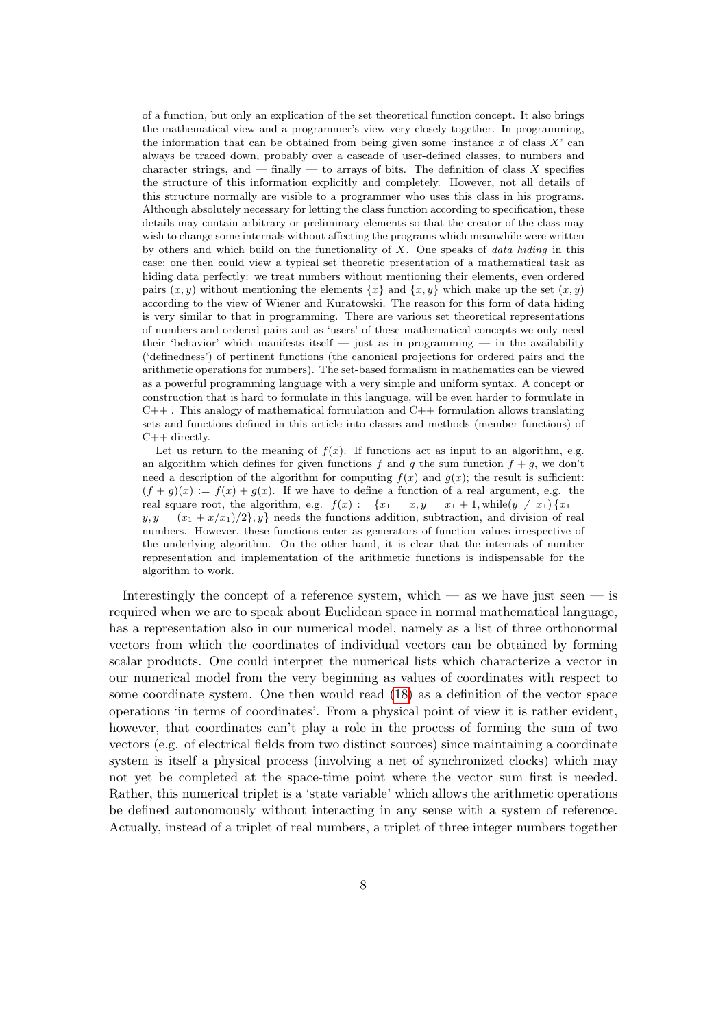of a function, but only an explication of the set theoretical function concept. It also brings the mathematical view and a programmer's view very closely together. In programming, the information that can be obtained from being given some 'instance $x$ of class $X$' can always be traced down, probably over a cascade of user-defined classes, to numbers and character strings, and — finally — to arrays of bits. The definition of class $X$ specifies the structure of this information explicitly and completely. However, not all details of this structure normally are visible to a programmer who uses this class in his programs. Although absolutely necessary for letting the class function according to specification, these details may contain arbitrary or preliminary elements so that the creator of the class may wish to change some internals without affecting the programs which meanwhile were written by others and which build on the functionality of $X$. One speaks of *data hiding* in this case; one then could view a typical set theoretic presentation of a mathematical task as hiding data perfectly: we treat numbers without mentioning their elements, even ordered pairs $(x, y)$ without mentioning the elements $\{x\}$ and $\{x, y\}$ which make up the set $(x, y)$ according to the view of Wiener and Kuratowski. The reason for this form of data hiding is very similar to that in programming. There are various set theoretical representations of numbers and ordered pairs and as 'users' of these mathematical concepts we only need their 'behavior' which manifests itself — just as in programming — in the availability ('definedness') of pertinent functions (the canonical projections for ordered pairs and the arithmetic operations for numbers). The set-based formalism in mathematics can be viewed as a powerful programming language with a very simple and uniform syntax. A concept or construction that is hard to formulate in this language, will be even harder to formulate in C++ . This analogy of mathematical formulation and C++ formulation allows translating sets and functions defined in this article into classes and methods (member functions) of C++ directly.

Let us return to the meaning of $f(x)$. If functions act as input to an algorithm, e.g. an algorithm which defines for given functions $f$ and $g$ the sum function $f + g$, we don't need a description of the algorithm for computing $f(x)$ and $g(x)$; the result is sufficient: $(f + g)(x) := f(x) + g(x)$. If we have to define a function of a real argument, e.g. the real square root, the algorithm, e.g. $f(x) := \{x_1 = x, y = x_1 + 1, \text{while}(y \neq x_1)\,\{x_1 = y, y = (x_1 + x/x_1)/2\}, y\}$ needs the functions addition, subtraction, and division of real numbers. However, these functions enter as generators of function values irrespective of the underlying algorithm. On the other hand, it is clear that the internals of number representation and implementation of the arithmetic functions is indispensable for the algorithm to work.

Interestingly the concept of a reference system, which — as we have just seen — is required when we are to speak about Euclidean space in normal mathematical language, has a representation also in our numerical model, namely as a list of three orthonormal vectors from which the coordinates of individual vectors can be obtained by forming scalar products. One could interpret the numerical lists which characterize a vector in our numerical model from the very beginning as values of coordinates with respect to some coordinate system. One then would read (18) as a definition of the vector space operations 'in terms of coordinates'. From a physical point of view it is rather evident, however, that coordinates can't play a role in the process of forming the sum of two vectors (e.g. of electrical fields from two distinct sources) since maintaining a coordinate system is itself a physical process (involving a net of synchronized clocks) which may not yet be completed at the space-time point where the vector sum first is needed. Rather, this numerical triplet is a 'state variable' which allows the arithmetic operations be defined autonomously without interacting in any sense with a system of reference. Actually, instead of a triplet of real numbers, a triplet of three integer numbers together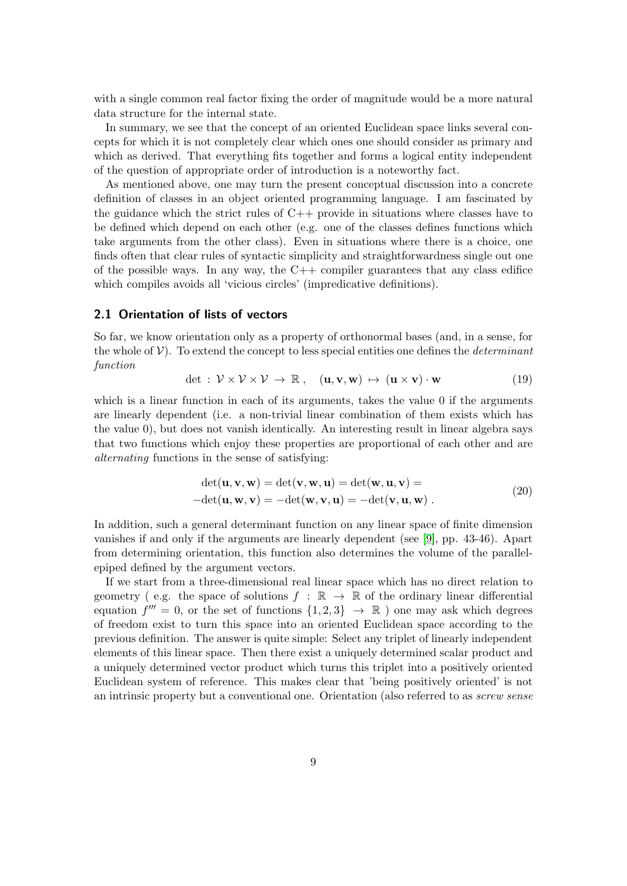with a single common real factor fixing the order of magnitude would be a more natural data structure for the internal state.

In summary, we see that the concept of an oriented Euclidean space links several concepts for which it is not completely clear which ones one should consider as primary and which as derived. That everything fits together and forms a logical entity independent of the question of appropriate order of introduction is a noteworthy fact.

As mentioned above, one may turn the present conceptual discussion into a concrete definition of classes in an object oriented programming language. I am fascinated by the guidance which the strict rules of C++ provide in situations where classes have to be defined which depend on each other (e.g. one of the classes defines functions which take arguments from the other class). Even in situations where there is a choice, one finds often that clear rules of syntactic simplicity and straightforwardness single out one of the possible ways. In any way, the C++ compiler guarantees that any class edifice which compiles avoids all 'vicious circles' (impredicative definitions).

## 2.1 Orientation of lists of vectors

So far, we know orientation only as a property of orthonormal bases (and, in a sense, for the whole of $\mathcal{V}$). To extend the concept to less special entities one defines the *determinant function*

$$\det : \mathcal{V} \times \mathcal{V} \times \mathcal{V} \to \mathbb{R} , \quad (\mathbf{u}, \mathbf{v}, \mathbf{w}) \mapsto (\mathbf{u} \times \mathbf{v}) \cdot \mathbf{w} \tag{19}$$

which is a linear function in each of its arguments, takes the value 0 if the arguments are linearly dependent (i.e. a non-trivial linear combination of them exists which has the value 0), but does not vanish identically. An interesting result in linear algebra says that two functions which enjoy these properties are proportional of each other and are *alternating* functions in the sense of satisfying:

$$\begin{aligned} &\det(\mathbf{u}, \mathbf{v}, \mathbf{w}) = \det(\mathbf{v}, \mathbf{w}, \mathbf{u}) = \det(\mathbf{w}, \mathbf{u}, \mathbf{v}) = \\ &-\det(\mathbf{u}, \mathbf{w}, \mathbf{v}) = -\det(\mathbf{w}, \mathbf{v}, \mathbf{u}) = -\det(\mathbf{v}, \mathbf{u}, \mathbf{w}) \; . \end{aligned} \tag{20}$$

In addition, such a general determinant function on any linear space of finite dimension vanishes if and only if the arguments are linearly dependent (see [9], pp. 43-46). Apart from determining orientation, this function also determines the volume of the parallelepiped defined by the argument vectors.

If we start from a three-dimensional real linear space which has no direct relation to geometry ( e.g. the space of solutions $f : \mathbb{R} \to \mathbb{R}$ of the ordinary linear differential equation $f''' = 0$, or the set of functions $\{1, 2, 3\} \to \mathbb{R}$ ) one may ask which degrees of freedom exist to turn this space into an oriented Euclidean space according to the previous definition. The answer is quite simple: Select any triplet of linearly independent elements of this linear space. Then there exist a uniquely determined scalar product and a uniquely determined vector product which turns this triplet into a positively oriented Euclidean system of reference. This makes clear that 'being positively oriented' is not an intrinsic property but a conventional one. Orientation (also referred to as *screw sense*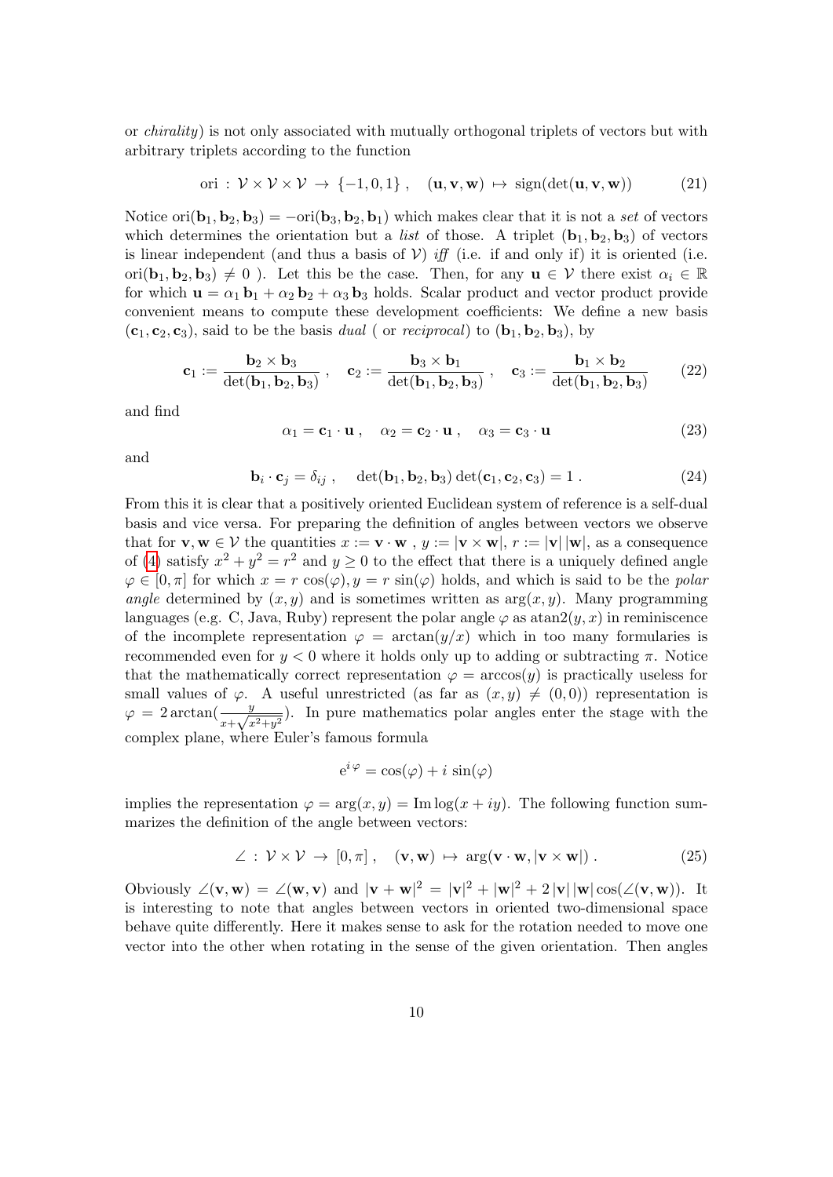or *chirality*) is not only associated with mutually orthogonal triplets of vectors but with arbitrary triplets according to the function

$$\text{ori} : \mathcal{V} \times \mathcal{V} \times \mathcal{V} \to \{-1, 0, 1\}\,, \quad (\mathbf{u}, \mathbf{v}, \mathbf{w}) \mapsto \text{sign}(\det(\mathbf{u}, \mathbf{v}, \mathbf{w})) \tag{21}$$

Notice $\text{ori}(\mathbf{b}_1, \mathbf{b}_2, \mathbf{b}_3) = -\text{ori}(\mathbf{b}_3, \mathbf{b}_2, \mathbf{b}_1)$ which makes clear that it is not a *set* of vectors which determines the orientation but a *list* of those. A triplet $(\mathbf{b}_1, \mathbf{b}_2, \mathbf{b}_3)$ of vectors is linear independent (and thus a basis of $\mathcal{V}$) *iff* (i.e. if and only if) it is oriented (i.e. $\text{ori}(\mathbf{b}_1, \mathbf{b}_2, \mathbf{b}_3) \neq 0$ ). Let this be the case. Then, for any $\mathbf{u} \in \mathcal{V}$ there exist $\alpha_i \in \mathbb{R}$ for which $\mathbf{u} = \alpha_1 \mathbf{b}_1 + \alpha_2 \mathbf{b}_2 + \alpha_3 \mathbf{b}_3$ holds. Scalar product and vector product provide convenient means to compute these development coefficients: We define a new basis $(\mathbf{c}_1, \mathbf{c}_2, \mathbf{c}_3)$, said to be the basis *dual* ( or *reciprocal*) to $(\mathbf{b}_1, \mathbf{b}_2, \mathbf{b}_3)$, by

$$\mathbf{c}_1 := \frac{\mathbf{b}_2 \times \mathbf{b}_3}{\det(\mathbf{b}_1, \mathbf{b}_2, \mathbf{b}_3)}\,, \quad \mathbf{c}_2 := \frac{\mathbf{b}_3 \times \mathbf{b}_1}{\det(\mathbf{b}_1, \mathbf{b}_2, \mathbf{b}_3)}\,, \quad \mathbf{c}_3 := \frac{\mathbf{b}_1 \times \mathbf{b}_2}{\det(\mathbf{b}_1, \mathbf{b}_2, \mathbf{b}_3)} \tag{22}$$

and find

$$\alpha_1 = \mathbf{c}_1 \cdot \mathbf{u}\,, \quad \alpha_2 = \mathbf{c}_2 \cdot \mathbf{u}\,, \quad \alpha_3 = \mathbf{c}_3 \cdot \mathbf{u} \tag{23}$$

and

$$\mathbf{b}_i \cdot \mathbf{c}_j = \delta_{ij}\,, \quad \det(\mathbf{b}_1, \mathbf{b}_2, \mathbf{b}_3)\det(\mathbf{c}_1, \mathbf{c}_2, \mathbf{c}_3) = 1\,. \tag{24}$$

From this it is clear that a positively oriented Euclidean system of reference is a self-dual basis and vice versa. For preparing the definition of angles between vectors we observe that for $\mathbf{v}, \mathbf{w} \in \mathcal{V}$ the quantities $x := \mathbf{v} \cdot \mathbf{w}$ , $y := |\mathbf{v} \times \mathbf{w}|$, $r := |\mathbf{v}|\,|\mathbf{w}|$, as a consequence of (4) satisfy $x^2 + y^2 = r^2$ and $y \geq 0$ to the effect that there is a uniquely defined angle $\varphi \in [0, \pi]$ for which $x = r\,\cos(\varphi), y = r\,\sin(\varphi)$ holds, and which is said to be the *polar angle* determined by $(x, y)$ and is sometimes written as $\arg(x, y)$. Many programming languages (e.g. C, Java, Ruby) represent the polar angle $\varphi$ as $\text{atan2}(y, x)$ in reminiscence of the incomplete representation $\varphi = \arctan(y/x)$ which in too many formularies is recommended even for $y < 0$ where it holds only up to adding or subtracting $\pi$. Notice that the mathematically correct representation $\varphi = \arccos(y)$ is practically useless for small values of $\varphi$. A useful unrestricted (as far as $(x, y) \neq (0, 0)$) representation is $\varphi = 2\arctan(\frac{y}{x+\sqrt{x^2+y^2}})$. In pure mathematics polar angles enter the stage with the complex plane, where Euler's famous formula

$$\mathrm{e}^{i\,\varphi} = \cos(\varphi) + i\,\sin(\varphi)$$

implies the representation $\varphi = \arg(x, y) = \text{Im}\log(x + iy)$. The following function summarizes the definition of the angle between vectors:

$$\angle : \mathcal{V} \times \mathcal{V} \to [0, \pi]\,, \quad (\mathbf{v}, \mathbf{w}) \mapsto \arg(\mathbf{v} \cdot \mathbf{w}, |\mathbf{v} \times \mathbf{w}|)\,. \tag{25}$$

Obviously $\angle(\mathbf{v}, \mathbf{w}) = \angle(\mathbf{w}, \mathbf{v})$ and $|\mathbf{v} + \mathbf{w}|^2 = |\mathbf{v}|^2 + |\mathbf{w}|^2 + 2\,|\mathbf{v}|\,|\mathbf{w}|\cos(\angle(\mathbf{v}, \mathbf{w}))$. It is interesting to note that angles between vectors in oriented two-dimensional space behave quite differently. Here it makes sense to ask for the rotation needed to move one vector into the other when rotating in the sense of the given orientation. Then angles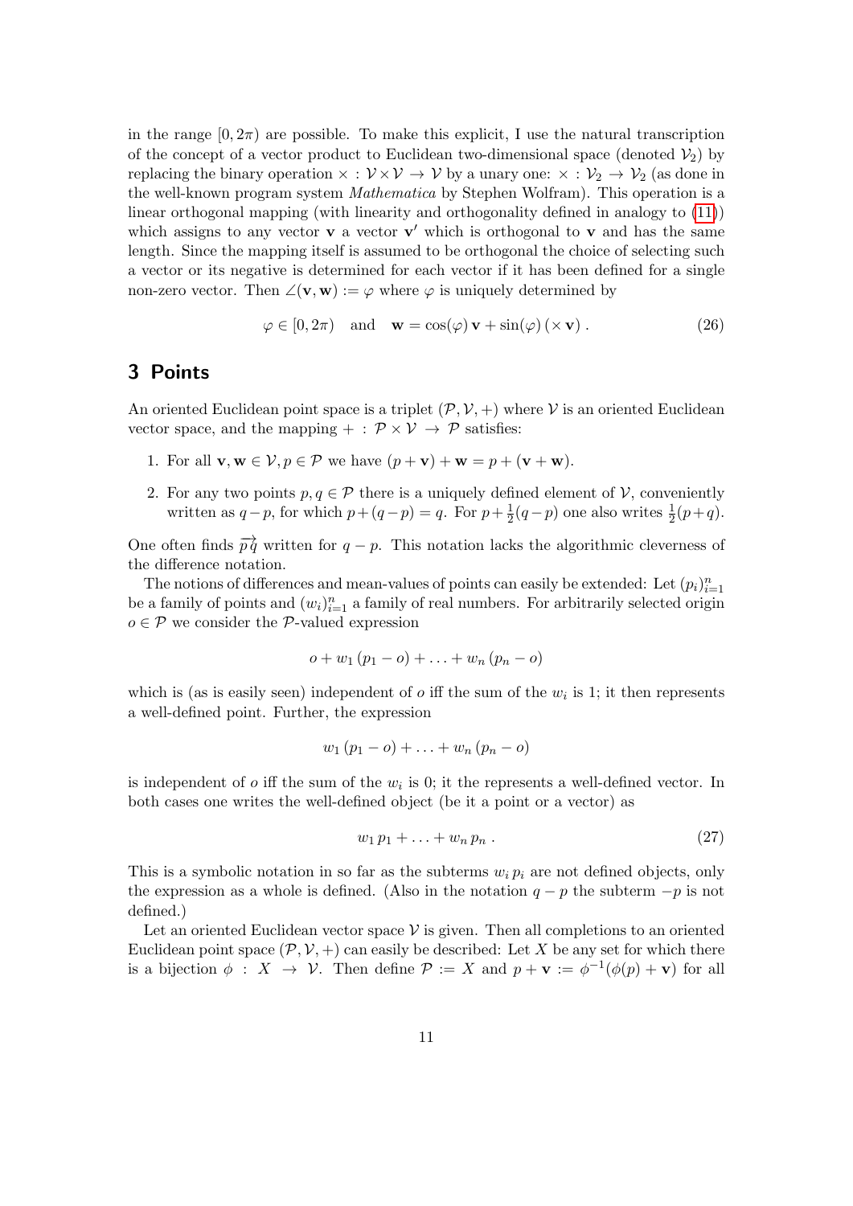in the range $[0, 2\pi)$ are possible. To make this explicit, I use the natural transcription of the concept of a vector product to Euclidean two-dimensional space (denoted $\mathcal{V}_2$) by replacing the binary operation $\times : \mathcal{V} \times \mathcal{V} \to \mathcal{V}$ by a unary one: $\times : \mathcal{V}_2 \to \mathcal{V}_2$ (as done in the well-known program system *Mathematica* by Stephen Wolfram). This operation is a linear orthogonal mapping (with linearity and orthogonality defined in analogy to (11)) which assigns to any vector $\mathbf{v}$ a vector $\mathbf{v}'$ which is orthogonal to $\mathbf{v}$ and has the same length. Since the mapping itself is assumed to be orthogonal the choice of selecting such a vector or its negative is determined for each vector if it has been defined for a single non-zero vector. Then $\angle(\mathbf{v}, \mathbf{w}) := \varphi$ where $\varphi$ is uniquely determined by

$$\varphi \in [0, 2\pi) \quad \text{and} \quad \mathbf{w} = \cos(\varphi)\, \mathbf{v} + \sin(\varphi)\, (\times\, \mathbf{v})\,. \tag{26}$$

## 3 Points

An oriented Euclidean point space is a triplet $(\mathcal{P}, \mathcal{V}, +)$ where $\mathcal{V}$ is an oriented Euclidean vector space, and the mapping $+ : \mathcal{P} \times \mathcal{V} \to \mathcal{P}$ satisfies:

1. For all $\mathbf{v}, \mathbf{w} \in \mathcal{V}, p \in \mathcal{P}$ we have $(p + \mathbf{v}) + \mathbf{w} = p + (\mathbf{v} + \mathbf{w})$.
2. For any two points $p, q \in \mathcal{P}$ there is a uniquely defined element of $\mathcal{V}$, conveniently written as $q - p$, for which $p + (q - p) = q$. For $p + \frac{1}{2}(q - p)$ one also writes $\frac{1}{2}(p + q)$.

One often finds $\overrightarrow{pq}$ written for $q - p$. This notation lacks the algorithmic cleverness of the difference notation.

The notions of differences and mean-values of points can easily be extended: Let $(p_i)_{i=1}^n$ be a family of points and $(w_i)_{i=1}^n$ a family of real numbers. For arbitrarily selected origin $o \in \mathcal{P}$ we consider the $\mathcal{P}$-valued expression

$$o + w_1\,(p_1 - o) + \ldots + w_n\,(p_n - o)$$

which is (as is easily seen) independent of $o$ iff the sum of the $w_i$ is 1; it then represents a well-defined point. Further, the expression

$$w_1\,(p_1 - o) + \ldots + w_n\,(p_n - o)$$

is independent of $o$ iff the sum of the $w_i$ is 0; it the represents a well-defined vector. In both cases one writes the well-defined object (be it a point or a vector) as

$$w_1\,p_1 + \ldots + w_n\,p_n\,. \tag{27}$$

This is a symbolic notation in so far as the subterms $w_i\,p_i$ are not defined objects, only the expression as a whole is defined. (Also in the notation $q - p$ the subterm $-p$ is not defined.)

Let an oriented Euclidean vector space $\mathcal{V}$ is given. Then all completions to an oriented Euclidean point space $(\mathcal{P}, \mathcal{V}, +)$ can easily be described: Let $X$ be any set for which there is a bijection $\phi : X \to \mathcal{V}$. Then define $\mathcal{P} := X$ and $p + \mathbf{v} := \phi^{-1}(\phi(p) + \mathbf{v})$ for all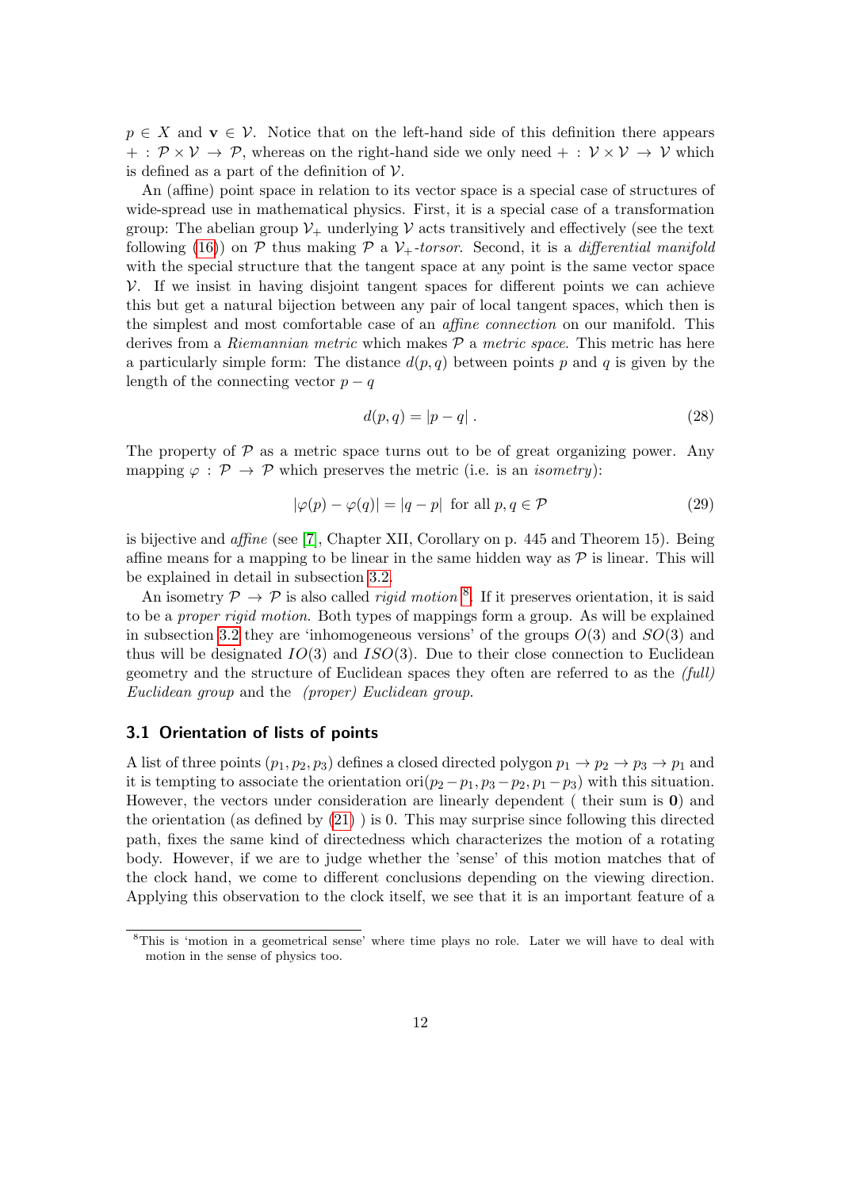$p \in X$ and $\mathbf{v} \in \mathcal{V}$. Notice that on the left-hand side of this definition there appears $+ : \mathcal{P} \times \mathcal{V} \to \mathcal{P}$, whereas on the right-hand side we only need $+ : \mathcal{V} \times \mathcal{V} \to \mathcal{V}$ which is defined as a part of the definition of $\mathcal{V}$.

An (affine) point space in relation to its vector space is a special case of structures of wide-spread use in mathematical physics. First, it is a special case of a transformation group: The abelian group $\mathcal{V}_+$ underlying $\mathcal{V}$ acts transitively and effectively (see the text following (16)) on $\mathcal{P}$ thus making $\mathcal{P}$ a $\mathcal{V}_+$*-torsor*. Second, it is a *differential manifold* with the special structure that the tangent space at any point is the same vector space $\mathcal{V}$. If we insist in having disjoint tangent spaces for different points we can achieve this but get a natural bijection between any pair of local tangent spaces, which then is the simplest and most comfortable case of an *affine connection* on our manifold. This derives from a *Riemannian metric* which makes $\mathcal{P}$ a *metric space*. This metric has here a particularly simple form: The distance $d(p, q)$ between points $p$ and $q$ is given by the length of the connecting vector $p - q$

$$d(p, q) = |p - q| \,. \tag{28}$$

The property of $\mathcal{P}$ as a metric space turns out to be of great organizing power. Any mapping $\varphi : \mathcal{P} \to \mathcal{P}$ which preserves the metric (i.e. is an *isometry*):

$$|\varphi(p) - \varphi(q)| = |q - p| \text{ for all } p, q \in \mathcal{P} \tag{29}$$

is bijective and *affine* (see [7], Chapter XII, Corollary on p. 445 and Theorem 15). Being affine means for a mapping to be linear in the same hidden way as $\mathcal{P}$ is linear. This will be explained in detail in subsection 3.2.

An isometry $\mathcal{P} \to \mathcal{P}$ is also called *rigid motion* [8]. If it preserves orientation, it is said to be a *proper rigid motion*. Both types of mappings form a group. As will be explained in subsection 3.2 they are 'inhomogeneous versions' of the groups $O(3)$ and $SO(3)$ and thus will be designated $IO(3)$ and $ISO(3)$. Due to their close connection to Euclidean geometry and the structure of Euclidean spaces they often are referred to as the *(full) Euclidean group* and the *(proper) Euclidean group*.

### 3.1 Orientation of lists of points

A list of three points $(p_1, p_2, p_3)$ defines a closed directed polygon $p_1 \to p_2 \to p_3 \to p_1$ and it is tempting to associate the orientation $\text{ori}(p_2 - p_1, p_3 - p_2, p_1 - p_3)$ with this situation. However, the vectors under consideration are linearly dependent ( their sum is $\mathbf{0}$) and the orientation (as defined by (21) ) is 0. This may surprise since following this directed path, fixes the same kind of directedness which characterizes the motion of a rotating body. However, if we are to judge whether the 'sense' of this motion matches that of the clock hand, we come to different conclusions depending on the viewing direction. Applying this observation to the clock itself, we see that it is an important feature of a

[8] This is 'motion in a geometrical sense' where time plays no role. Later we will have to deal with motion in the sense of physics too.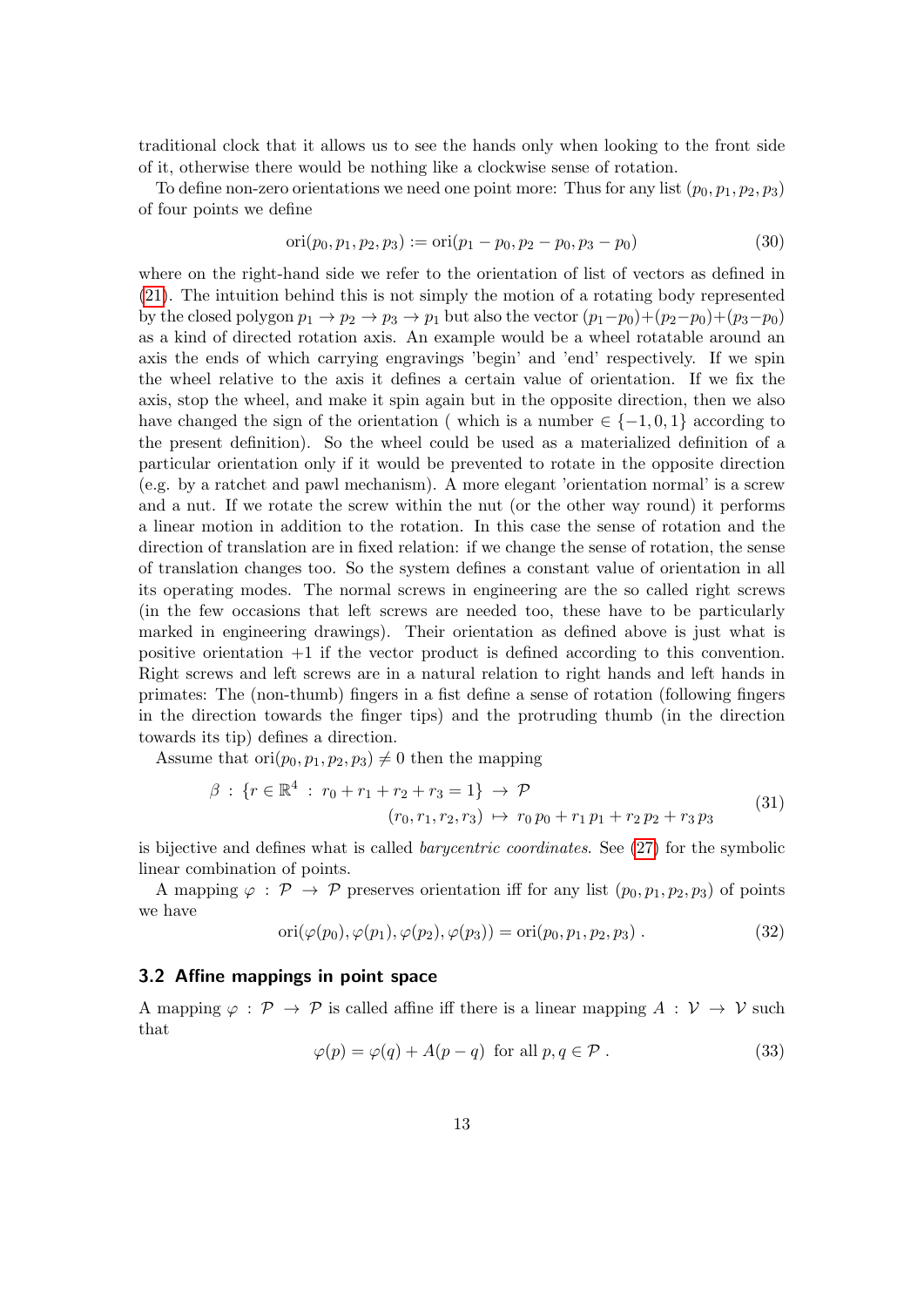traditional clock that it allows us to see the hands only when looking to the front side of it, otherwise there would be nothing like a clockwise sense of rotation.

To define non-zero orientations we need one point more: Thus for any list $(p_0, p_1, p_2, p_3)$ of four points we define

$$\mathrm{ori}(p_0, p_1, p_2, p_3) := \mathrm{ori}(p_1 - p_0, p_2 - p_0, p_3 - p_0) \tag{30}$$

where on the right-hand side we refer to the orientation of list of vectors as defined in (21). The intuition behind this is not simply the motion of a rotating body represented by the closed polygon $p_1 \to p_2 \to p_3 \to p_1$ but also the vector $(p_1 - p_0) + (p_2 - p_0) + (p_3 - p_0)$ as a kind of directed rotation axis. An example would be a wheel rotatable around an axis the ends of which carrying engravings 'begin' and 'end' respectively. If we spin the wheel relative to the axis it defines a certain value of orientation. If we fix the axis, stop the wheel, and make it spin again but in the opposite direction, then we also have changed the sign of the orientation ( which is a number $\in \{-1, 0, 1\}$ according to the present definition). So the wheel could be used as a materialized definition of a particular orientation only if it would be prevented to rotate in the opposite direction (e.g. by a ratchet and pawl mechanism). A more elegant 'orientation normal' is a screw and a nut. If we rotate the screw within the nut (or the other way round) it performs a linear motion in addition to the rotation. In this case the sense of rotation and the direction of translation are in fixed relation: if we change the sense of rotation, the sense of translation changes too. So the system defines a constant value of orientation in all its operating modes. The normal screws in engineering are the so called right screws (in the few occasions that left screws are needed too, these have to be particularly marked in engineering drawings). Their orientation as defined above is just what is positive orientation +1 if the vector product is defined according to this convention. Right screws and left screws are in a natural relation to right hands and left hands in primates: The (non-thumb) fingers in a fist define a sense of rotation (following fingers in the direction towards the finger tips) and the protruding thumb (in the direction towards its tip) defines a direction.

Assume that $\mathrm{ori}(p_0, p_1, p_2, p_3) \neq 0$ then the mapping

$$\begin{aligned} \beta \,:\, \{r \in \mathbb{R}^4 \,:\, r_0 + r_1 + r_2 + r_3 = 1\} \,&\to\, \mathcal{P} \\ (r_0, r_1, r_2, r_3) \,&\mapsto\, r_0\, p_0 + r_1\, p_1 + r_2\, p_2 + r_3\, p_3 \end{aligned} \tag{31}$$

is bijective and defines what is called *barycentric coordinates*. See (27) for the symbolic linear combination of points.

A mapping $\varphi \,:\, \mathcal{P} \to \mathcal{P}$ preserves orientation iff for any list $(p_0, p_1, p_2, p_3)$ of points we have

$$\mathrm{ori}(\varphi(p_0), \varphi(p_1), \varphi(p_2), \varphi(p_3)) = \mathrm{ori}(p_0, p_1, p_2, p_3)\;. \tag{32}$$

## 3.2 Affine mappings in point space

A mapping $\varphi \,:\, \mathcal{P} \to \mathcal{P}$ is called affine iff there is a linear mapping $A \,:\, \mathcal{V} \to \mathcal{V}$ such that

$$\varphi(p) = \varphi(q) + A(p - q) \;\text{ for all } p, q \in \mathcal{P}\;. \tag{33}$$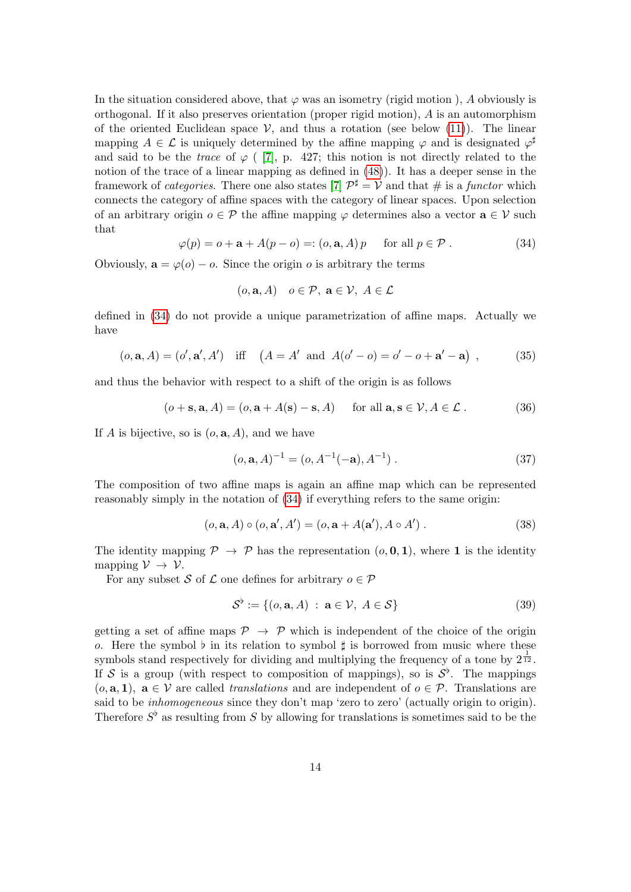In the situation considered above, that $\varphi$ was an isometry (rigid motion ), $A$ obviously is orthogonal. If it also preserves orientation (proper rigid motion), $A$ is an automorphism of the oriented Euclidean space $\mathcal{V}$, and thus a rotation (see below (11)). The linear mapping $A \in \mathcal{L}$ is uniquely determined by the affine mapping $\varphi$ and is designated $\varphi^\sharp$ and said to be the *trace* of $\varphi$ ( [7], p. 427; this notion is not directly related to the notion of the trace of a linear mapping as defined in (48)). It has a deeper sense in the framework of *categories*. There one also states [7] $\mathcal{P}^\sharp = \mathcal{V}$ and that $\#$ is a *functor* which connects the category of affine spaces with the category of linear spaces. Upon selection of an arbitrary origin $o \in \mathcal{P}$ the affine mapping $\varphi$ determines also a vector $\mathbf{a} \in \mathcal{V}$ such that

$$\varphi(p) = o + \mathbf{a} + A(p - o) =: (o, \mathbf{a}, A)\, p \qquad \text{for all } p \in \mathcal{P}\ . \tag{34}$$

Obviously, $\mathbf{a} = \varphi(o) - o$. Since the origin $o$ is arbitrary the terms

$$(o, \mathbf{a}, A) \quad o \in \mathcal{P},\ \mathbf{a} \in \mathcal{V},\ A \in \mathcal{L}$$

defined in (34) do not provide a unique parametrization of affine maps. Actually we have

$$(o, \mathbf{a}, A) = (o', \mathbf{a}', A') \quad \text{iff} \quad \big(A = A' \ \text{ and } \ A(o' - o) = o' - o + \mathbf{a}' - \mathbf{a}\big)\ , \tag{35}$$

and thus the behavior with respect to a shift of the origin is as follows

$$(o + \mathbf{s}, \mathbf{a}, A) = (o, \mathbf{a} + A(\mathbf{s}) - \mathbf{s}, A) \qquad \text{for all } \mathbf{a}, \mathbf{s} \in \mathcal{V}, A \in \mathcal{L}\ . \tag{36}$$

If $A$ is bijective, so is $(o, \mathbf{a}, A)$, and we have

$$(o, \mathbf{a}, A)^{-1} = (o, A^{-1}(-\mathbf{a}), A^{-1})\ . \tag{37}$$

The composition of two affine maps is again an affine map which can be represented reasonably simply in the notation of (34) if everything refers to the same origin:

$$(o, \mathbf{a}, A) \circ (o, \mathbf{a}', A') = (o, \mathbf{a} + A(\mathbf{a}'), A \circ A')\ . \tag{38}$$

The identity mapping $\mathcal{P} \to \mathcal{P}$ has the representation $(o, \mathbf{0}, \mathbf{1})$, where $\mathbf{1}$ is the identity mapping $\mathcal{V} \to \mathcal{V}$.

For any subset $\mathcal{S}$ of $\mathcal{L}$ one defines for arbitrary $o \in \mathcal{P}$

$$\mathcal{S}^\flat := \{(o, \mathbf{a}, A)\ :\ \mathbf{a} \in \mathcal{V},\ A \in \mathcal{S}\} \tag{39}$$

getting a set of affine maps $\mathcal{P} \to \mathcal{P}$ which is independent of the choice of the origin $o$. Here the symbol $\flat$ in its relation to symbol $\sharp$ is borrowed from music where these symbols stand respectively for dividing and multiplying the frequency of a tone by $2^{\frac{1}{12}}$. If $\mathcal{S}$ is a group (with respect to composition of mappings), so is $\mathcal{S}^\flat$. The mappings $(o, \mathbf{a}, \mathbf{1})$, $\mathbf{a} \in \mathcal{V}$ are called *translations* and are independent of $o \in \mathcal{P}$. Translations are said to be *inhomogeneous* since they don't map 'zero to zero' (actually origin to origin). Therefore $S^\flat$ as resulting from $S$ by allowing for translations is sometimes said to be the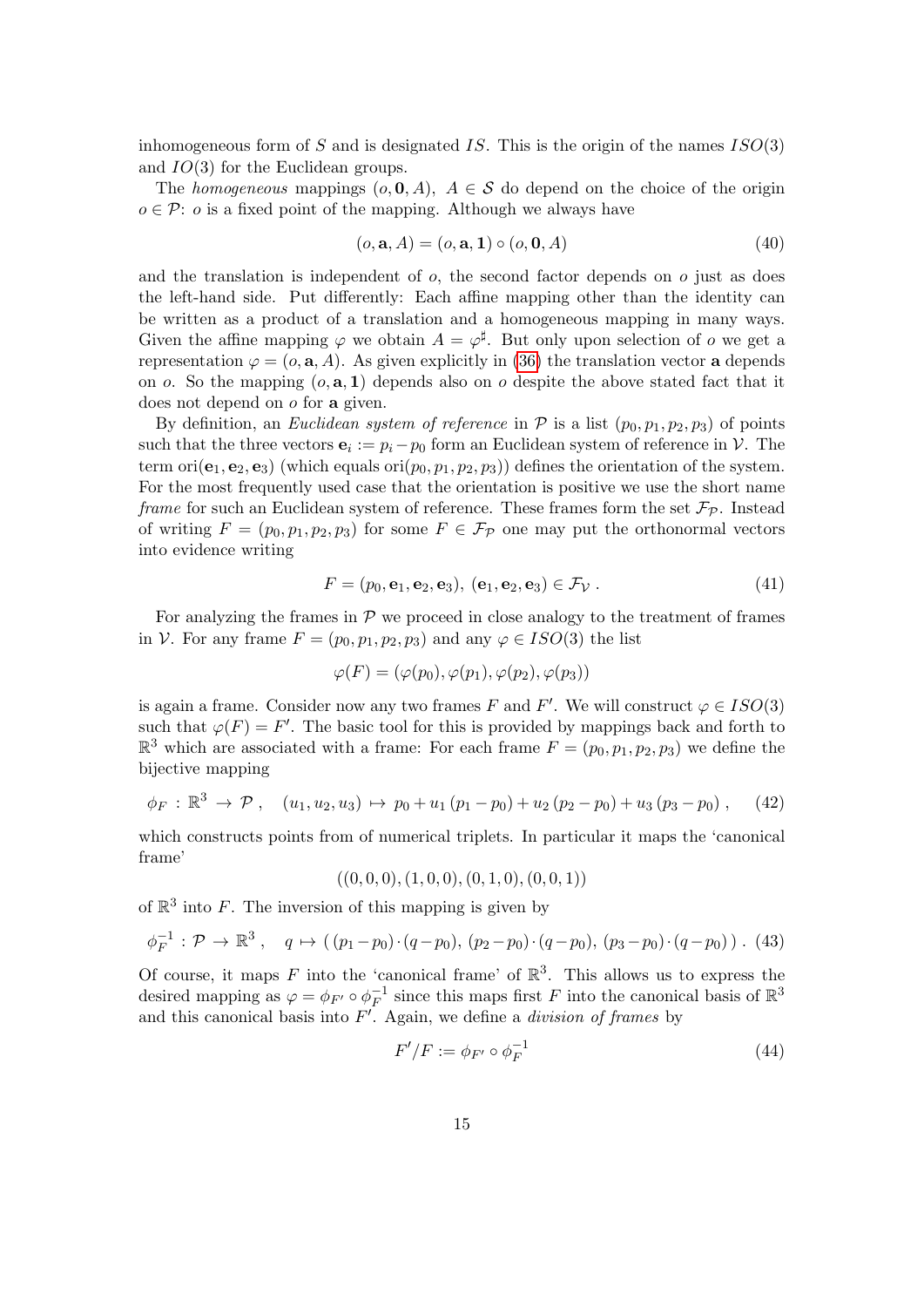inhomogeneous form of $S$ and is designated $IS$. This is the origin of the names $ISO(3)$ and $IO(3)$ for the Euclidean groups.

The *homogeneous* mappings $(o, \mathbf{0}, A)$, $A \in \mathcal{S}$ do depend on the choice of the origin $o \in \mathcal{P}$: $o$ is a fixed point of the mapping. Although we always have

$$(o, \mathbf{a}, A) = (o, \mathbf{a}, \mathbf{1}) \circ (o, \mathbf{0}, A) \tag{40}$$

and the translation is independent of $o$, the second factor depends on $o$ just as does the left-hand side. Put differently: Each affine mapping other than the identity can be written as a product of a translation and a homogeneous mapping in many ways. Given the affine mapping $\varphi$ we obtain $A = \varphi^\sharp$. But only upon selection of $o$ we get a representation $\varphi = (o, \mathbf{a}, A)$. As given explicitly in (36) the translation vector $\mathbf{a}$ depends on $o$. So the mapping $(o, \mathbf{a}, \mathbf{1})$ depends also on $o$ despite the above stated fact that it does not depend on $o$ for $\mathbf{a}$ given.

By definition, an *Euclidean system of reference* in $\mathcal{P}$ is a list $(p_0, p_1, p_2, p_3)$ of points such that the three vectors $\mathbf{e}_i := p_i - p_0$ form an Euclidean system of reference in $\mathcal{V}$. The term $\mathrm{ori}(\mathbf{e}_1, \mathbf{e}_2, \mathbf{e}_3)$ (which equals $\mathrm{ori}(p_0, p_1, p_2, p_3)$) defines the orientation of the system. For the most frequently used case that the orientation is positive we use the short name *frame* for such an Euclidean system of reference. These frames form the set $\mathcal{F}_\mathcal{P}$. Instead of writing $F = (p_0, p_1, p_2, p_3)$ for some $F \in \mathcal{F}_\mathcal{P}$ one may put the orthonormal vectors into evidence writing

$$F = (p_0, \mathbf{e}_1, \mathbf{e}_2, \mathbf{e}_3),\ (\mathbf{e}_1, \mathbf{e}_2, \mathbf{e}_3) \in \mathcal{F}_\mathcal{V}\ . \tag{41}$$

For analyzing the frames in $\mathcal{P}$ we proceed in close analogy to the treatment of frames in $\mathcal{V}$. For any frame $F = (p_0, p_1, p_2, p_3)$ and any $\varphi \in ISO(3)$ the list

$$\varphi(F) = (\varphi(p_0), \varphi(p_1), \varphi(p_2), \varphi(p_3))$$

is again a frame. Consider now any two frames $F$ and $F'$. We will construct $\varphi \in ISO(3)$ such that $\varphi(F) = F'$. The basic tool for this is provided by mappings back and forth to $\mathbb{R}^3$ which are associated with a frame: For each frame $F = (p_0, p_1, p_2, p_3)$ we define the bijective mapping

$$\phi_F\ :\ \mathbb{R}^3 \to \mathcal{P}\ , \quad (u_1, u_2, u_3) \mapsto p_0 + u_1\,(p_1 - p_0) + u_2\,(p_2 - p_0) + u_3\,(p_3 - p_0)\ , \tag{42}$$

which constructs points from of numerical triplets. In particular it maps the 'canonical frame'

$$((0,0,0), (1,0,0), (0,1,0), (0,0,1))$$

of $\mathbb{R}^3$ into $F$. The inversion of this mapping is given by

$$\phi_F^{-1}\ :\ \mathcal{P} \to \mathbb{R}^3\ , \quad q \mapsto (\,(p_1 - p_0)\cdot(q - p_0),\ (p_2 - p_0)\cdot(q - p_0),\ (p_3 - p_0)\cdot(q - p_0)\,)\ . \tag{43}$$

Of course, it maps $F$ into the 'canonical frame' of $\mathbb{R}^3$. This allows us to express the desired mapping as $\varphi = \phi_{F'} \circ \phi_F^{-1}$ since this maps first $F$ into the canonical basis of $\mathbb{R}^3$ and this canonical basis into $F'$. Again, we define a *division of frames* by

$$F'/F := \phi_{F'} \circ \phi_F^{-1} \tag{44}$$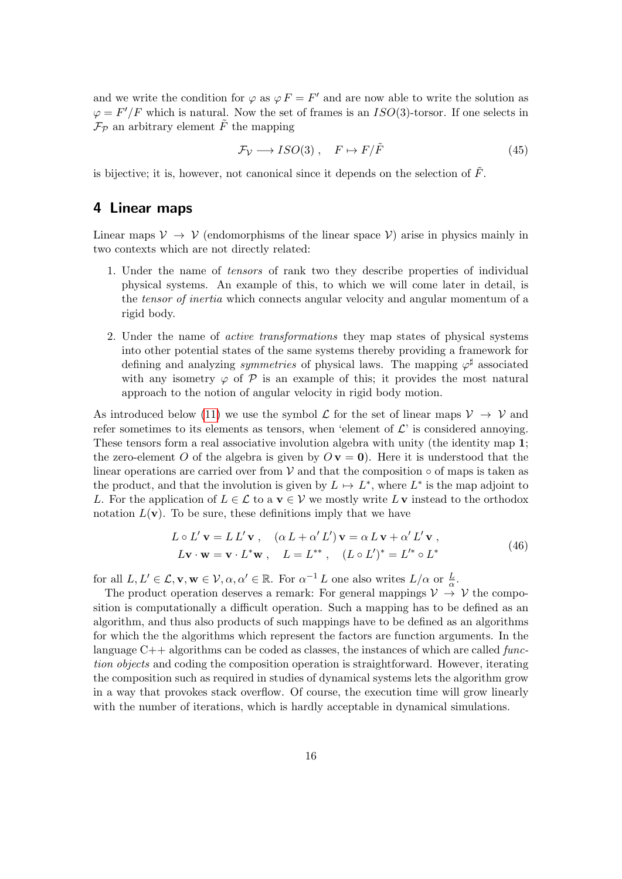and we write the condition for $\varphi$ as $\varphi\, F = F'$ and are now able to write the solution as $\varphi = F'/F$ which is natural. Now the set of frames is an $ISO(3)$-torsor. If one selects in $\mathcal{F}_\mathcal{P}$ an arbitrary element $\tilde{F}$ the mapping

$$\mathcal{F}_\mathcal{V} \longrightarrow ISO(3)\ , \quad F \mapsto F/\tilde{F} \tag{45}$$

is bijective; it is, however, not canonical since it depends on the selection of $\tilde{F}$.

## 4 Linear maps

Linear maps $\mathcal{V} \to \mathcal{V}$ (endomorphisms of the linear space $\mathcal{V}$) arise in physics mainly in two contexts which are not directly related:

1. Under the name of *tensors* of rank two they describe properties of individual physical systems. An example of this, to which we will come later in detail, is the *tensor of inertia* which connects angular velocity and angular momentum of a rigid body.
2. Under the name of *active transformations* they map states of physical systems into other potential states of the same systems thereby providing a framework for defining and analyzing *symmetries* of physical laws. The mapping $\varphi^\sharp$ associated with any isometry $\varphi$ of $\mathcal{P}$ is an example of this; it provides the most natural approach to the notion of angular velocity in rigid body motion.

As introduced below (11) we use the symbol $\mathcal{L}$ for the set of linear maps $\mathcal{V} \to \mathcal{V}$ and refer sometimes to its elements as tensors, when 'element of $\mathcal{L}$' is considered annoying. These tensors form a real associative involution algebra with unity (the identity map $\mathbf{1}$; the zero-element $O$ of the algebra is given by $O\,\mathbf{v} = \mathbf{0}$). Here it is understood that the linear operations are carried over from $\mathcal{V}$ and that the composition $\circ$ of maps is taken as the product, and that the involution is given by $L \mapsto L^*$, where $L^*$ is the map adjoint to $L$. For the application of $L \in \mathcal{L}$ to a $\mathbf{v} \in \mathcal{V}$ we mostly write $L\,\mathbf{v}$ instead to the orthodox notation $L(\mathbf{v})$. To be sure, these definitions imply that we have

$$\begin{aligned} L \circ L'\,\mathbf{v} = L\,L'\,\mathbf{v}\ , \quad (\alpha\, L + \alpha'\, L')\,\mathbf{v} = \alpha\, L\,\mathbf{v} + \alpha'\, L'\,\mathbf{v}\ , \\ L\mathbf{v}\cdot\mathbf{w} = \mathbf{v}\cdot L^*\mathbf{w}\ , \quad L = L^{**}\ , \quad (L \circ L')^* = L'^* \circ L^* \end{aligned} \tag{46}$$

for all $L, L' \in \mathcal{L}, \mathbf{v}, \mathbf{w} \in \mathcal{V}, \alpha, \alpha' \in \mathbb{R}$. For $\alpha^{-1}\,L$ one also writes $L/\alpha$ or $\frac{L}{\alpha}$.

The product operation deserves a remark: For general mappings $\mathcal{V} \to \mathcal{V}$ the composition is computationally a difficult operation. Such a mapping has to be defined as an algorithm, and thus also products of such mappings have to be defined as an algorithms for which the the algorithms which represent the factors are function arguments. In the language C++ algorithms can be coded as classes, the instances of which are called *function objects* and coding the composition operation is straightforward. However, iterating the composition such as required in studies of dynamical systems lets the algorithm grow in a way that provokes stack overflow. Of course, the execution time will grow linearly with the number of iterations, which is hardly acceptable in dynamical simulations.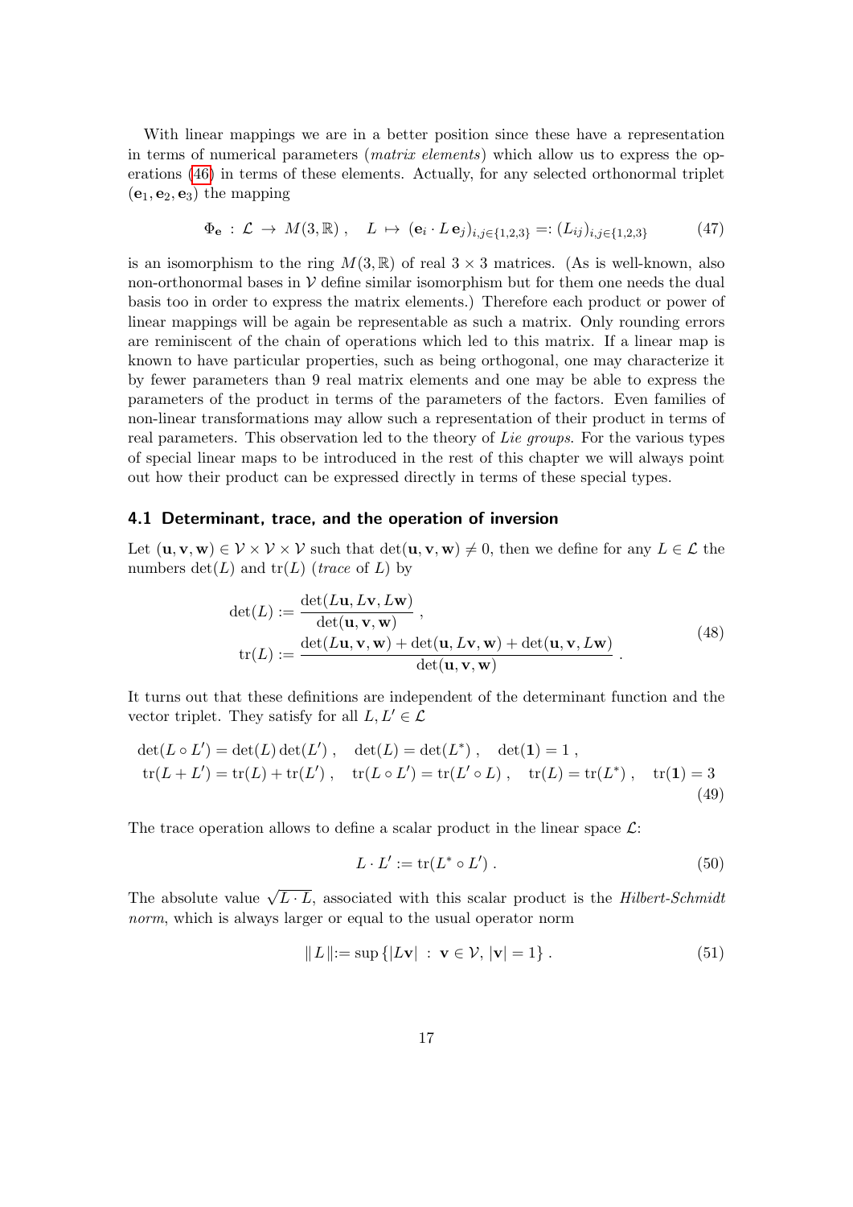With linear mappings we are in a better position since these have a representation in terms of numerical parameters (*matrix elements*) which allow us to express the operations (46) in terms of these elements. Actually, for any selected orthonormal triplet $(\mathbf{e}_1, \mathbf{e}_2, \mathbf{e}_3)$ the mapping

$$\Phi_{\mathbf{e}} \,:\, \mathcal{L} \,\to\, M(3,\mathbb{R}) \,, \quad L \,\mapsto\, (\mathbf{e}_i \cdot L\,\mathbf{e}_j)_{i,j\in\{1,2,3\}} =: (L_{ij})_{i,j\in\{1,2,3\}} \tag{47}$$

is an isomorphism to the ring $M(3,\mathbb{R})$ of real $3\times 3$ matrices. (As is well-known, also non-orthonormal bases in $\mathcal{V}$ define similar isomorphism but for them one needs the dual basis too in order to express the matrix elements.) Therefore each product or power of linear mappings will be again be representable as such a matrix. Only rounding errors are reminiscent of the chain of operations which led to this matrix. If a linear map is known to have particular properties, such as being orthogonal, one may characterize it by fewer parameters than 9 real matrix elements and one may be able to express the parameters of the product in terms of the parameters of the factors. Even families of non-linear transformations may allow such a representation of their product in terms of real parameters. This observation led to the theory of *Lie groups*. For the various types of special linear maps to be introduced in the rest of this chapter we will always point out how their product can be expressed directly in terms of these special types.

### 4.1 Determinant, trace, and the operation of inversion

Let $(\mathbf{u},\mathbf{v},\mathbf{w}) \in \mathcal{V}\times\mathcal{V}\times\mathcal{V}$ such that $\det(\mathbf{u},\mathbf{v},\mathbf{w}) \neq 0$, then we define for any $L \in \mathcal{L}$ the numbers $\det(L)$ and $\mathrm{tr}(L)$ (*trace* of $L$) by

$$\begin{aligned}
\det(L) &:= \frac{\det(L\mathbf{u}, L\mathbf{v}, L\mathbf{w})}{\det(\mathbf{u},\mathbf{v},\mathbf{w})}\,,\\
\mathrm{tr}(L) &:= \frac{\det(L\mathbf{u},\mathbf{v},\mathbf{w}) + \det(\mathbf{u},L\mathbf{v},\mathbf{w}) + \det(\mathbf{u},\mathbf{v},L\mathbf{w})}{\det(\mathbf{u},\mathbf{v},\mathbf{w})}\,.
\end{aligned} \tag{48}$$

It turns out that these definitions are independent of the determinant function and the vector triplet. They satisfy for all $L, L' \in \mathcal{L}$

$$\begin{aligned}
&\det(L\circ L') = \det(L)\det(L')\,, \quad \det(L) = \det(L^*)\,, \quad \det(\mathbf{1}) = 1\,,\\
&\mathrm{tr}(L + L') = \mathrm{tr}(L) + \mathrm{tr}(L')\,, \quad \mathrm{tr}(L\circ L') = \mathrm{tr}(L'\circ L)\,, \quad \mathrm{tr}(L) = \mathrm{tr}(L^*)\,, \quad \mathrm{tr}(\mathbf{1}) = 3
\end{aligned} \tag{49}$$

The trace operation allows to define a scalar product in the linear space $\mathcal{L}$:

$$L\cdot L' := \mathrm{tr}(L^*\circ L')\,. \tag{50}$$

The absolute value $\sqrt{L\cdot L}$, associated with this scalar product is the *Hilbert-Schmidt norm*, which is always larger or equal to the usual operator norm

$$\|\,L\,\| := \sup\left\{|L\mathbf{v}| \;:\; \mathbf{v}\in\mathcal{V},\, |\mathbf{v}| = 1\right\}. \tag{51}$$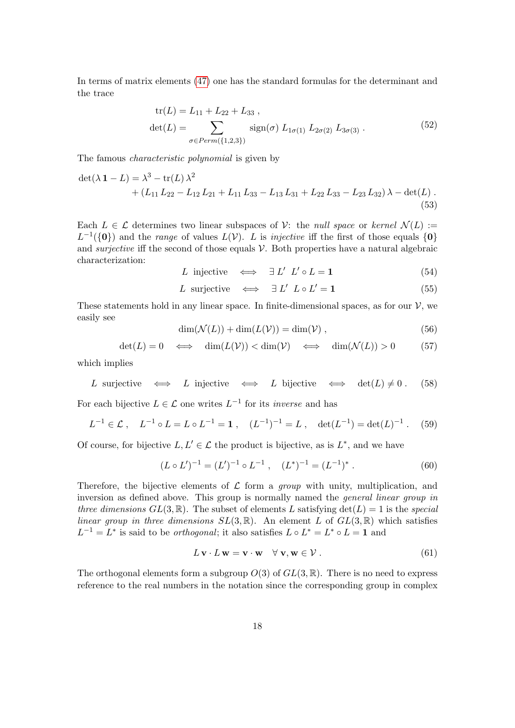In terms of matrix elements (47) one has the standard formulas for the determinant and the trace

$$
\begin{aligned}
\mathrm{tr}(L) &= L_{11} + L_{22} + L_{33} \, , \\
\det(L) &= \sum_{\sigma \in Perm(\{1,2,3\})} \mathrm{sign}(\sigma) \; L_{1\sigma(1)} \, L_{2\sigma(2)} \, L_{3\sigma(3)} \, .
\end{aligned}
\tag{52}
$$

The famous *characteristic polynomial* is given by

$$
\begin{aligned}
\det(\lambda \, \mathbf{1} - L) = \lambda^3 &- \mathrm{tr}(L) \, \lambda^2 \\
&+ (L_{11} \, L_{22} - L_{12} \, L_{21} + L_{11} \, L_{33} - L_{13} \, L_{31} + L_{22} \, L_{33} - L_{23} \, L_{32}) \, \lambda - \det(L) \, .
\end{aligned}
\tag{53}
$$

Each $L \in \mathcal{L}$ determines two linear subspaces of $\mathcal{V}$: the *null space* or *kernel* $\mathcal{N}(L) := L^{-1}(\{\mathbf{0}\})$ and the *range* of values $L(\mathcal{V})$. $L$ is *injective* iff the first of those equals $\{\mathbf{0}\}$ and *surjective* iff the second of those equals $\mathcal{V}$. Both properties have a natural algebraic characterization:

$$
L \ \text{injective} \quad \Longleftrightarrow \quad \exists \, L' \ \ L' \circ L = \mathbf{1} \tag{54}
$$

$$
L \ \text{surjective} \quad \Longleftrightarrow \quad \exists \, L' \ \ L \circ L' = \mathbf{1} \tag{55}
$$

These statements hold in any linear space. In finite-dimensional spaces, as for our $\mathcal{V}$, we easily see

$$
\dim(\mathcal{N}(L)) + \dim(L(\mathcal{V})) = \dim(\mathcal{V}) \, , \tag{56}
$$

$$
\det(L) = 0 \quad \Longleftrightarrow \quad \dim(L(\mathcal{V})) < \dim(\mathcal{V}) \quad \Longleftrightarrow \quad \dim(\mathcal{N}(L)) > 0 \tag{57}
$$

which implies

$$
L \ \text{surjective} \quad \Longleftrightarrow \quad L \ \text{injective} \quad \Longleftrightarrow \quad L \ \text{bijective} \quad \Longleftrightarrow \quad \det(L) \neq 0 \, . \tag{58}
$$

For each bijective $L \in \mathcal{L}$ one writes $L^{-1}$ for its *inverse* and has

$$
L^{-1} \in \mathcal{L} \, , \quad L^{-1} \circ L = L \circ L^{-1} = \mathbf{1} \, , \quad (L^{-1})^{-1} = L \, , \quad \det(L^{-1}) = \det(L)^{-1} \, . \tag{59}
$$

Of course, for bijective $L, L' \in \mathcal{L}$ the product is bijective, as is $L^*$, and we have

$$
(L \circ L')^{-1} = (L')^{-1} \circ L^{-1} \, , \quad (L^*)^{-1} = (L^{-1})^* \, . \tag{60}
$$

Therefore, the bijective elements of $\mathcal{L}$ form a *group* with unity, multiplication, and inversion as defined above. This group is normally named the *general linear group in three dimensions* $GL(3, \mathbb{R})$. The subset of elements $L$ satisfying $\det(L) = 1$ is the *special linear group in three dimensions* $SL(3, \mathbb{R})$. An element $L$ of $GL(3, \mathbb{R})$ which satisfies $L^{-1} = L^*$ is said to be *orthogonal*; it also satisfies $L \circ L^* = L^* \circ L = \mathbf{1}$ and

$$
L \, \mathbf{v} \cdot L \, \mathbf{w} = \mathbf{v} \cdot \mathbf{w} \quad \forall \, \mathbf{v}, \mathbf{w} \in \mathcal{V} \, . \tag{61}
$$

The orthogonal elements form a subgroup $O(3)$ of $GL(3, \mathbb{R})$. There is no need to express reference to the real numbers in the notation since the corresponding group in complex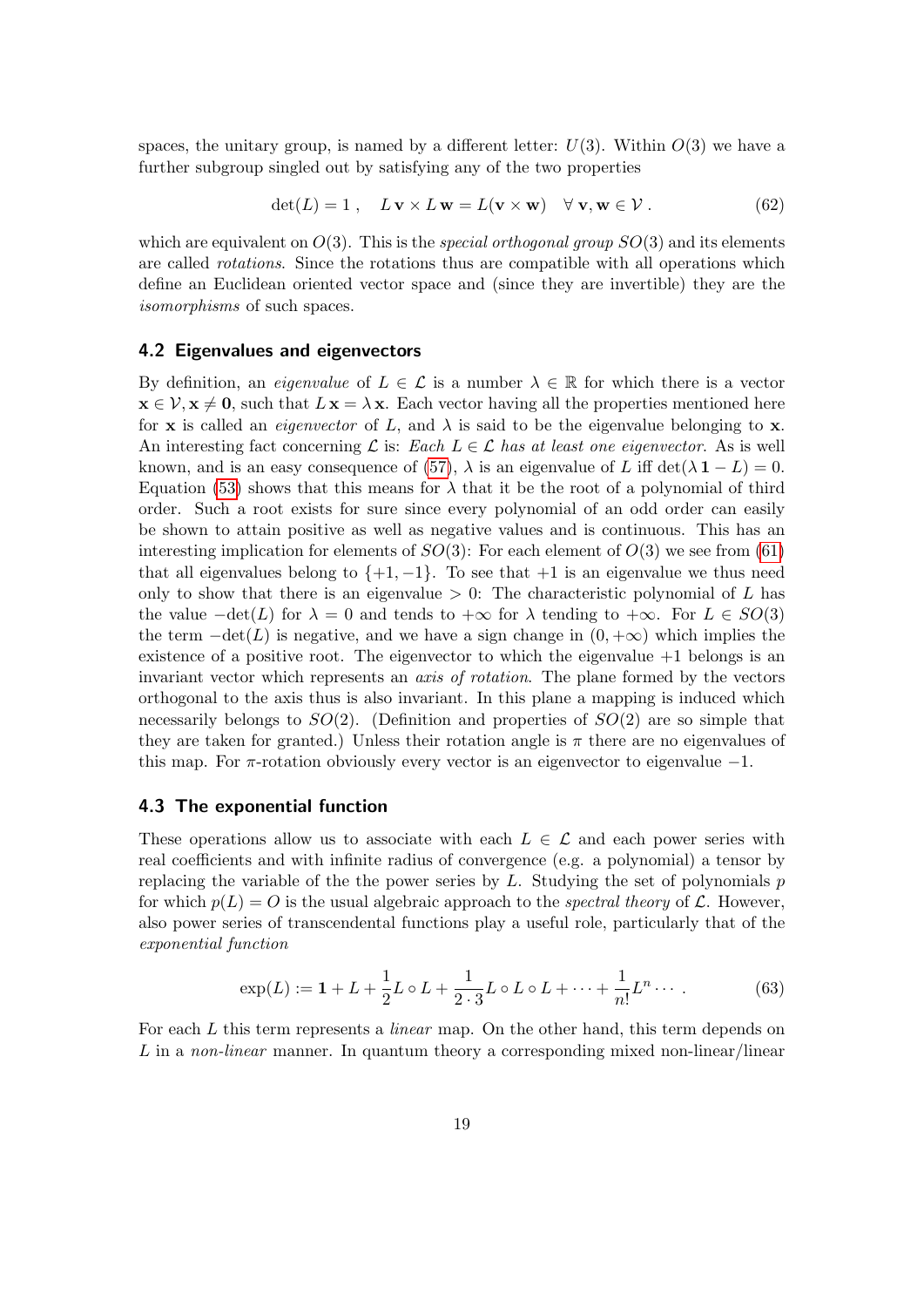spaces, the unitary group, is named by a different letter: $U(3)$. Within $O(3)$ we have a further subgroup singled out by satisfying any of the two properties

$$\det(L) = 1 \, , \quad L\,\mathbf{v} \times L\,\mathbf{w} = L(\mathbf{v} \times \mathbf{w}) \quad \forall\, \mathbf{v}, \mathbf{w} \in \mathcal{V} \, . \tag{62}$$

which are equivalent on $O(3)$. This is the *special orthogonal group* $SO(3)$ and its elements are called *rotations*. Since the rotations thus are compatible with all operations which define an Euclidean oriented vector space and (since they are invertible) they are the *isomorphisms* of such spaces.

### 4.2 Eigenvalues and eigenvectors

By definition, an *eigenvalue* of $L \in \mathcal{L}$ is a number $\lambda \in \mathbb{R}$ for which there is a vector $\mathbf{x} \in \mathcal{V}, \mathbf{x} \neq \mathbf{0}$, such that $L\,\mathbf{x} = \lambda\,\mathbf{x}$. Each vector having all the properties mentioned here for $\mathbf{x}$ is called an *eigenvector* of $L$, and $\lambda$ is said to be the eigenvalue belonging to $\mathbf{x}$. An interesting fact concerning $\mathcal{L}$ is: *Each $L \in \mathcal{L}$ has at least one eigenvector.* As is well known, and is an easy consequence of (57), $\lambda$ is an eigenvalue of $L$ iff $\det(\lambda\,\mathbf{1} - L) = 0$. Equation (53) shows that this means for $\lambda$ that it be the root of a polynomial of third order. Such a root exists for sure since every polynomial of an odd order can easily be shown to attain positive as well as negative values and is continuous. This has an interesting implication for elements of $SO(3)$: For each element of $O(3)$ we see from (61) that all eigenvalues belong to $\{+1, -1\}$. To see that $+1$ is an eigenvalue we thus need only to show that there is an eigenvalue $> 0$: The characteristic polynomial of $L$ has the value $-\det(L)$ for $\lambda = 0$ and tends to $+\infty$ for $\lambda$ tending to $+\infty$. For $L \in SO(3)$ the term $-\det(L)$ is negative, and we have a sign change in $(0, +\infty)$ which implies the existence of a positive root. The eigenvector to which the eigenvalue $+1$ belongs is an invariant vector which represents an *axis of rotation*. The plane formed by the vectors orthogonal to the axis thus is also invariant. In this plane a mapping is induced which necessarily belongs to $SO(2)$. (Definition and properties of $SO(2)$ are so simple that they are taken for granted.) Unless their rotation angle is $\pi$ there are no eigenvalues of this map. For $\pi$-rotation obviously every vector is an eigenvector to eigenvalue $-1$.

### 4.3 The exponential function

These operations allow us to associate with each $L \in \mathcal{L}$ and each power series with real coefficients and with infinite radius of convergence (e.g. a polynomial) a tensor by replacing the variable of the the power series by $L$. Studying the set of polynomials $p$ for which $p(L) = O$ is the usual algebraic approach to the *spectral theory* of $\mathcal{L}$. However, also power series of transcendental functions play a useful role, particularly that of the *exponential function*

$$\exp(L) := \mathbf{1} + L + \frac{1}{2} L \circ L + \frac{1}{2 \cdot 3} L \circ L \circ L + \cdots + \frac{1}{n!} L^n \cdots \, . \tag{63}$$

For each $L$ this term represents a *linear* map. On the other hand, this term depends on $L$ in a *non-linear* manner. In quantum theory a corresponding mixed non-linear/linear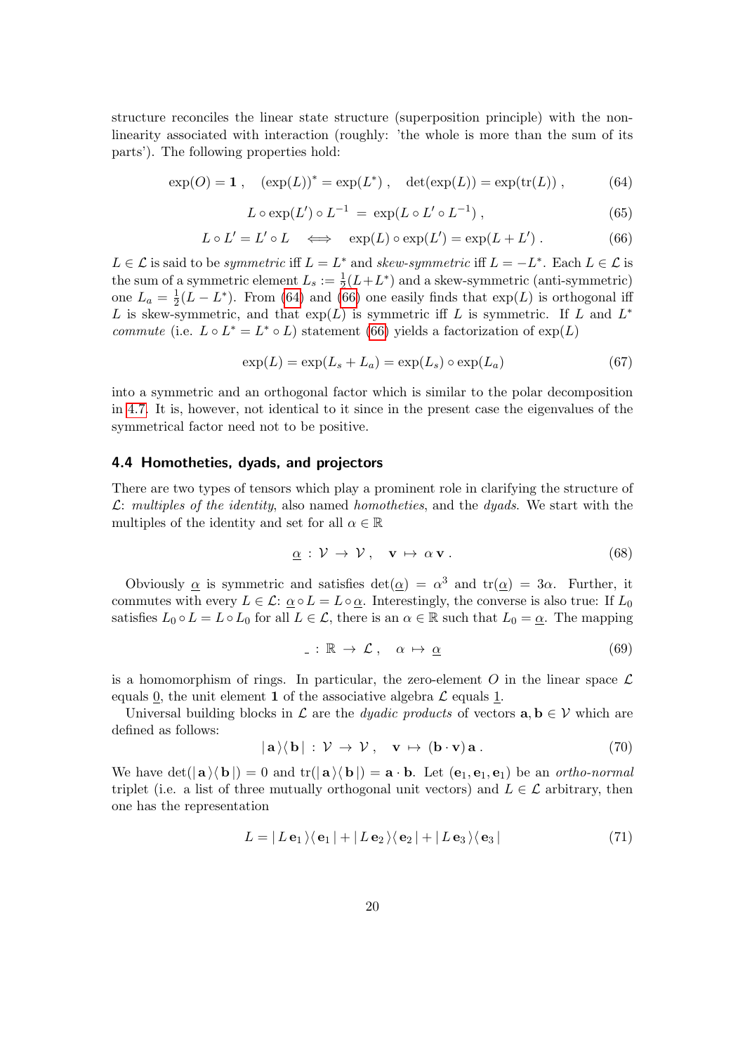structure reconciles the linear state structure (superposition principle) with the non-linearity associated with interaction (roughly: 'the whole is more than the sum of its parts'). The following properties hold:

$$\exp(O) = \mathbf{1}\,, \quad (\exp(L))^* = \exp(L^*)\,, \quad \det(\exp(L)) = \exp(\mathrm{tr}(L))\,, \tag{64}$$

$$L \circ \exp(L') \circ L^{-1} \;=\; \exp(L \circ L' \circ L^{-1})\,, \tag{65}$$

$$L \circ L' = L' \circ L \quad \Longleftrightarrow \quad \exp(L) \circ \exp(L') = \exp(L + L')\,. \tag{66}$$

$L \in \mathcal{L}$ is said to be *symmetric* iff $L = L^*$ and *skew-symmetric* iff $L = -L^*$. Each $L \in \mathcal{L}$ is the sum of a symmetric element $L_s := \frac{1}{2}(L + L^*)$ and a skew-symmetric (anti-symmetric) one $L_a = \frac{1}{2}(L - L^*)$. From (64) and (66) one easily finds that $\exp(L)$ is orthogonal iff $L$ is skew-symmetric, and that $\exp(L)$ is symmetric iff $L$ is symmetric. If $L$ and $L^*$ *commute* (i.e. $L \circ L^* = L^* \circ L$) statement (66) yields a factorization of $\exp(L)$

$$\exp(L) = \exp(L_s + L_a) = \exp(L_s) \circ \exp(L_a) \tag{67}$$

into a symmetric and an orthogonal factor which is similar to the polar decomposition in 4.7. It is, however, not identical to it since in the present case the eigenvalues of the symmetrical factor need not to be positive.

### 4.4 Homotheties, dyads, and projectors

There are two types of tensors which play a prominent role in clarifying the structure of $\mathcal{L}$: *multiples of the identity*, also named *homotheties*, and the *dyads*. We start with the multiples of the identity and set for all $\alpha \in \mathbb{R}$

$$\underline{\alpha} \,:\, \mathcal{V} \,\to\, \mathcal{V}\,, \quad \mathbf{v} \,\mapsto\, \alpha\,\mathbf{v}\,. \tag{68}$$

Obviously $\underline{\alpha}$ is symmetric and satisfies $\det(\underline{\alpha}) = \alpha^3$ and $\mathrm{tr}(\underline{\alpha}) = 3\alpha$. Further, it commutes with every $L \in \mathcal{L}$: $\underline{\alpha} \circ L = L \circ \underline{\alpha}$. Interestingly, the converse is also true: If $L_0$ satisfies $L_0 \circ L = L \circ L_0$ for all $L \in \mathcal{L}$, there is an $\alpha \in \mathbb{R}$ such that $L_0 = \underline{\alpha}$. The mapping

$$\underline{\phantom{x}} \,:\, \mathbb{R} \,\to\, \mathcal{L}\,, \quad \alpha \,\mapsto\, \underline{\alpha} \tag{69}$$

is a homomorphism of rings. In particular, the zero-element $O$ in the linear space $\mathcal{L}$ equals $\underline{0}$, the unit element $\mathbf{1}$ of the associative algebra $\mathcal{L}$ equals $\underline{1}$.

Universal building blocks in $\mathcal{L}$ are the *dyadic products* of vectors $\mathbf{a}, \mathbf{b} \in \mathcal{V}$ which are defined as follows:

$$|\,\mathbf{a}\,\rangle\langle\,\mathbf{b}\,| \,:\, \mathcal{V} \,\to\, \mathcal{V}\,, \quad \mathbf{v} \,\mapsto\, (\mathbf{b} \cdot \mathbf{v})\,\mathbf{a}\,. \tag{70}$$

We have $\det(|\,\mathbf{a}\,\rangle\langle\,\mathbf{b}\,|) = 0$ and $\mathrm{tr}(|\,\mathbf{a}\,\rangle\langle\,\mathbf{b}\,|) = \mathbf{a} \cdot \mathbf{b}$. Let $(\mathbf{e}_1, \mathbf{e}_1, \mathbf{e}_1)$ be an *ortho-normal* triplet (i.e. a list of three mutually orthogonal unit vectors) and $L \in \mathcal{L}$ arbitrary, then one has the representation

$$L = |\,L\,\mathbf{e}_1\,\rangle\langle\,\mathbf{e}_1\,| + |\,L\,\mathbf{e}_2\,\rangle\langle\,\mathbf{e}_2\,| + |\,L\,\mathbf{e}_3\,\rangle\langle\,\mathbf{e}_3\,| \tag{71}$$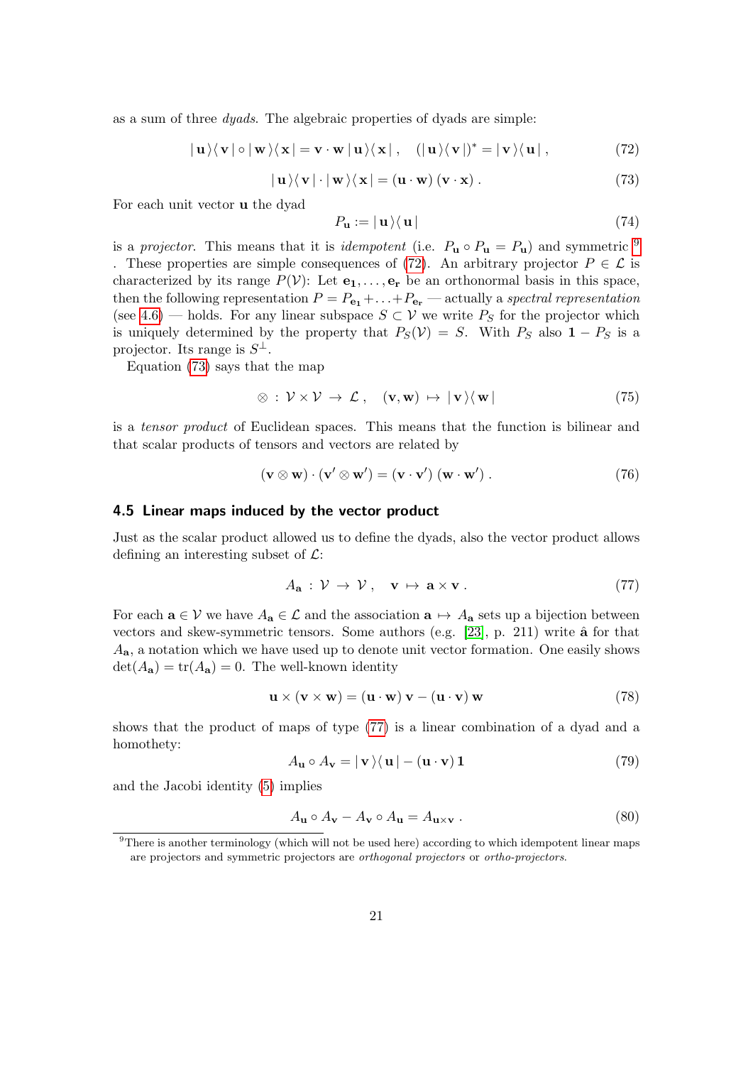as a sum of three *dyads*. The algebraic properties of dyads are simple:

$$|\,\mathbf{u}\,\rangle\langle\,\mathbf{v}\,| \circ |\,\mathbf{w}\,\rangle\langle\,\mathbf{x}\,| = \mathbf{v}\cdot\mathbf{w}\,|\,\mathbf{u}\,\rangle\langle\,\mathbf{x}\,|\,, \quad (|\,\mathbf{u}\,\rangle\langle\,\mathbf{v}\,|)^* = |\,\mathbf{v}\,\rangle\langle\,\mathbf{u}\,|\,, \tag{72}$$

$$|\,\mathbf{u}\,\rangle\langle\,\mathbf{v}\,| \cdot |\,\mathbf{w}\,\rangle\langle\,\mathbf{x}\,| = (\mathbf{u}\cdot\mathbf{w})\,(\mathbf{v}\cdot\mathbf{x})\,. \tag{73}$$

For each unit vector $\mathbf{u}$ the dyad

$$P_{\mathbf{u}} := |\,\mathbf{u}\,\rangle\langle\,\mathbf{u}\,| \tag{74}$$

is a *projector*. This means that it is *idempotent* (i.e. $P_{\mathbf{u}} \circ P_{\mathbf{u}} = P_{\mathbf{u}}$) and symmetric [9]. These properties are simple consequences of (72). An arbitrary projector $P \in \mathcal{L}$ is characterized by its range $P(\mathcal{V})$: Let $\mathbf{e_1}, \ldots, \mathbf{e_r}$ be an orthonormal basis in this space, then the following representation $P = P_{\mathbf{e_1}} + \ldots + P_{\mathbf{e_r}}$ — actually a *spectral representation* (see 4.6) — holds. For any linear subspace $S \subset \mathcal{V}$ we write $P_S$ for the projector which is uniquely determined by the property that $P_S(\mathcal{V}) = S$. With $P_S$ also $\mathbf{1} - P_S$ is a projector. Its range is $S^{\perp}$.

Equation (73) says that the map

$$\otimes \,:\, \mathcal{V}\times\mathcal{V} \,\to\, \mathcal{L}\,, \quad (\mathbf{v},\mathbf{w}) \,\mapsto\, |\,\mathbf{v}\,\rangle\langle\,\mathbf{w}\,| \tag{75}$$

is a *tensor product* of Euclidean spaces. This means that the function is bilinear and that scalar products of tensors and vectors are related by

$$(\mathbf{v}\otimes\mathbf{w})\cdot(\mathbf{v}'\otimes\mathbf{w}') = (\mathbf{v}\cdot\mathbf{v}')\,(\mathbf{w}\cdot\mathbf{w}')\,. \tag{76}$$

### 4.5 Linear maps induced by the vector product

Just as the scalar product allowed us to define the dyads, also the vector product allows defining an interesting subset of $\mathcal{L}$:

$$A_{\mathbf{a}} \,:\, \mathcal{V} \,\to\, \mathcal{V}\,, \quad \mathbf{v} \,\mapsto\, \mathbf{a}\times\mathbf{v}\,. \tag{77}$$

For each $\mathbf{a} \in \mathcal{V}$ we have $A_{\mathbf{a}} \in \mathcal{L}$ and the association $\mathbf{a} \mapsto A_{\mathbf{a}}$ sets up a bijection between vectors and skew-symmetric tensors. Some authors (e.g. [23], p. 211) write $\hat{\mathbf{a}}$ for that $A_{\mathbf{a}}$, a notation which we have used up to denote unit vector formation. One easily shows $\det(A_{\mathbf{a}}) = \mathrm{tr}(A_{\mathbf{a}}) = 0$. The well-known identity

$$\mathbf{u}\times(\mathbf{v}\times\mathbf{w}) = (\mathbf{u}\cdot\mathbf{w})\,\mathbf{v} - (\mathbf{u}\cdot\mathbf{v})\,\mathbf{w} \tag{78}$$

shows that the product of maps of type (77) is a linear combination of a dyad and a homothety:

$$A_{\mathbf{u}} \circ A_{\mathbf{v}} = |\,\mathbf{v}\,\rangle\langle\,\mathbf{u}\,| - (\mathbf{u}\cdot\mathbf{v})\,\mathbf{1} \tag{79}$$

and the Jacobi identity (5) implies

$$A_{\mathbf{u}} \circ A_{\mathbf{v}} - A_{\mathbf{v}} \circ A_{\mathbf{u}} = A_{\mathbf{u}\times\mathbf{v}}\,. \tag{80}$$

[9] There is another terminology (which will not be used here) according to which idempotent linear maps are projectors and symmetric projectors are *orthogonal projectors* or *ortho-projectors*.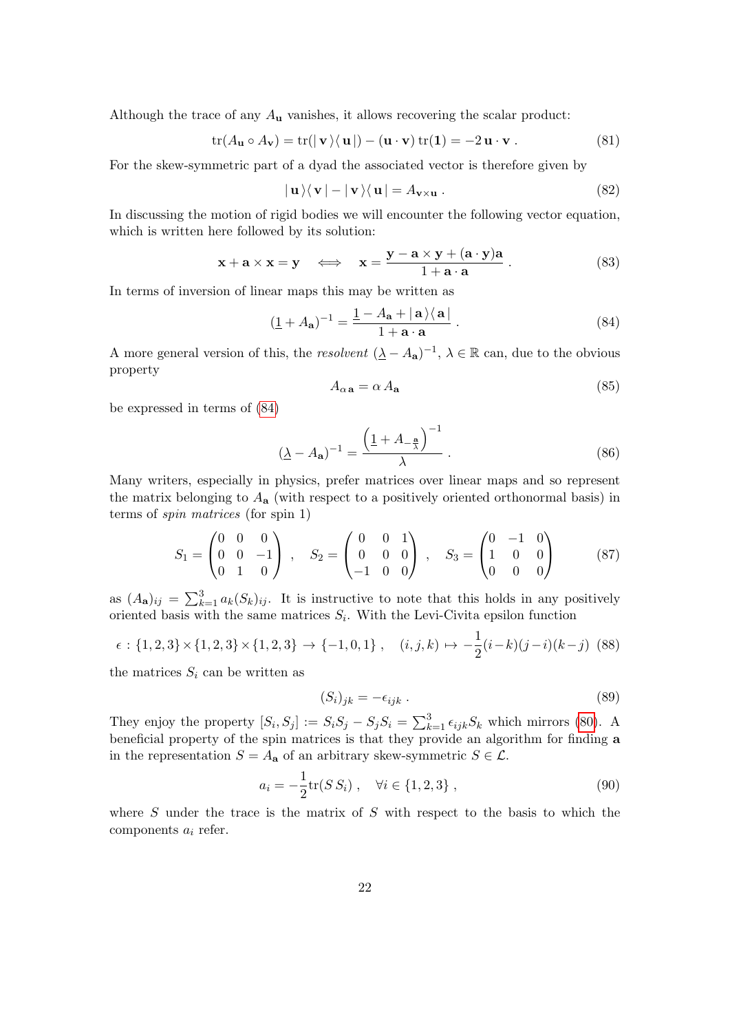Although the trace of any $A_{\mathbf{u}}$ vanishes, it allows recovering the scalar product:

$$\operatorname{tr}(A_{\mathbf{u}} \circ A_{\mathbf{v}}) = \operatorname{tr}(|\,\mathbf{v}\,\rangle\langle\,\mathbf{u}\,|) - (\mathbf{u}\cdot\mathbf{v})\operatorname{tr}(\mathbf{1}) = -2\,\mathbf{u}\cdot\mathbf{v}\,. \tag{81}$$

For the skew-symmetric part of a dyad the associated vector is therefore given by

$$|\,\mathbf{u}\,\rangle\langle\,\mathbf{v}\,| - |\,\mathbf{v}\,\rangle\langle\,\mathbf{u}\,| = A_{\mathbf{v}\times\mathbf{u}}\,. \tag{82}$$

In discussing the motion of rigid bodies we will encounter the following vector equation, which is written here followed by its solution:

$$\mathbf{x} + \mathbf{a}\times\mathbf{x} = \mathbf{y} \quad\Longleftrightarrow\quad \mathbf{x} = \frac{\mathbf{y} - \mathbf{a}\times\mathbf{y} + (\mathbf{a}\cdot\mathbf{y})\mathbf{a}}{1 + \mathbf{a}\cdot\mathbf{a}}\,. \tag{83}$$

In terms of inversion of linear maps this may be written as

$$(\underline{1} + A_{\mathbf{a}})^{-1} = \frac{\underline{1} - A_{\mathbf{a}} + |\,\mathbf{a}\,\rangle\langle\,\mathbf{a}\,|}{1 + \mathbf{a}\cdot\mathbf{a}}\,. \tag{84}$$

A more general version of this, the *resolvent* $(\underline{\lambda} - A_{\mathbf{a}})^{-1}$, $\lambda \in \mathbb{R}$ can, due to the obvious property

$$A_{\alpha\,\mathbf{a}} = \alpha\, A_{\mathbf{a}} \tag{85}$$

be expressed in terms of (84)

$$(\underline{\lambda} - A_{\mathbf{a}})^{-1} = \frac{\left(\underline{1} + A_{-\frac{\mathbf{a}}{\lambda}}\right)^{-1}}{\lambda}\,. \tag{86}$$

Many writers, especially in physics, prefer matrices over linear maps and so represent the matrix belonging to $A_{\mathbf{a}}$ (with respect to a positively oriented orthonormal basis) in terms of *spin matrices* (for spin 1)

$$S_1 = \begin{pmatrix} 0 & 0 & 0 \\ 0 & 0 & -1 \\ 0 & 1 & 0 \end{pmatrix}\,, \quad S_2 = \begin{pmatrix} 0 & 0 & 1 \\ 0 & 0 & 0 \\ -1 & 0 & 0 \end{pmatrix}\,, \quad S_3 = \begin{pmatrix} 0 & -1 & 0 \\ 1 & 0 & 0 \\ 0 & 0 & 0 \end{pmatrix} \tag{87}$$

as $(A_{\mathbf{a}})_{ij} = \sum_{k=1}^{3} a_k (S_k)_{ij}$. It is instructive to note that this holds in any positively oriented basis with the same matrices $S_i$. With the Levi-Civita epsilon function

$$\epsilon : \{1,2,3\}\times\{1,2,3\}\times\{1,2,3\} \to \{-1,0,1\}\,, \quad (i,j,k) \mapsto -\frac{1}{2}(i-k)(j-i)(k-j) \tag{88}$$

the matrices $S_i$ can be written as

$$(S_i)_{jk} = -\epsilon_{ijk}\,. \tag{89}$$

They enjoy the property $[S_i, S_j] := S_i S_j - S_j S_i = \sum_{k=1}^{3} \epsilon_{ijk} S_k$ which mirrors (80). A beneficial property of the spin matrices is that they provide an algorithm for finding $\mathbf{a}$ in the representation $S = A_{\mathbf{a}}$ of an arbitrary skew-symmetric $S \in \mathcal{L}$.

$$a_i = -\frac{1}{2}\operatorname{tr}(S\, S_i)\,, \quad \forall i \in \{1,2,3\}\,, \tag{90}$$

where $S$ under the trace is the matrix of $S$ with respect to the basis to which the components $a_i$ refer.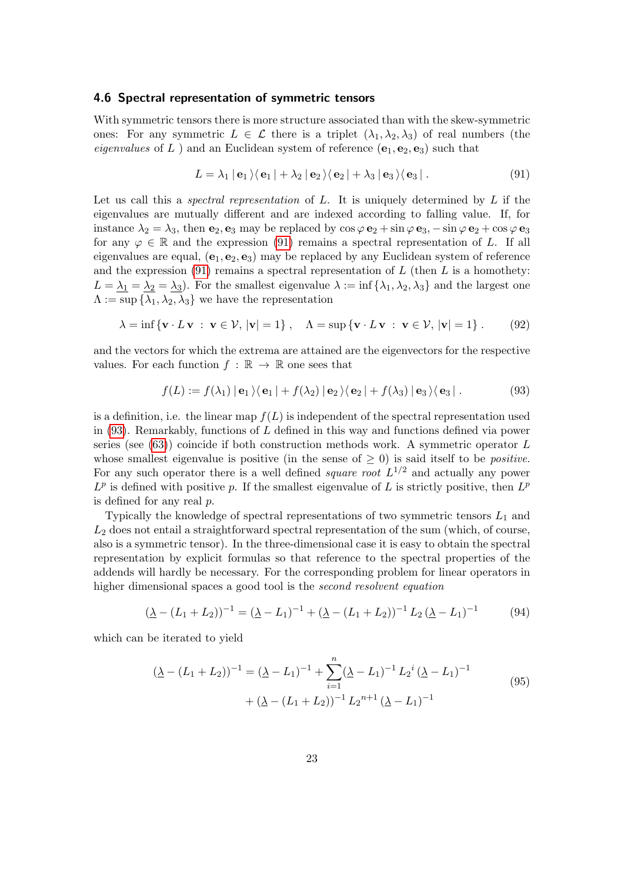### 4.6 Spectral representation of symmetric tensors

With symmetric tensors there is more structure associated than with the skew-symmetric ones: For any symmetric $L \in \mathcal{L}$ there is a triplet $(\lambda_1, \lambda_2, \lambda_3)$ of real numbers (the *eigenvalues* of $L$ ) and an Euclidean system of reference $(\mathbf{e}_1, \mathbf{e}_2, \mathbf{e}_3)$ such that

$$L = \lambda_1 \, | \, \mathbf{e}_1 \, \rangle\langle \, \mathbf{e}_1 \, | + \lambda_2 \, | \, \mathbf{e}_2 \, \rangle\langle \, \mathbf{e}_2 \, | + \lambda_3 \, | \, \mathbf{e}_3 \, \rangle\langle \, \mathbf{e}_3 \, | \, . \tag{91}$$

Let us call this a *spectral representation* of $L$. It is uniquely determined by $L$ if the eigenvalues are mutually different and are indexed according to falling value. If, for instance $\lambda_2 = \lambda_3$, then $\mathbf{e}_2, \mathbf{e}_3$ may be replaced by $\cos\varphi \, \mathbf{e}_2 + \sin\varphi \, \mathbf{e}_3, -\sin\varphi \, \mathbf{e}_2 + \cos\varphi \, \mathbf{e}_3$ for any $\varphi \in \mathbb{R}$ and the expression (91) remains a spectral representation of $L$. If all eigenvalues are equal, $(\mathbf{e}_1, \mathbf{e}_2, \mathbf{e}_3)$ may be replaced by any Euclidean system of reference and the expression (91) remains a spectral representation of $L$ (then $L$ is a homothety: $L = \underline{\lambda_1} = \underline{\lambda_2} = \underline{\lambda_3}$). For the smallest eigenvalue $\lambda := \inf\{\lambda_1, \lambda_2, \lambda_3\}$ and the largest one $\Lambda := \sup\{\lambda_1, \lambda_2, \lambda_3\}$ we have the representation

$$\lambda = \inf\{\mathbf{v} \cdot L\,\mathbf{v} \;:\; \mathbf{v} \in \mathcal{V}, \, |\mathbf{v}| = 1\} \, , \quad \Lambda = \sup\{\mathbf{v} \cdot L\,\mathbf{v} \;:\; \mathbf{v} \in \mathcal{V}, \, |\mathbf{v}| = 1\} \, . \tag{92}$$

and the vectors for which the extrema are attained are the eigenvectors for the respective values. For each function $f : \mathbb{R} \to \mathbb{R}$ one sees that

$$f(L) := f(\lambda_1) \, | \, \mathbf{e}_1 \, \rangle\langle \, \mathbf{e}_1 \, | + f(\lambda_2) \, | \, \mathbf{e}_2 \, \rangle\langle \, \mathbf{e}_2 \, | + f(\lambda_3) \, | \, \mathbf{e}_3 \, \rangle\langle \, \mathbf{e}_3 \, | \, . \tag{93}$$

is a definition, i.e. the linear map $f(L)$ is independent of the spectral representation used in (93). Remarkably, functions of $L$ defined in this way and functions defined via power series (see (63)) coincide if both construction methods work. A symmetric operator $L$ whose smallest eigenvalue is positive (in the sense of $\geq 0$) is said itself to be *positive*. For any such operator there is a well defined *square root* $L^{1/2}$ and actually any power $L^p$ is defined with positive $p$. If the smallest eigenvalue of $L$ is strictly positive, then $L^p$ is defined for any real $p$.

Typically the knowledge of spectral representations of two symmetric tensors $L_1$ and $L_2$ does not entail a straightforward spectral representation of the sum (which, of course, also is a symmetric tensor). In the three-dimensional case it is easy to obtain the spectral representation by explicit formulas so that reference to the spectral properties of the addends will hardly be necessary. For the corresponding problem for linear operators in higher dimensional spaces a good tool is the *second resolvent equation*

$$(\underline{\lambda} - (L_1 + L_2))^{-1} = (\underline{\lambda} - L_1)^{-1} + (\underline{\lambda} - (L_1 + L_2))^{-1} \, L_2 \, (\underline{\lambda} - L_1)^{-1} \tag{94}$$

which can be iterated to yield

$$\begin{aligned}(\underline{\lambda} - (L_1 + L_2))^{-1} = (\underline{\lambda} - L_1)^{-1} + \sum_{i=1}^{n} (\underline{\lambda} - L_1)^{-1} \, {L_2}^{i} \, (\underline{\lambda} - L_1)^{-1} \\ + (\underline{\lambda} - (L_1 + L_2))^{-1} \, {L_2}^{n+1} \, (\underline{\lambda} - L_1)^{-1}\end{aligned} \tag{95}$$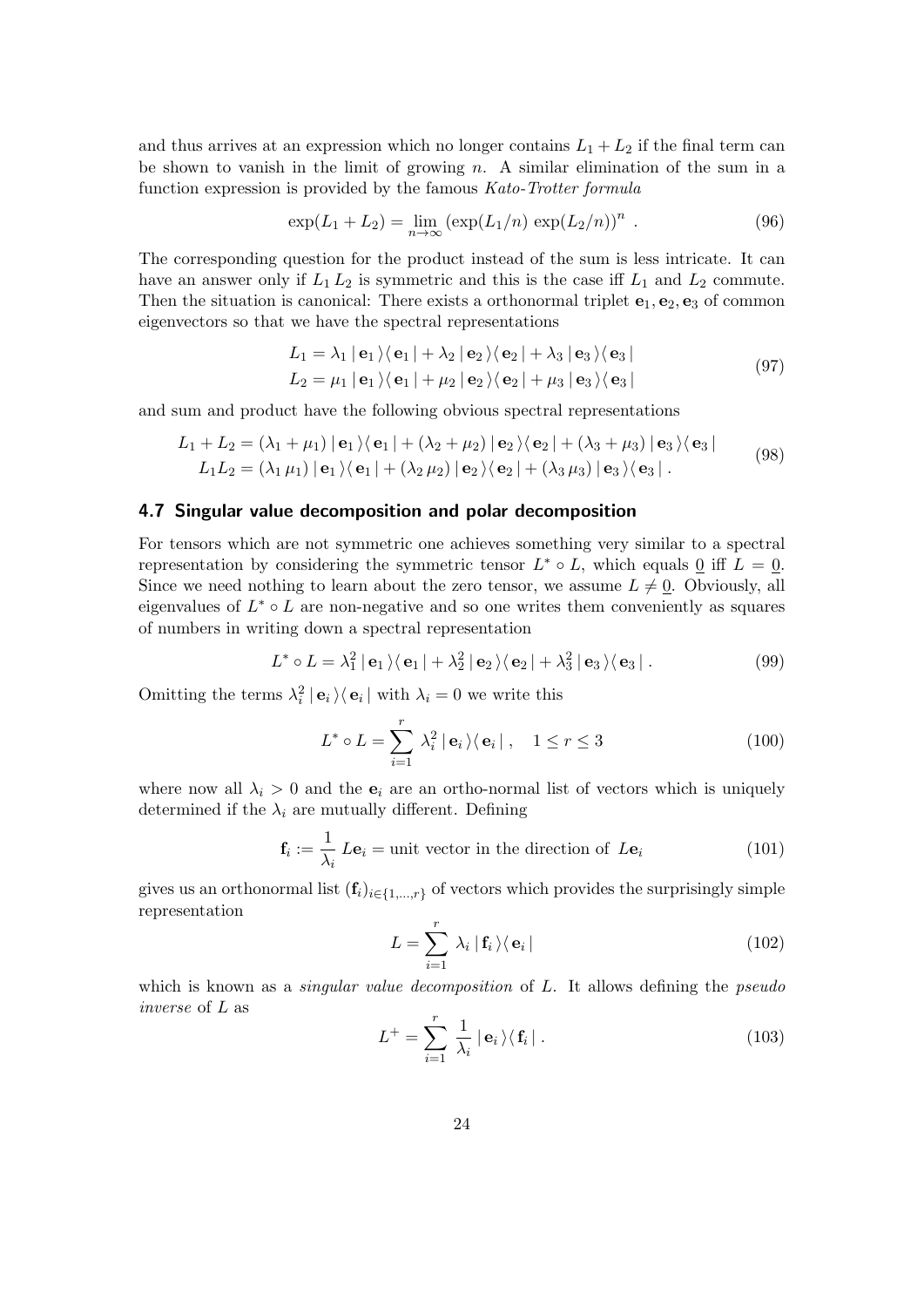and thus arrives at an expression which no longer contains $L_1 + L_2$ if the final term can be shown to vanish in the limit of growing $n$. A similar elimination of the sum in a function expression is provided by the famous *Kato-Trotter formula*

$$\exp(L_1 + L_2) = \lim_{n\to\infty} \left(\exp(L_1/n)\, \exp(L_2/n)\right)^n \ . \tag{96}$$

The corresponding question for the product instead of the sum is less intricate. It can have an answer only if $L_1\, L_2$ is symmetric and this is the case iff $L_1$ and $L_2$ commute. Then the situation is canonical: There exists a orthonormal triplet $\mathbf{e}_1, \mathbf{e}_2, \mathbf{e}_3$ of common eigenvectors so that we have the spectral representations

$$\begin{aligned} L_1 &= \lambda_1 \,|\, \mathbf{e}_1 \,\rangle\langle\, \mathbf{e}_1 \,| + \lambda_2 \,|\, \mathbf{e}_2 \,\rangle\langle\, \mathbf{e}_2 \,| + \lambda_3 \,|\, \mathbf{e}_3 \,\rangle\langle\, \mathbf{e}_3 \,| \\ L_2 &= \mu_1 \,|\, \mathbf{e}_1 \,\rangle\langle\, \mathbf{e}_1 \,| + \mu_2 \,|\, \mathbf{e}_2 \,\rangle\langle\, \mathbf{e}_2 \,| + \mu_3 \,|\, \mathbf{e}_3 \,\rangle\langle\, \mathbf{e}_3 \,| \end{aligned} \tag{97}$$

and sum and product have the following obvious spectral representations

$$\begin{aligned} L_1 + L_2 &= (\lambda_1 + \mu_1) \,|\, \mathbf{e}_1 \,\rangle\langle\, \mathbf{e}_1 \,| + (\lambda_2 + \mu_2) \,|\, \mathbf{e}_2 \,\rangle\langle\, \mathbf{e}_2 \,| + (\lambda_3 + \mu_3) \,|\, \mathbf{e}_3 \,\rangle\langle\, \mathbf{e}_3 \,| \\ L_1 L_2 &= (\lambda_1\, \mu_1) \,|\, \mathbf{e}_1 \,\rangle\langle\, \mathbf{e}_1 \,| + (\lambda_2\, \mu_2) \,|\, \mathbf{e}_2 \,\rangle\langle\, \mathbf{e}_2 \,| + (\lambda_3\, \mu_3) \,|\, \mathbf{e}_3 \,\rangle\langle\, \mathbf{e}_3 \,| \ . \end{aligned} \tag{98}$$

### 4.7 Singular value decomposition and polar decomposition

For tensors which are not symmetric one achieves something very similar to a spectral representation by considering the symmetric tensor $L^* \circ L$, which equals $\underline{0}$ iff $L = \underline{0}$. Since we need nothing to learn about the zero tensor, we assume $L \neq \underline{0}$. Obviously, all eigenvalues of $L^* \circ L$ are non-negative and so one writes them conveniently as squares of numbers in writing down a spectral representation

$$L^* \circ L = \lambda_1^2 \,|\, \mathbf{e}_1 \,\rangle\langle\, \mathbf{e}_1 \,| + \lambda_2^2 \,|\, \mathbf{e}_2 \,\rangle\langle\, \mathbf{e}_2 \,| + \lambda_3^2 \,|\, \mathbf{e}_3 \,\rangle\langle\, \mathbf{e}_3 \,| \ . \tag{99}$$

Omitting the terms $\lambda_i^2 \,|\, \mathbf{e}_i \,\rangle\langle\, \mathbf{e}_i \,|$ with $\lambda_i = 0$ we write this

$$L^* \circ L = \sum_{i=1}^{r} \lambda_i^2 \,|\, \mathbf{e}_i \,\rangle\langle\, \mathbf{e}_i \,| \ , \quad 1 \leq r \leq 3 \tag{100}$$

where now all $\lambda_i > 0$ and the $\mathbf{e}_i$ are an ortho-normal list of vectors which is uniquely determined if the $\lambda_i$ are mutually different. Defining

$$\mathbf{f}_i := \frac{1}{\lambda_i}\, L\mathbf{e}_i = \text{unit vector in the direction of } L\mathbf{e}_i \tag{101}$$

gives us an orthonormal list $(\mathbf{f}_i)_{i\in\{1,\ldots,r\}}$ of vectors which provides the surprisingly simple representation

$$L = \sum_{i=1}^{r} \lambda_i \,|\, \mathbf{f}_i \,\rangle\langle\, \mathbf{e}_i \,| \tag{102}$$

which is known as a *singular value decomposition* of $L$. It allows defining the *pseudo inverse* of $L$ as

$$L^+ = \sum_{i=1}^{r} \frac{1}{\lambda_i} \,|\, \mathbf{e}_i \,\rangle\langle\, \mathbf{f}_i \,| \ . \tag{103}$$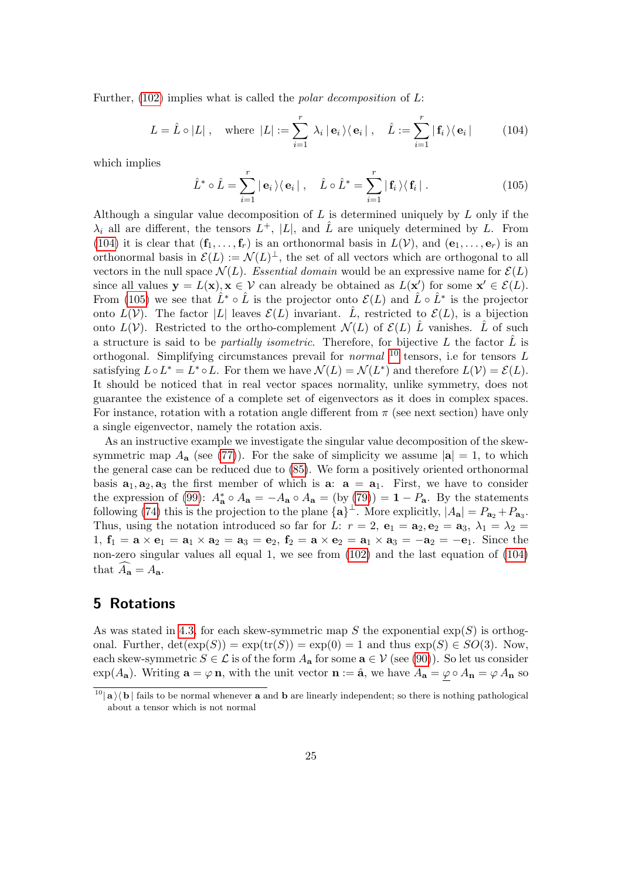Further, (102) implies what is called the *polar decomposition* of $L$:

$$L = \hat{L} \circ |L| \,, \quad \text{where } |L| := \sum_{i=1}^{r} \lambda_i \,|\, \mathbf{e}_i \,\rangle\langle\, \mathbf{e}_i \,| \,, \quad \hat{L} := \sum_{i=1}^{r} |\, \mathbf{f}_i \,\rangle\langle\, \mathbf{e}_i \,| \tag{104}$$

which implies

$$\hat{L}^* \circ \hat{L} = \sum_{i=1}^{r} |\, \mathbf{e}_i \,\rangle\langle\, \mathbf{e}_i \,| \,, \quad \hat{L} \circ \hat{L}^* = \sum_{i=1}^{r} |\, \mathbf{f}_i \,\rangle\langle\, \mathbf{f}_i \,| \,. \tag{105}$$

Although a singular value decomposition of $L$ is determined uniquely by $L$ only if the $\lambda_i$ all are different, the tensors $L^+$, $|L|$, and $\hat{L}$ are uniquely determined by $L$. From (104) it is clear that $(\mathbf{f}_1, \ldots, \mathbf{f}_r)$ is an orthonormal basis in $L(\mathcal{V})$, and $(\mathbf{e}_1, \ldots, \mathbf{e}_r)$ is an orthonormal basis in $\mathcal{E}(L) := \mathcal{N}(L)^{\perp}$, the set of all vectors which are orthogonal to all vectors in the null space $\mathcal{N}(L)$. *Essential domain* would be an expressive name for $\mathcal{E}(L)$ since all values $\mathbf{y} = L(\mathbf{x}), \mathbf{x} \in \mathcal{V}$ can already be obtained as $L(\mathbf{x}')$ for some $\mathbf{x}' \in \mathcal{E}(L)$. From (105) we see that $\hat{L}^* \circ \hat{L}$ is the projector onto $\mathcal{E}(L)$ and $\hat{L} \circ \hat{L}^*$ is the projector onto $L(\mathcal{V})$. The factor $|L|$ leaves $\mathcal{E}(L)$ invariant. $\hat{L}$, restricted to $\mathcal{E}(L)$, is a bijection onto $L(\mathcal{V})$. Restricted to the ortho-complement $\mathcal{N}(L)$ of $\mathcal{E}(L)$ $\hat{L}$ vanishes. $\hat{L}$ of such a structure is said to be *partially isometric*. Therefore, for bijective $L$ the factor $\hat{L}$ is orthogonal. Simplifying circumstances prevail for *normal* [10] tensors, i.e for tensors $L$ satisfying $L \circ L^* = L^* \circ L$. For them we have $\mathcal{N}(L) = \mathcal{N}(L^*)$ and therefore $L(\mathcal{V}) = \mathcal{E}(L)$. It should be noticed that in real vector spaces normality, unlike symmetry, does not guarantee the existence of a complete set of eigenvectors as it does in complex spaces. For instance, rotation with a rotation angle different from $\pi$ (see next section) have only a single eigenvector, namely the rotation axis.

As an instructive example we investigate the singular value decomposition of the skew-symmetric map $A_{\mathbf{a}}$ (see (77)). For the sake of simplicity we assume $|\mathbf{a}| = 1$, to which the general case can be reduced due to (85). We form a positively oriented orthonormal basis $\mathbf{a}_1, \mathbf{a}_2, \mathbf{a}_3$ the first member of which is $\mathbf{a}$: $\mathbf{a} = \mathbf{a}_1$. First, we have to consider the expression of (99): $A_{\mathbf{a}}^* \circ A_{\mathbf{a}} = -A_{\mathbf{a}} \circ A_{\mathbf{a}} =$ (by (79)) $= \mathbf{1} - P_{\mathbf{a}}$. By the statements following (74) this is the projection to the plane $\{\mathbf{a}\}^{\perp}$. More explicitly, $|A_{\mathbf{a}}| = P_{\mathbf{a}_2} + P_{\mathbf{a}_3}$. Thus, using the notation introduced so far for $L$: $r = 2$, $\mathbf{e}_1 = \mathbf{a}_2, \mathbf{e}_2 = \mathbf{a}_3$, $\lambda_1 = \lambda_2 = 1$, $\mathbf{f}_1 = \mathbf{a} \times \mathbf{e}_1 = \mathbf{a}_1 \times \mathbf{a}_2 = \mathbf{a}_3 = \mathbf{e}_2$, $\mathbf{f}_2 = \mathbf{a} \times \mathbf{e}_2 = \mathbf{a}_1 \times \mathbf{a}_3 = -\mathbf{a}_2 = -\mathbf{e}_1$. Since the non-zero singular values all equal 1, we see from (102) and the last equation of (104) that $\widehat{A_{\mathbf{a}}} = A_{\mathbf{a}}$.

## 5 Rotations

As was stated in 4.3, for each skew-symmetric map $S$ the exponential $\exp(S)$ is orthogonal. Further, $\det(\exp(S)) = \exp(\mathrm{tr}(S)) = \exp(0) = 1$ and thus $\exp(S) \in SO(3)$. Now, each skew-symmetric $S \in \mathcal{L}$ is of the form $A_{\mathbf{a}}$ for some $\mathbf{a} \in \mathcal{V}$ (see (90)). So let us consider $\exp(A_{\mathbf{a}})$. Writing $\mathbf{a} = \varphi\, \mathbf{n}$, with the unit vector $\mathbf{n} := \hat{\mathbf{a}}$, we have $A_{\mathbf{a}} = \underline{\varphi} \circ A_{\mathbf{n}} = \varphi\, A_{\mathbf{n}}$ so

[10] $|\,\mathbf{a}\,\rangle\langle\,\mathbf{b}\,|$ fails to be normal whenever $\mathbf{a}$ and $\mathbf{b}$ are linearly independent; so there is nothing pathological about a tensor which is not normal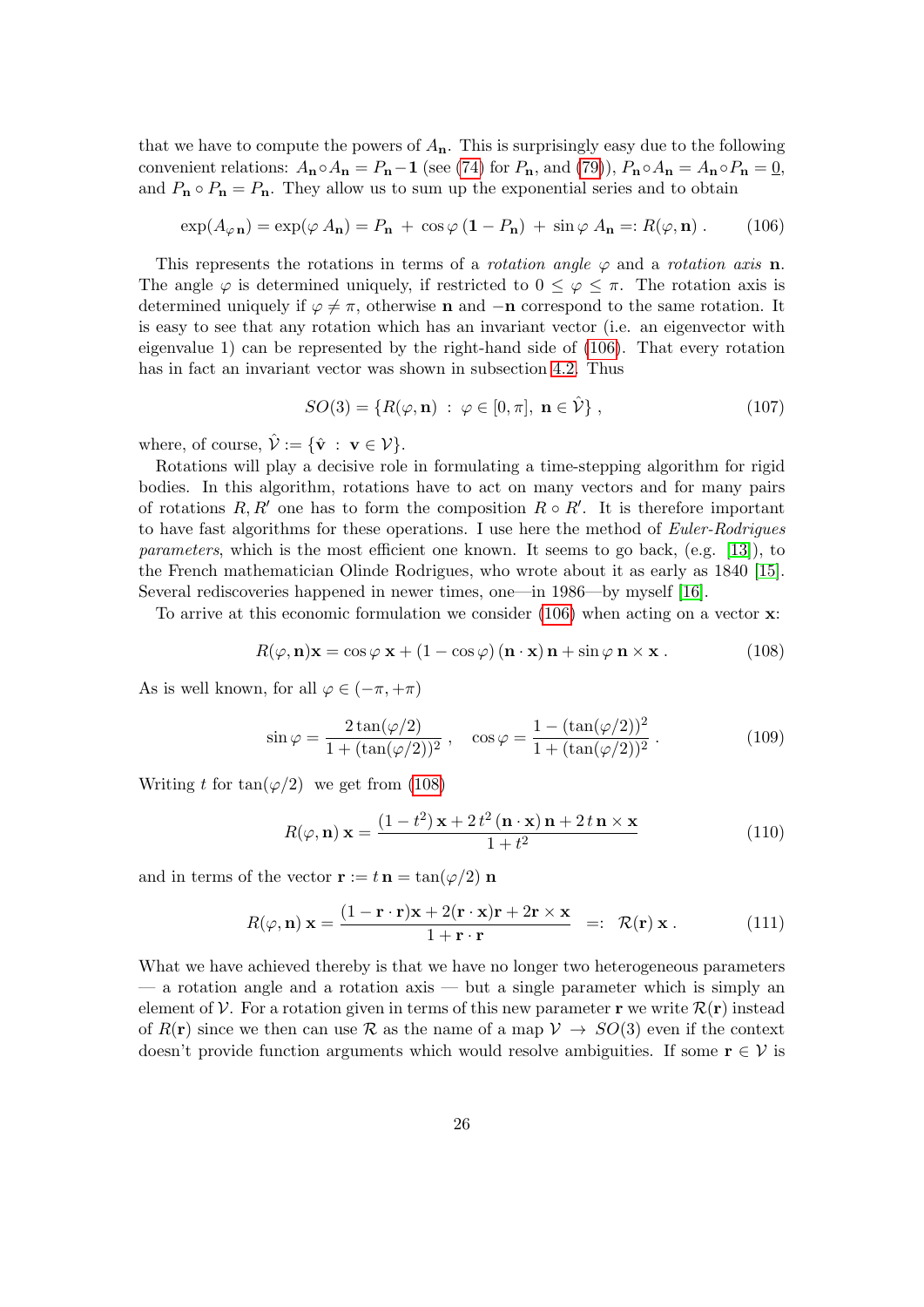that we have to compute the powers of $A_{\mathbf{n}}$. This is surprisingly easy due to the following convenient relations: $A_{\mathbf{n}} \circ A_{\mathbf{n}} = P_{\mathbf{n}} - \mathbf{1}$ (see (74) for $P_{\mathbf{n}}$, and (79)), $P_{\mathbf{n}} \circ A_{\mathbf{n}} = A_{\mathbf{n}} \circ P_{\mathbf{n}} = \underline{0}$, and $P_{\mathbf{n}} \circ P_{\mathbf{n}} = P_{\mathbf{n}}$. They allow us to sum up the exponential series and to obtain

$$\exp(A_{\varphi\,\mathbf{n}}) = \exp(\varphi\, A_{\mathbf{n}}) = P_{\mathbf{n}} \,+\, \cos\varphi\,(\mathbf{1} - P_{\mathbf{n}}) \,+\, \sin\varphi\; A_{\mathbf{n}} =: R(\varphi, \mathbf{n})\,. \tag{106}$$

This represents the rotations in terms of a *rotation angle* $\varphi$ and a *rotation axis* $\mathbf{n}$. The angle $\varphi$ is determined uniquely, if restricted to $0 \le \varphi \le \pi$. The rotation axis is determined uniquely if $\varphi \neq \pi$, otherwise $\mathbf{n}$ and $-\mathbf{n}$ correspond to the same rotation. It is easy to see that any rotation which has an invariant vector (i.e. an eigenvector with eigenvalue 1) can be represented by the right-hand side of (106). That every rotation has in fact an invariant vector was shown in subsection 4.2. Thus

$$SO(3) = \{R(\varphi, \mathbf{n}) \;:\; \varphi \in [0, \pi],\; \mathbf{n} \in \hat{\mathcal{V}}\}\,, \tag{107}$$

where, of course, $\hat{\mathcal{V}} := \{\hat{\mathbf{v}} \;:\; \mathbf{v} \in \mathcal{V}\}$.

Rotations will play a decisive role in formulating a time-stepping algorithm for rigid bodies. In this algorithm, rotations have to act on many vectors and for many pairs of rotations $R, R'$ one has to form the composition $R \circ R'$. It is therefore important to have fast algorithms for these operations. I use here the method of *Euler-Rodrigues parameters*, which is the most efficient one known. It seems to go back, (e.g. [13]), to the French mathematician Olinde Rodrigues, who wrote about it as early as 1840 [15]. Several rediscoveries happened in newer times, one—in 1986—by myself [16].

To arrive at this economic formulation we consider (106) when acting on a vector $\mathbf{x}$:

$$R(\varphi, \mathbf{n})\mathbf{x} = \cos\varphi\;\mathbf{x} + (1 - \cos\varphi)\,(\mathbf{n}\cdot\mathbf{x})\,\mathbf{n} + \sin\varphi\;\mathbf{n} \times \mathbf{x}\,. \tag{108}$$

As is well known, for all $\varphi \in (-\pi, +\pi)$

$$\sin\varphi = \frac{2\tan(\varphi/2)}{1 + (\tan(\varphi/2))^2}\,, \quad \cos\varphi = \frac{1 - (\tan(\varphi/2))^2}{1 + (\tan(\varphi/2))^2}\,. \tag{109}$$

Writing $t$ for $\tan(\varphi/2)$ we get from (108)

$$R(\varphi, \mathbf{n})\,\mathbf{x} = \frac{(1 - t^2)\,\mathbf{x} + 2\,t^2\,(\mathbf{n}\cdot\mathbf{x})\,\mathbf{n} + 2\,t\,\mathbf{n} \times \mathbf{x}}{1 + t^2} \tag{110}$$

and in terms of the vector $\mathbf{r} := t\,\mathbf{n} = \tan(\varphi/2)\,\mathbf{n}$

$$R(\varphi, \mathbf{n})\,\mathbf{x} = \frac{(1 - \mathbf{r}\cdot\mathbf{r})\mathbf{x} + 2(\mathbf{r}\cdot\mathbf{x})\mathbf{r} + 2\mathbf{r} \times \mathbf{x}}{1 + \mathbf{r}\cdot\mathbf{r}} \;\;=:\;\; \mathcal{R}(\mathbf{r})\,\mathbf{x}\,. \tag{111}$$

What we have achieved thereby is that we have no longer two heterogeneous parameters — a rotation angle and a rotation axis — but a single parameter which is simply an element of $\mathcal{V}$. For a rotation given in terms of this new parameter $\mathbf{r}$ we write $\mathcal{R}(\mathbf{r})$ instead of $R(\mathbf{r})$ since we then can use $\mathcal{R}$ as the name of a map $\mathcal{V} \to SO(3)$ even if the context doesn't provide function arguments which would resolve ambiguities. If some $\mathbf{r} \in \mathcal{V}$ is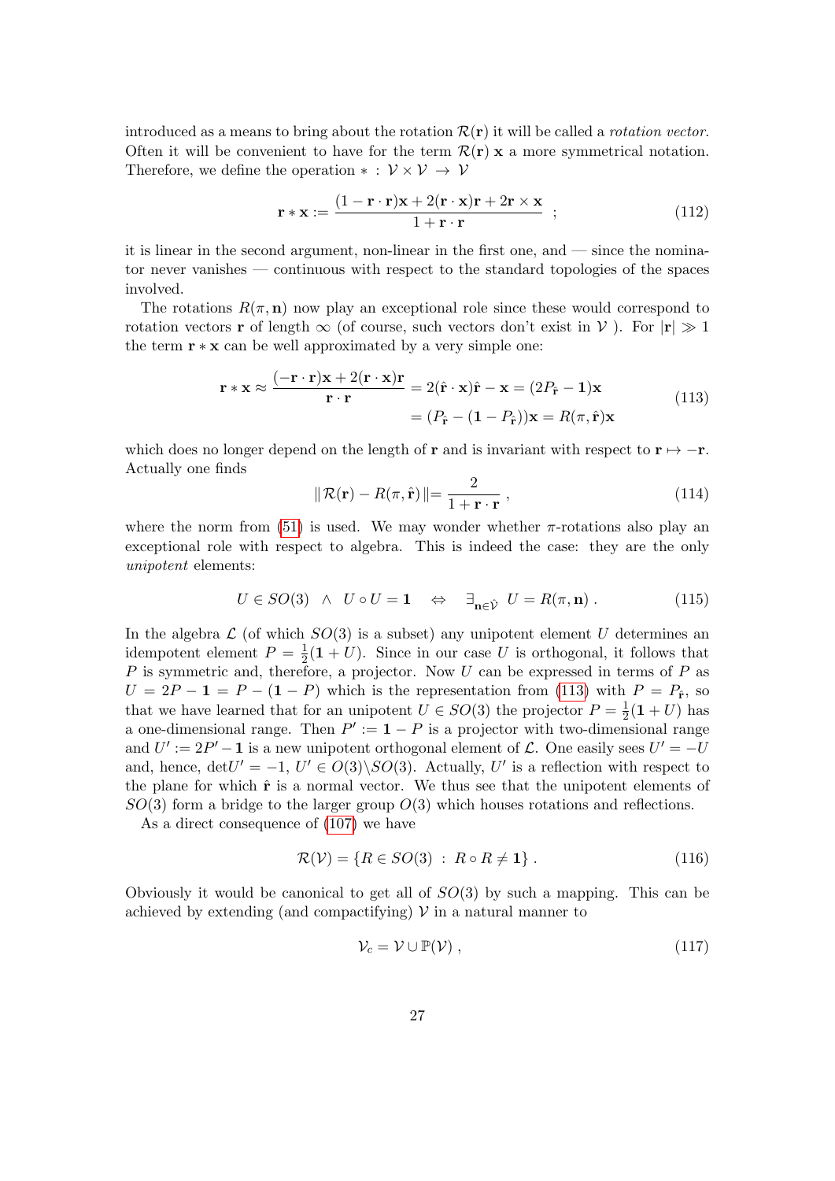introduced as a means to bring about the rotation $\mathcal{R}(\mathbf{r})$ it will be called a *rotation vector*. Often it will be convenient to have for the term $\mathcal{R}(\mathbf{r})\,\mathbf{x}$ a more symmetrical notation. Therefore, we define the operation $* : \mathcal{V}\times\mathcal{V} \to \mathcal{V}$

$$\mathbf{r} * \mathbf{x} := \frac{(1-\mathbf{r}\cdot\mathbf{r})\mathbf{x} + 2(\mathbf{r}\cdot\mathbf{x})\mathbf{r} + 2\mathbf{r}\times\mathbf{x}}{1+\mathbf{r}\cdot\mathbf{r}} \quad ; \tag{112}$$

it is linear in the second argument, non-linear in the first one, and — since the nominator never vanishes — continuous with respect to the standard topologies of the spaces involved.

The rotations $R(\pi,\mathbf{n})$ now play an exceptional role since these would correspond to rotation vectors $\mathbf{r}$ of length $\infty$ (of course, such vectors don't exist in $\mathcal{V}$ ). For $|\mathbf{r}| \gg 1$ the term $\mathbf{r} * \mathbf{x}$ can be well approximated by a very simple one:

$$\begin{aligned}\mathbf{r} * \mathbf{x} \approx \frac{(-\mathbf{r}\cdot\mathbf{r})\mathbf{x} + 2(\mathbf{r}\cdot\mathbf{x})\mathbf{r}}{\mathbf{r}\cdot\mathbf{r}} &= 2(\hat{\mathbf{r}}\cdot\mathbf{x})\hat{\mathbf{r}} - \mathbf{x} = (2P_{\hat{\mathbf{r}}} - \mathbf{1})\mathbf{x} \\ &= (P_{\hat{\mathbf{r}}} - (\mathbf{1} - P_{\hat{\mathbf{r}}}))\mathbf{x} = R(\pi,\hat{\mathbf{r}})\mathbf{x}\end{aligned} \tag{113}$$

which does no longer depend on the length of $\mathbf{r}$ and is invariant with respect to $\mathbf{r} \mapsto -\mathbf{r}$. Actually one finds

$$\| \mathcal{R}(\mathbf{r}) - R(\pi,\hat{\mathbf{r}}) \| = \frac{2}{1+\mathbf{r}\cdot\mathbf{r}} \,, \tag{114}$$

where the norm from (51) is used. We may wonder whether $\pi$-rotations also play an exceptional role with respect to algebra. This is indeed the case: they are the only *unipotent* elements:

$$U \in SO(3) \;\wedge\; U \circ U = \mathbf{1} \quad \Leftrightarrow \quad \exists_{\mathbf{n}\in\hat{\mathcal{V}}}\; U = R(\pi,\mathbf{n}) \,. \tag{115}$$

In the algebra $\mathcal{L}$ (of which $SO(3)$ is a subset) any unipotent element $U$ determines an idempotent element $P = \frac{1}{2}(\mathbf{1}+U)$. Since in our case $U$ is orthogonal, it follows that $P$ is symmetric and, therefore, a projector. Now $U$ can be expressed in terms of $P$ as $U = 2P - \mathbf{1} = P - (\mathbf{1} - P)$ which is the representation from (113) with $P = P_{\hat{\mathbf{r}}}$, so that we have learned that for an unipotent $U \in SO(3)$ the projector $P = \frac{1}{2}(\mathbf{1}+U)$ has a one-dimensional range. Then $P' := \mathbf{1} - P$ is a projector with two-dimensional range and $U' := 2P' - \mathbf{1}$ is a new unipotent orthogonal element of $\mathcal{L}$. One easily sees $U' = -U$ and, hence, $\det U' = -1$, $U' \in O(3)\backslash SO(3)$. Actually, $U'$ is a reflection with respect to the plane for which $\hat{\mathbf{r}}$ is a normal vector. We thus see that the unipotent elements of $SO(3)$ form a bridge to the larger group $O(3)$ which houses rotations and reflections.

As a direct consequence of (107) we have

$$\mathcal{R}(\mathcal{V}) = \{R \in SO(3) \;:\; R\circ R \neq \mathbf{1}\} \,. \tag{116}$$

Obviously it would be canonical to get all of $SO(3)$ by such a mapping. This can be achieved by extending (and compactifying) $\mathcal{V}$ in a natural manner to

$$\mathcal{V}_c = \mathcal{V} \cup \mathbb{P}(\mathcal{V}) \,, \tag{117}$$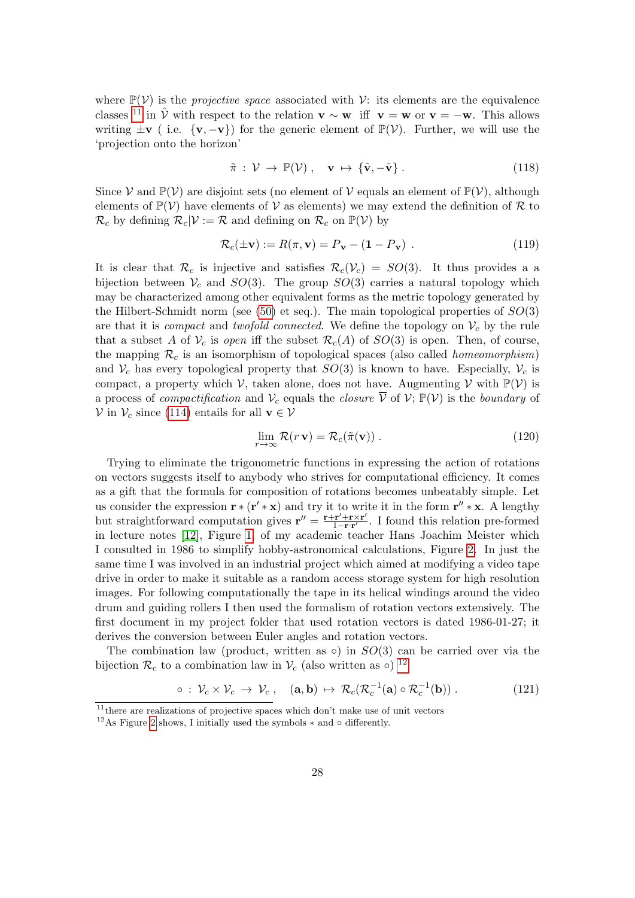where $\mathbb{P}(\mathcal{V})$ is the *projective space* associated with $\mathcal{V}$: its elements are the equivalence classes [11] in $\hat{\mathcal{V}}$ with respect to the relation $\mathbf{v} \sim \mathbf{w}$ iff $\mathbf{v} = \mathbf{w}$ or $\mathbf{v} = -\mathbf{w}$. This allows writing $\pm\mathbf{v}$ ( i.e. $\{\mathbf{v}, -\mathbf{v}\}$) for the generic element of $\mathbb{P}(\mathcal{V})$. Further, we will use the 'projection onto the horizon'

$$\tilde{\pi} \,:\, \mathcal{V} \,\rightarrow\, \mathbb{P}(\mathcal{V})\,, \quad \mathbf{v} \,\mapsto\, \{\hat{\mathbf{v}}, -\hat{\mathbf{v}}\}\,. \tag{118}$$

Since $\mathcal{V}$ and $\mathbb{P}(\mathcal{V})$ are disjoint sets (no element of $\mathcal{V}$ equals an element of $\mathbb{P}(\mathcal{V})$, although elements of $\mathbb{P}(\mathcal{V})$ have elements of $\mathcal{V}$ as elements) we may extend the definition of $\mathcal{R}$ to $\mathcal{R}_c$ by defining $\mathcal{R}_c|\mathcal{V} := \mathcal{R}$ and defining on $\mathcal{R}_c$ on $\mathbb{P}(\mathcal{V})$ by

$$\mathcal{R}_c(\pm\mathbf{v}) := R(\pi, \mathbf{v}) = P_{\mathbf{v}} - (\mathbf{1} - P_{\mathbf{v}})\ . \tag{119}$$

It is clear that $\mathcal{R}_c$ is injective and satisfies $\mathcal{R}_c(\mathcal{V}_c) = SO(3)$. It thus provides a a bijection between $\mathcal{V}_c$ and $SO(3)$. The group $SO(3)$ carries a natural topology which may be characterized among other equivalent forms as the metric topology generated by the Hilbert-Schmidt norm (see (50) et seq.). The main topological properties of $SO(3)$ are that it is *compact* and *twofold connected*. We define the topology on $\mathcal{V}_c$ by the rule that a subset $A$ of $\mathcal{V}_c$ is *open* iff the subset $\mathcal{R}_c(A)$ of $SO(3)$ is open. Then, of course, the mapping $\mathcal{R}_c$ is an isomorphism of topological spaces (also called *homeomorphism*) and $\mathcal{V}_c$ has every topological property that $SO(3)$ is known to have. Especially, $\mathcal{V}_c$ is compact, a property which $\mathcal{V}$, taken alone, does not have. Augmenting $\mathcal{V}$ with $\mathbb{P}(\mathcal{V})$ is a process of *compactification* and $\mathcal{V}_c$ equals the *closure* $\overline{\mathcal{V}}$ of $\mathcal{V}$; $\mathbb{P}(\mathcal{V})$ is the *boundary* of $\mathcal{V}$ in $\mathcal{V}_c$ since (114) entails for all $\mathbf{v} \in \mathcal{V}$

$$\lim_{r\to\infty} \mathcal{R}(r\,\mathbf{v}) = \mathcal{R}_c(\tilde{\pi}(\mathbf{v}))\,. \tag{120}$$

Trying to eliminate the trigonometric functions in expressing the action of rotations on vectors suggests itself to anybody who strives for computational efficiency. It comes as a gift that the formula for composition of rotations becomes unbeatably simple. Let us consider the expression $\mathbf{r} * (\mathbf{r}' * \mathbf{x})$ and try it to write it in the form $\mathbf{r}'' * \mathbf{x}$. A lengthy but straightforward computation gives $\mathbf{r}'' = \frac{\mathbf{r}+\mathbf{r}'+\mathbf{r}\times\mathbf{r}'}{1-\mathbf{r}\cdot\mathbf{r}'}$. I found this relation pre-formed in lecture notes [12], Figure 1, of my academic teacher Hans Joachim Meister which I consulted in 1986 to simplify hobby-astronomical calculations, Figure 2. In just the same time I was involved in an industrial project which aimed at modifying a video tape drive in order to make it suitable as a random access storage system for high resolution images. For following computationally the tape in its helical windings around the video drum and guiding rollers I then used the formalism of rotation vectors extensively. The first document in my project folder that used rotation vectors is dated 1986-01-27; it derives the conversion between Euler angles and rotation vectors.

The combination law (product, written as $\circ$) in $SO(3)$ can be carried over via the bijection $\mathcal{R}_c$ to a combination law in $\mathcal{V}_c$ (also written as $\circ$) [12]

$$\circ \,:\, \mathcal{V}_c \times \mathcal{V}_c \,\rightarrow\, \mathcal{V}_c\,, \quad (\mathbf{a}, \mathbf{b}) \,\mapsto\, \mathcal{R}_c(\mathcal{R}_c^{-1}(\mathbf{a}) \circ \mathcal{R}_c^{-1}(\mathbf{b}))\,. \tag{121}$$

[11] there are realizations of projective spaces which don't make use of unit vectors

[12] As Figure 2 shows, I initially used the symbols $*$ and $\circ$ differently.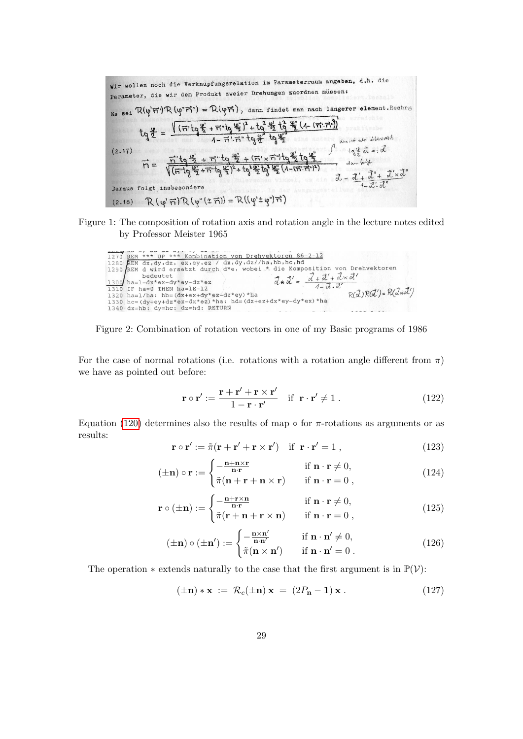Wir wollen noch die Verknüpfungsrelation im Parameterraum angeben, d.h. die Parameter, die wir dem Produkt zweier Drehungen zuordnen müssen:

Es sei $\mathcal{R}(\varphi'\vec{n}')\mathcal{R}(\varphi''\vec{n}'') = \mathcal{R}(\varphi\vec{n})$, dann findet man nach längerer element. Rechng.

$$\operatorname{tg}\frac{\varphi}{2} = \frac{\sqrt{(\vec{n}'\operatorname{tg}\frac{\varphi'}{2} + \vec{n}''\operatorname{tg}\frac{\varphi''}{2})^2 + \operatorname{tg}^2\frac{\varphi'}{2}\operatorname{tg}^2\frac{\varphi''}{2}(1-(\vec{n}'\cdot\vec{n}'')^2)}}{1 - \vec{n}'\cdot\vec{n}''\operatorname{tg}\frac{\varphi'}{2}\operatorname{tg}\frac{\varphi''}{2}}$$

(2.17)

$$\vec{n} = \frac{\vec{n}'\operatorname{tg}\frac{\varphi'}{2} + \vec{n}''\operatorname{tg}\frac{\varphi''}{2} + (\vec{n}'\times\vec{n}'')\operatorname{tg}\frac{\varphi'}{2}\operatorname{tg}\frac{\varphi''}{2}}{\sqrt{(\vec{n}'\operatorname{tg}\frac{\varphi'}{2} + \vec{n}''\operatorname{tg}\frac{\varphi''}{2})^2 + \operatorname{tg}^2\frac{\varphi'}{2}\operatorname{tg}^2\frac{\varphi''}{2}(1-(\vec{n}'\cdot\vec{n}'')^2)}}$$

das ist aber überflüssig: $\operatorname{tg}\frac{\varphi}{2}\vec{n} =: \vec{\alpha}$, dann folgt $\vec{\alpha} = \frac{\vec{\alpha}' + \vec{\alpha}'' + \vec{\alpha}'\times\vec{\alpha}''}{1 - \vec{\alpha}'\cdot\vec{\alpha}''}$

Daraus folgt insbesondere

(2.18) $\mathcal{R}(\varphi'\vec{n})\mathcal{R}(\varphi''(\pm\vec{n})) = \mathcal{R}((\varphi'\pm\varphi'')\vec{n})$

Figure 1: The composition of rotation axis and rotation angle in the lecture notes edited by Professor Meister 1965

```
1270 REM *** UP *** Kombination von Drehvektoren 86-2-12
1280 REM dx,dy,dz, ex,ey,ez / dx,dy,dz//ha,hb,hc,hd
1290 REM d wird ersetzt durch d*e, wobei * die Komposition von Drehvektoren
        bedeutet
1300 ha=1-dx*ex-dy*ey-dz*ez
1310 IF ha=0 THEN ha=1E-12
1320 ha=1/ha: hb=(dx+ex+dy*ez-dz*ey)*ha
1330 hc=(dy+ey+dz*ex-dx*ez)*ha: hd=(dz+ez+dx*ey-dy*ex)*ha
1340 dx=hb: dy=hc: dz=hd: RETURN
```

$\vec{d}*\vec{d}' = \frac{\vec{d}+\vec{d}'+\vec{d}\times\vec{d}'}{1-\vec{d}\cdot\vec{d}'}$, $\quad \mathcal{R}(\vec{d})\mathcal{R}(\vec{d}') = \mathcal{R}(\vec{d}*\vec{d}')$

Figure 2: Combination of rotation vectors in one of my Basic programs of 1986

For the case of normal rotations (i.e. rotations with a rotation angle different from $\pi$) we have as pointed out before:

$$\mathbf{r}\circ\mathbf{r}' := \frac{\mathbf{r}+\mathbf{r}'+\mathbf{r}\times\mathbf{r}'}{1-\mathbf{r}\cdot\mathbf{r}'} \quad \text{if } \mathbf{r}\cdot\mathbf{r}' \neq 1\,. \tag{122}$$

Equation (120) determines also the results of map $\circ$ for $\pi$-rotations as arguments or as results:

$$\mathbf{r}\circ\mathbf{r}' := \tilde{\pi}(\mathbf{r}+\mathbf{r}'+\mathbf{r}\times\mathbf{r}') \quad \text{if } \mathbf{r}\cdot\mathbf{r}' = 1\,, \tag{123}$$

$$(\pm\mathbf{n})\circ\mathbf{r} := \begin{cases} -\frac{\mathbf{n}+\mathbf{n}\times\mathbf{r}}{\mathbf{n}\cdot\mathbf{r}} & \text{if } \mathbf{n}\cdot\mathbf{r}\neq 0, \\ \tilde{\pi}(\mathbf{n}+\mathbf{r}+\mathbf{n}\times\mathbf{r}) & \text{if } \mathbf{n}\cdot\mathbf{r} = 0\,, \end{cases} \tag{124}$$

$$\mathbf{r}\circ(\pm\mathbf{n}) := \begin{cases} -\frac{\mathbf{n}+\mathbf{r}\times\mathbf{n}}{\mathbf{n}\cdot\mathbf{r}} & \text{if } \mathbf{n}\cdot\mathbf{r}\neq 0, \\ \tilde{\pi}(\mathbf{r}+\mathbf{n}+\mathbf{r}\times\mathbf{n}) & \text{if } \mathbf{n}\cdot\mathbf{r} = 0\,, \end{cases} \tag{125}$$

$$(\pm\mathbf{n})\circ(\pm\mathbf{n}') := \begin{cases} -\frac{\mathbf{n}\times\mathbf{n}'}{\mathbf{n}\cdot\mathbf{n}'} & \text{if } \mathbf{n}\cdot\mathbf{n}'\neq 0, \\ \tilde{\pi}(\mathbf{n}\times\mathbf{n}') & \text{if } \mathbf{n}\cdot\mathbf{n}' = 0\,. \end{cases} \tag{126}$$

The operation $*$ extends naturally to the case that the first argument is in $\mathbb{P}(\mathcal{V})$:

$$(\pm\mathbf{n}) * \mathbf{x} \;:=\; \mathcal{R}_c(\pm\mathbf{n})\,\mathbf{x} \;=\; (2P_{\mathbf{n}} - \mathbf{1})\,\mathbf{x}\,. \tag{127}$$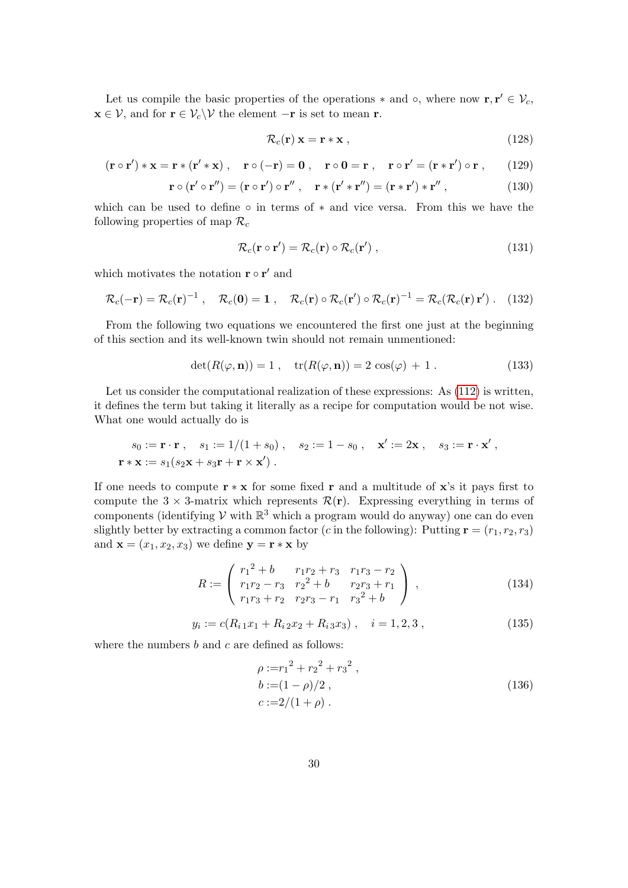Let us compile the basic properties of the operations $*$ and $\circ$, where now $\mathbf{r}, \mathbf{r}' \in \mathcal{V}_c$, $\mathbf{x} \in \mathcal{V}$, and for $\mathbf{r} \in \mathcal{V}_c \backslash \mathcal{V}$ the element $-\mathbf{r}$ is set to mean $\mathbf{r}$.

$$\mathcal{R}_c(\mathbf{r})\,\mathbf{x} = \mathbf{r} * \mathbf{x}\ , \tag{128}$$

$$(\mathbf{r} \circ \mathbf{r}') * \mathbf{x} = \mathbf{r} * (\mathbf{r}' * \mathbf{x})\ , \quad \mathbf{r} \circ (-\mathbf{r}) = \mathbf{0}\ , \quad \mathbf{r} \circ \mathbf{0} = \mathbf{r}\ , \quad \mathbf{r} \circ \mathbf{r}' = (\mathbf{r} * \mathbf{r}') \circ \mathbf{r}\ , \tag{129}$$

$$\mathbf{r} \circ (\mathbf{r}' \circ \mathbf{r}'') = (\mathbf{r} \circ \mathbf{r}') \circ \mathbf{r}''\ , \quad \mathbf{r} * (\mathbf{r}' * \mathbf{r}'') = (\mathbf{r} * \mathbf{r}') * \mathbf{r}''\ , \tag{130}$$

which can be used to define $\circ$ in terms of $*$ and vice versa. From this we have the following properties of map $\mathcal{R}_c$

$$\mathcal{R}_c(\mathbf{r} \circ \mathbf{r}') = \mathcal{R}_c(\mathbf{r}) \circ \mathcal{R}_c(\mathbf{r}')\ , \tag{131}$$

which motivates the notation $\mathbf{r} \circ \mathbf{r}'$ and

$$\mathcal{R}_c(-\mathbf{r}) = \mathcal{R}_c(\mathbf{r})^{-1}\ , \quad \mathcal{R}_c(\mathbf{0}) = \mathbf{1}\ , \quad \mathcal{R}_c(\mathbf{r}) \circ \mathcal{R}_c(\mathbf{r}') \circ \mathcal{R}_c(\mathbf{r})^{-1} = \mathcal{R}_c(\mathcal{R}_c(\mathbf{r})\,\mathbf{r}')\ . \tag{132}$$

From the following two equations we encountered the first one just at the beginning of this section and its well-known twin should not remain unmentioned:

$$\det(R(\varphi, \mathbf{n})) = 1\ , \quad \mathrm{tr}(R(\varphi, \mathbf{n})) = 2\,\cos(\varphi)\, + 1\ . \tag{133}$$

Let us consider the computational realization of these expressions: As (112) is written, it defines the term but taking it literally as a recipe for computation would be not wise. What one would actually do is

$$s_0 := \mathbf{r} \cdot \mathbf{r}\ , \quad s_1 := 1/(1 + s_0)\ , \quad s_2 := 1 - s_0\ , \quad \mathbf{x}' := 2\mathbf{x}\ , \quad s_3 := \mathbf{r} \cdot \mathbf{x}'\ ,$$
$$\mathbf{r} * \mathbf{x} := s_1(s_2 \mathbf{x} + s_3 \mathbf{r} + \mathbf{r} \times \mathbf{x}')\ .$$

If one needs to compute $\mathbf{r} * \mathbf{x}$ for some fixed $\mathbf{r}$ and a multitude of $\mathbf{x}$'s it pays first to compute the $3 \times 3$-matrix which represents $\mathcal{R}(\mathbf{r})$. Expressing everything in terms of components (identifying $\mathcal{V}$ with $\mathbb{R}^3$ which a program would do anyway) one can do even slightly better by extracting a common factor ($c$ in the following): Putting $\mathbf{r} = (r_1, r_2, r_3)$ and $\mathbf{x} = (x_1, x_2, x_3)$ we define $\mathbf{y} = \mathbf{r} * \mathbf{x}$ by

$$R := \begin{pmatrix} {r_1}^2 + b & r_1 r_2 + r_3 & r_1 r_3 - r_2 \\ r_1 r_2 - r_3 & {r_2}^2 + b & r_2 r_3 + r_1 \\ r_1 r_3 + r_2 & r_2 r_3 - r_1 & {r_3}^2 + b \end{pmatrix}\ , \tag{134}$$

$$y_i := c(R_{i\,1} x_1 + R_{i\,2} x_2 + R_{i\,3} x_3)\ , \quad i = 1, 2, 3\ , \tag{135}$$

where the numbers $b$ and $c$ are defined as follows:

$$\begin{aligned} \rho :=& {r_1}^2 + {r_2}^2 + {r_3}^2\ , \\ b :=& (1 - \rho)/2\ , \\ c :=& 2/(1 + \rho)\ . \end{aligned} \tag{136}$$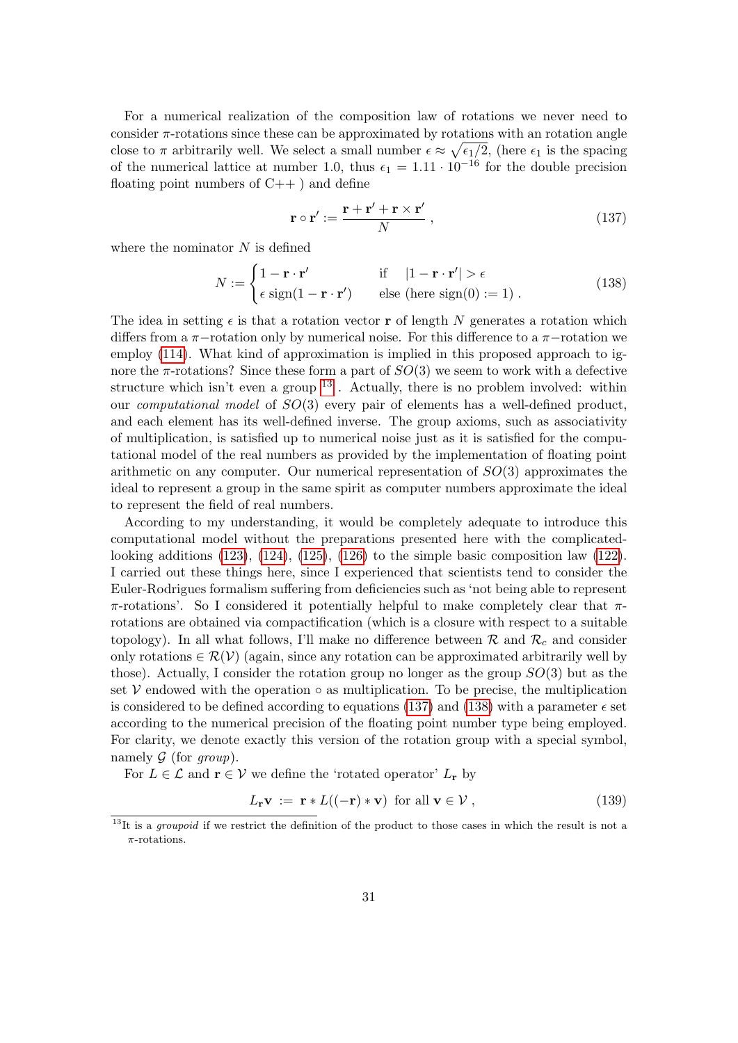For a numerical realization of the composition law of rotations we never need to consider $\pi$-rotations since these can be approximated by rotations with an rotation angle close to $\pi$ arbitrarily well. We select a small number $\epsilon \approx \sqrt{\epsilon_1/2}$, (here $\epsilon_1$ is the spacing of the numerical lattice at number 1.0, thus $\epsilon_1 = 1.11 \cdot 10^{-16}$ for the double precision floating point numbers of C++ ) and define

$$\mathbf{r} \circ \mathbf{r}' := \frac{\mathbf{r} + \mathbf{r}' + \mathbf{r} \times \mathbf{r}'}{N} , \tag{137}$$

where the nominator $N$ is defined

$$N := \begin{cases} 1 - \mathbf{r} \cdot \mathbf{r}' & \text{if} \quad |1 - \mathbf{r} \cdot \mathbf{r}'| > \epsilon \\ \epsilon \, \text{sign}(1 - \mathbf{r} \cdot \mathbf{r}') & \text{else (here sign}(0) := 1) \, . \end{cases} \tag{138}$$

The idea in setting $\epsilon$ is that a rotation vector $\mathbf{r}$ of length $N$ generates a rotation which differs from a $\pi-$rotation only by numerical noise. For this difference to a $\pi-$rotation we employ (114). What kind of approximation is implied in this proposed approach to ignore the $\pi$-rotations? Since these form a part of $SO(3)$ we seem to work with a defective structure which isn't even a group [13] . Actually, there is no problem involved: within our *computational model* of $SO(3)$ every pair of elements has a well-defined product, and each element has its well-defined inverse. The group axioms, such as associativity of multiplication, is satisfied up to numerical noise just as it is satisfied for the computational model of the real numbers as provided by the implementation of floating point arithmetic on any computer. Our numerical representation of $SO(3)$ approximates the ideal to represent a group in the same spirit as computer numbers approximate the ideal to represent the field of real numbers.

According to my understanding, it would be completely adequate to introduce this computational model without the preparations presented here with the complicated-looking additions (123), (124), (125), (126) to the simple basic composition law (122). I carried out these things here, since I experienced that scientists tend to consider the Euler-Rodrigues formalism suffering from deficiencies such as 'not being able to represent $\pi$-rotations'. So I considered it potentially helpful to make completely clear that $\pi$-rotations are obtained via compactification (which is a closure with respect to a suitable topology). In all what follows, I'll make no difference between $\mathcal{R}$ and $\mathcal{R}_c$ and consider only rotations $\in \mathcal{R}(\mathcal{V})$ (again, since any rotation can be approximated arbitrarily well by those). Actually, I consider the rotation group no longer as the group $SO(3)$ but as the set $\mathcal{V}$ endowed with the operation $\circ$ as multiplication. To be precise, the multiplication is considered to be defined according to equations (137) and (138) with a parameter $\epsilon$ set according to the numerical precision of the floating point number type being employed. For clarity, we denote exactly this version of the rotation group with a special symbol, namely $\mathcal{G}$ (for *group*).

For $L \in \mathcal{L}$ and $\mathbf{r} \in \mathcal{V}$ we define the 'rotated operator' $L_{\mathbf{r}}$ by

$$L_{\mathbf{r}} \mathbf{v} \; := \; \mathbf{r} * L((-\mathbf{r}) * \mathbf{v}) \; \text{ for all } \mathbf{v} \in \mathcal{V} \, , \tag{139}$$

[13] It is a *groupoid* if we restrict the definition of the product to those cases in which the result is not a $\pi$-rotations.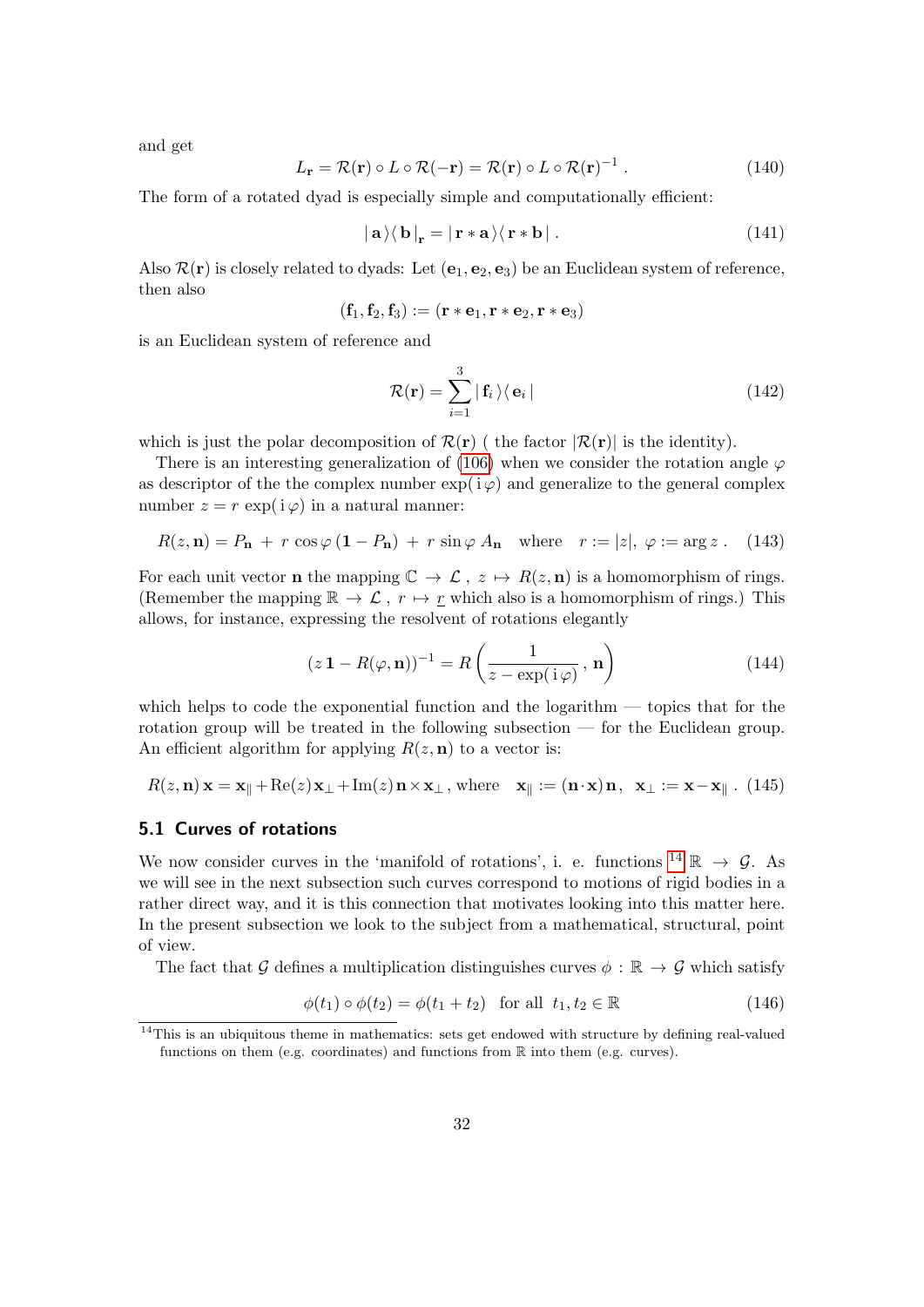and get

$$L_{\mathbf{r}} = \mathcal{R}(\mathbf{r}) \circ L \circ \mathcal{R}(-\mathbf{r}) = \mathcal{R}(\mathbf{r}) \circ L \circ \mathcal{R}(\mathbf{r})^{-1} \, . \tag{140}$$

The form of a rotated dyad is especially simple and computationally efficient:

$$|\,\mathbf{a}\,\rangle\langle\,\mathbf{b}\,|_{\mathbf{r}} = |\,\mathbf{r} * \mathbf{a}\,\rangle\langle\,\mathbf{r} * \mathbf{b}\,| \, . \tag{141}$$

Also $\mathcal{R}(\mathbf{r})$ is closely related to dyads: Let $(\mathbf{e}_1, \mathbf{e}_2, \mathbf{e}_3)$ be an Euclidean system of reference, then also

$$(\mathbf{f}_1, \mathbf{f}_2, \mathbf{f}_3) := (\mathbf{r} * \mathbf{e}_1, \mathbf{r} * \mathbf{e}_2, \mathbf{r} * \mathbf{e}_3)$$

is an Euclidean system of reference and

$$\mathcal{R}(\mathbf{r}) = \sum_{i=1}^{3} |\,\mathbf{f}_i\,\rangle\langle\,\mathbf{e}_i\,| \tag{142}$$

which is just the polar decomposition of $\mathcal{R}(\mathbf{r})$ ( the factor $|\mathcal{R}(\mathbf{r})|$ is the identity).

There is an interesting generalization of (106) when we consider the rotation angle $\varphi$ as descriptor of the the complex number $\exp(\mathrm{i}\,\varphi)$ and generalize to the general complex number $z = r\,\exp(\mathrm{i}\,\varphi)$ in a natural manner:

$$R(z, \mathbf{n}) = P_{\mathbf{n}} \,+\, r\,\cos\varphi\,(\mathbf{1} - P_{\mathbf{n}}) \,+\, r\,\sin\varphi\,A_{\mathbf{n}} \quad \text{where} \quad r := |z|,\ \varphi := \arg z \, . \tag{143}$$

For each unit vector $\mathbf{n}$ the mapping $\mathbb{C} \to \mathcal{L}\,,\ z \mapsto R(z, \mathbf{n})$ is a homomorphism of rings. (Remember the mapping $\mathbb{R} \to \mathcal{L}\,,\ r \mapsto \underline{r}$ which also is a homomorphism of rings.) This allows, for instance, expressing the resolvent of rotations elegantly

$$(z\,\mathbf{1} - R(\varphi, \mathbf{n}))^{-1} = R\left(\frac{1}{z - \exp(\mathrm{i}\,\varphi)}\,,\,\mathbf{n}\right) \tag{144}$$

which helps to code the exponential function and the logarithm — topics that for the rotation group will be treated in the following subsection — for the Euclidean group. An efficient algorithm for applying $R(z, \mathbf{n})$ to a vector is:

$$R(z, \mathbf{n})\,\mathbf{x} = \mathbf{x}_{\parallel} + \mathrm{Re}(z)\,\mathbf{x}_{\perp} + \mathrm{Im}(z)\,\mathbf{n} \times \mathbf{x}_{\perp}\,,\ \text{where} \quad \mathbf{x}_{\parallel} := (\mathbf{n}\cdot\mathbf{x})\,\mathbf{n}\,,\ \ \mathbf{x}_{\perp} := \mathbf{x} - \mathbf{x}_{\parallel} \, . \tag{145}$$

### 5.1 Curves of rotations

We now consider curves in the 'manifold of rotations', i. e. functions [14] $\mathbb{R} \to \mathcal{G}$. As we will see in the next subsection such curves correspond to motions of rigid bodies in a rather direct way, and it is this connection that motivates looking into this matter here. In the present subsection we look to the subject from a mathematical, structural, point of view.

The fact that $\mathcal{G}$ defines a multiplication distinguishes curves $\phi : \mathbb{R} \to \mathcal{G}$ which satisfy

$$\phi(t_1) \circ \phi(t_2) = \phi(t_1 + t_2) \quad \text{for all} \ \ t_1, t_2 \in \mathbb{R} \tag{146}$$

[14] This is an ubiquitous theme in mathematics: sets get endowed with structure by defining real-valued functions on them (e.g. coordinates) and functions from $\mathbb{R}$ into them (e.g. curves).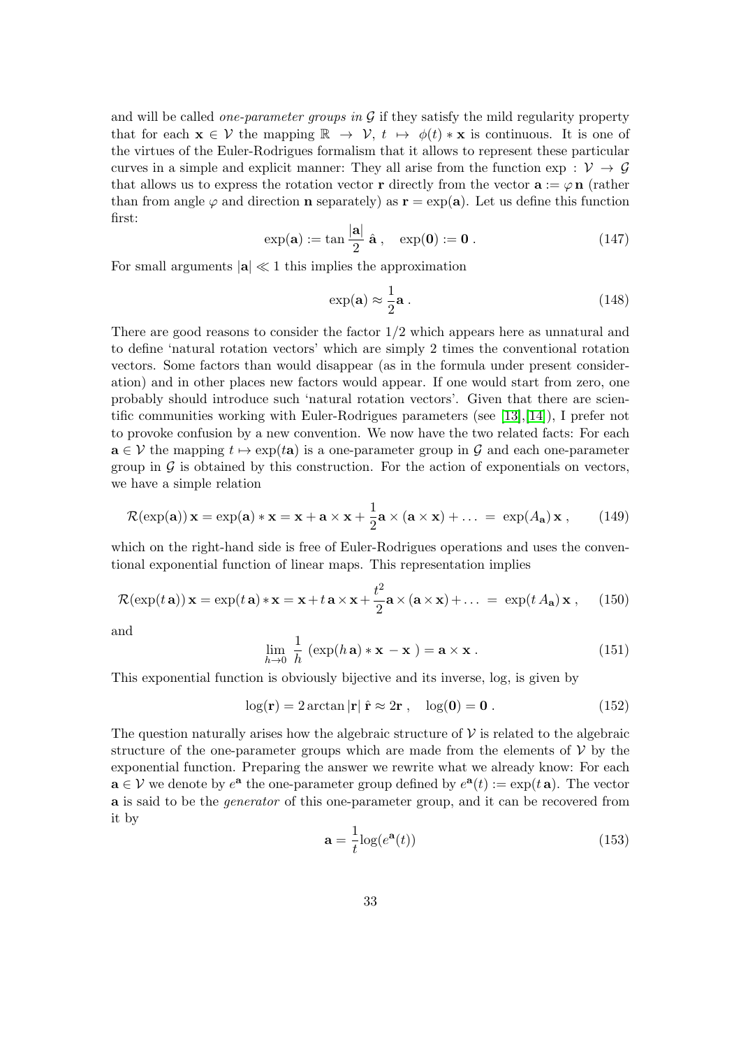and will be called *one-parameter groups in* $\mathcal{G}$ if they satisfy the mild regularity property that for each $\mathbf{x} \in \mathcal{V}$ the mapping $\mathbb{R} \to \mathcal{V},\ t \mapsto \phi(t) * \mathbf{x}$ is continuous. It is one of the virtues of the Euler-Rodrigues formalism that it allows to represent these particular curves in a simple and explicit manner: They all arise from the function $\exp : \mathcal{V} \to \mathcal{G}$ that allows us to express the rotation vector $\mathbf{r}$ directly from the vector $\mathbf{a} := \varphi\,\mathbf{n}$ (rather than from angle $\varphi$ and direction $\mathbf{n}$ separately) as $\mathbf{r} = \exp(\mathbf{a})$. Let us define this function first:

$$\exp(\mathbf{a}) := \tan\frac{|\mathbf{a}|}{2}\ \hat{\mathbf{a}}\ , \quad \exp(\mathbf{0}) := \mathbf{0}\ . \tag{147}$$

For small arguments $|\mathbf{a}| \ll 1$ this implies the approximation

$$\exp(\mathbf{a}) \approx \frac{1}{2}\mathbf{a}\ . \tag{148}$$

There are good reasons to consider the factor $1/2$ which appears here as unnatural and to define 'natural rotation vectors' which are simply 2 times the conventional rotation vectors. Some factors than would disappear (as in the formula under present consideration) and in other places new factors would appear. If one would start from zero, one probably should introduce such 'natural rotation vectors'. Given that there are scientific communities working with Euler-Rodrigues parameters (see [13],[14]), I prefer not to provoke confusion by a new convention. We now have the two related facts: For each $\mathbf{a} \in \mathcal{V}$ the mapping $t \mapsto \exp(t\mathbf{a})$ is a one-parameter group in $\mathcal{G}$ and each one-parameter group in $\mathcal{G}$ is obtained by this construction. For the action of exponentials on vectors, we have a simple relation

$$\mathcal{R}(\exp(\mathbf{a}))\,\mathbf{x} = \exp(\mathbf{a}) * \mathbf{x} = \mathbf{x} + \mathbf{a}\times\mathbf{x} + \frac{1}{2}\mathbf{a}\times(\mathbf{a}\times\mathbf{x}) + \ldots\ =\ \exp(A_{\mathbf{a}})\,\mathbf{x}\ , \tag{149}$$

which on the right-hand side is free of Euler-Rodrigues operations and uses the conventional exponential function of linear maps. This representation implies

$$\mathcal{R}(\exp(t\,\mathbf{a}))\,\mathbf{x} = \exp(t\,\mathbf{a}) * \mathbf{x} = \mathbf{x} + t\,\mathbf{a}\times\mathbf{x} + \frac{t^2}{2}\mathbf{a}\times(\mathbf{a}\times\mathbf{x}) + \ldots\ =\ \exp(t\,A_{\mathbf{a}})\,\mathbf{x}\ , \tag{150}$$

and

$$\lim_{h\to 0}\ \frac{1}{h}\ (\exp(h\,\mathbf{a}) * \mathbf{x}\ - \mathbf{x}\ ) = \mathbf{a}\times\mathbf{x}\ . \tag{151}$$

This exponential function is obviously bijective and its inverse, log, is given by

$$\log(\mathbf{r}) = 2\arctan|\mathbf{r}|\ \hat{\mathbf{r}} \approx 2\mathbf{r}\ , \quad \log(\mathbf{0}) = \mathbf{0}\ . \tag{152}$$

The question naturally arises how the algebraic structure of $\mathcal{V}$ is related to the algebraic structure of the one-parameter groups which are made from the elements of $\mathcal{V}$ by the exponential function. Preparing the answer we rewrite what we already know: For each $\mathbf{a} \in \mathcal{V}$ we denote by $e^{\mathbf{a}}$ the one-parameter group defined by $e^{\mathbf{a}}(t) := \exp(t\,\mathbf{a})$. The vector $\mathbf{a}$ is said to be the *generator* of this one-parameter group, and it can be recovered from it by

$$\mathbf{a} = \frac{1}{t}\log(e^{\mathbf{a}}(t)) \tag{153}$$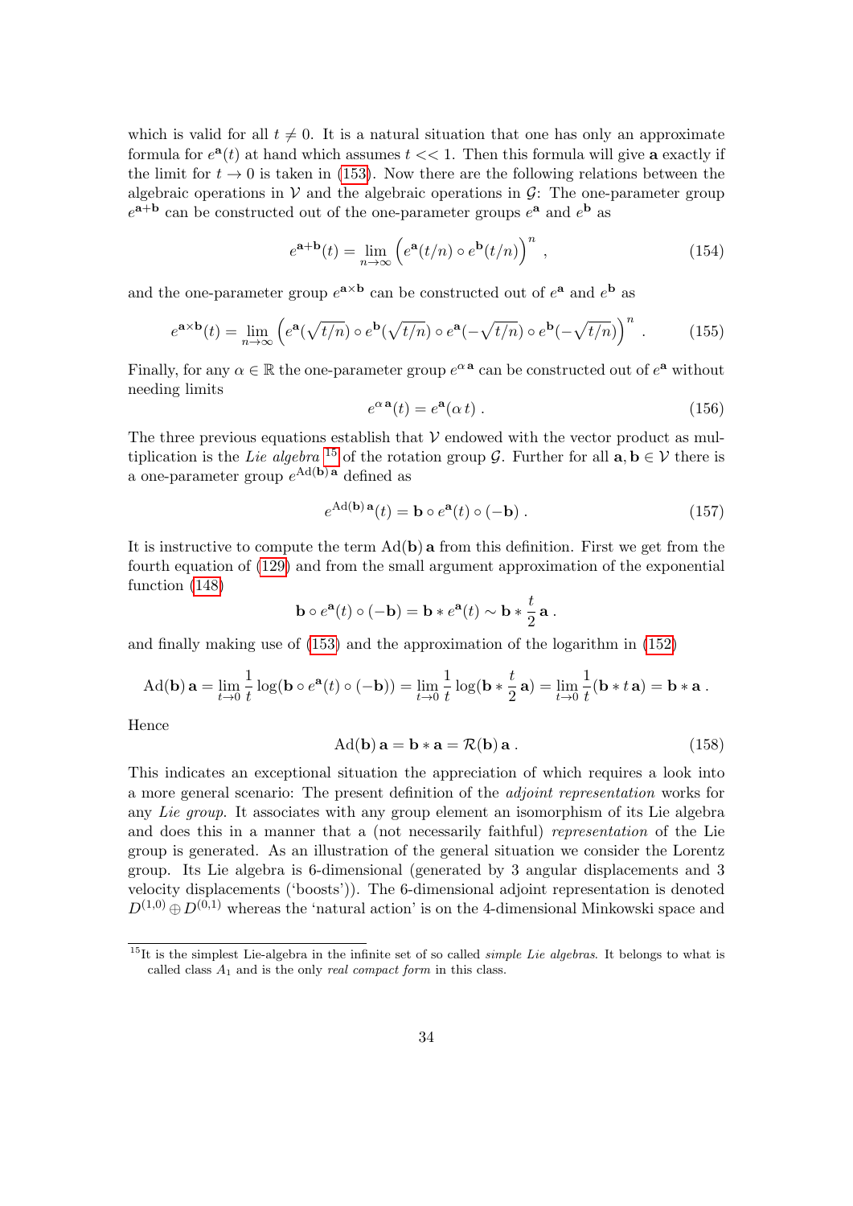which is valid for all $t \neq 0$. It is a natural situation that one has only an approximate formula for $e^{\mathbf{a}}(t)$ at hand which assumes $t << 1$. Then this formula will give $\mathbf{a}$ exactly if the limit for $t \to 0$ is taken in (153). Now there are the following relations between the algebraic operations in $\mathcal{V}$ and the algebraic operations in $\mathcal{G}$: The one-parameter group $e^{\mathbf{a}+\mathbf{b}}$ can be constructed out of the one-parameter groups $e^{\mathbf{a}}$ and $e^{\mathbf{b}}$ as

$$e^{\mathbf{a}+\mathbf{b}}(t) = \lim_{n\to\infty} \left( e^{\mathbf{a}}(t/n) \circ e^{\mathbf{b}}(t/n) \right)^n \ , \tag{154}$$

and the one-parameter group $e^{\mathbf{a}\times\mathbf{b}}$ can be constructed out of $e^{\mathbf{a}}$ and $e^{\mathbf{b}}$ as

$$e^{\mathbf{a}\times\mathbf{b}}(t) = \lim_{n\to\infty} \left( e^{\mathbf{a}}(\sqrt{t/n}) \circ e^{\mathbf{b}}(\sqrt{t/n}) \circ e^{\mathbf{a}}(-\sqrt{t/n}) \circ e^{\mathbf{b}}(-\sqrt{t/n}) \right)^n \ . \tag{155}$$

Finally, for any $\alpha \in \mathbb{R}$ the one-parameter group $e^{\alpha\,\mathbf{a}}$ can be constructed out of $e^{\mathbf{a}}$ without needing limits

$$e^{\alpha\,\mathbf{a}}(t) = e^{\mathbf{a}}(\alpha\, t) \ . \tag{156}$$

The three previous equations establish that $\mathcal{V}$ endowed with the vector product as multiplication is the *Lie algebra* [15] of the rotation group $\mathcal{G}$. Further for all $\mathbf{a}, \mathbf{b} \in \mathcal{V}$ there is a one-parameter group $e^{\mathrm{Ad}(\mathbf{b})\,\mathbf{a}}$ defined as

$$e^{\mathrm{Ad}(\mathbf{b})\,\mathbf{a}}(t) = \mathbf{b} \circ e^{\mathbf{a}}(t) \circ (-\mathbf{b}) \ . \tag{157}$$

It is instructive to compute the term $\mathrm{Ad}(\mathbf{b})\,\mathbf{a}$ from this definition. First we get from the fourth equation of (129) and from the small argument approximation of the exponential function (148)

$$\mathbf{b} \circ e^{\mathbf{a}}(t) \circ (-\mathbf{b}) = \mathbf{b} * e^{\mathbf{a}}(t) \sim \mathbf{b} * \frac{t}{2}\,\mathbf{a} \ .$$

and finally making use of (153) and the approximation of the logarithm in (152)

$$\mathrm{Ad}(\mathbf{b})\,\mathbf{a} = \lim_{t\to 0} \frac{1}{t} \log(\mathbf{b} \circ e^{\mathbf{a}}(t) \circ (-\mathbf{b})) = \lim_{t\to 0} \frac{1}{t} \log(\mathbf{b} * \frac{t}{2}\,\mathbf{a}) = \lim_{t\to 0} \frac{1}{t} (\mathbf{b} * t\,\mathbf{a}) = \mathbf{b} * \mathbf{a} \ .$$

Hence

$$\mathrm{Ad}(\mathbf{b})\,\mathbf{a} = \mathbf{b} * \mathbf{a} = \mathcal{R}(\mathbf{b})\,\mathbf{a} \ . \tag{158}$$

This indicates an exceptional situation the appreciation of which requires a look into a more general scenario: The present definition of the *adjoint representation* works for any *Lie group*. It associates with any group element an isomorphism of its Lie algebra and does this in a manner that a (not necessarily faithful) *representation* of the Lie group is generated. As an illustration of the general situation we consider the Lorentz group. Its Lie algebra is 6-dimensional (generated by 3 angular displacements and 3 velocity displacements ('boosts')). The 6-dimensional adjoint representation is denoted $D^{(1,0)} \oplus D^{(0,1)}$ whereas the 'natural action' is on the 4-dimensional Minkowski space and

[15] It is the simplest Lie-algebra in the infinite set of so called *simple Lie algebras*. It belongs to what is called class $A_1$ and is the only *real compact form* in this class.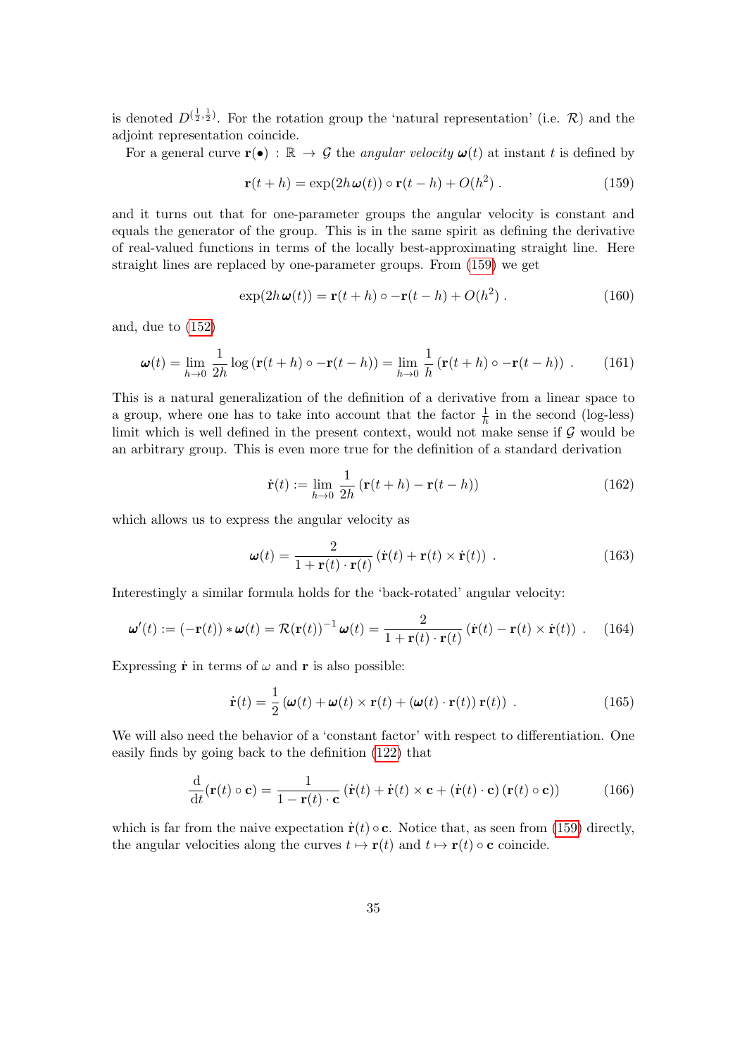is denoted $D^{(\frac{1}{2},\frac{1}{2})}$. For the rotation group the 'natural representation' (i.e. $\mathcal{R}$) and the adjoint representation coincide.

For a general curve $\mathbf{r}(\bullet) : \mathbb{R} \to \mathcal{G}$ the *angular velocity* $\boldsymbol{\omega}(t)$ at instant $t$ is defined by

$$\mathbf{r}(t+h) = \exp(2h\,\boldsymbol{\omega}(t)) \circ \mathbf{r}(t-h) + O(h^2)\ . \tag{159}$$

and it turns out that for one-parameter groups the angular velocity is constant and equals the generator of the group. This is in the same spirit as defining the derivative of real-valued functions in terms of the locally best-approximating straight line. Here straight lines are replaced by one-parameter groups. From (159) we get

$$\exp(2h\,\boldsymbol{\omega}(t)) = \mathbf{r}(t+h) \circ -\mathbf{r}(t-h) + O(h^2)\ . \tag{160}$$

and, due to (152)

$$\boldsymbol{\omega}(t) = \lim_{h\to 0} \frac{1}{2h} \log\left(\mathbf{r}(t+h) \circ -\mathbf{r}(t-h)\right) = \lim_{h\to 0} \frac{1}{h}\left(\mathbf{r}(t+h) \circ -\mathbf{r}(t-h)\right)\ . \tag{161}$$

This is a natural generalization of the definition of a derivative from a linear space to a group, where one has to take into account that the factor $\frac{1}{h}$ in the second (log-less) limit which is well defined in the present context, would not make sense if $\mathcal{G}$ would be an arbitrary group. This is even more true for the definition of a standard derivation

$$\dot{\mathbf{r}}(t) := \lim_{h\to 0} \frac{1}{2h}\left(\mathbf{r}(t+h) - \mathbf{r}(t-h)\right) \tag{162}$$

which allows us to express the angular velocity as

$$\boldsymbol{\omega}(t) = \frac{2}{1 + \mathbf{r}(t)\cdot\mathbf{r}(t)}\left(\dot{\mathbf{r}}(t) + \mathbf{r}(t) \times \dot{\mathbf{r}}(t)\right)\ . \tag{163}$$

Interestingly a similar formula holds for the 'back-rotated' angular velocity:

$$\boldsymbol{\omega}'(t) := (-\mathbf{r}(t)) * \boldsymbol{\omega}(t) = \mathcal{R}(\mathbf{r}(t))^{-1}\,\boldsymbol{\omega}(t) = \frac{2}{1 + \mathbf{r}(t)\cdot\mathbf{r}(t)}\left(\dot{\mathbf{r}}(t) - \mathbf{r}(t) \times \dot{\mathbf{r}}(t)\right)\ . \tag{164}$$

Expressing $\dot{\mathbf{r}}$ in terms of $\omega$ and $\mathbf{r}$ is also possible:

$$\dot{\mathbf{r}}(t) = \frac{1}{2}\left(\boldsymbol{\omega}(t) + \boldsymbol{\omega}(t) \times \mathbf{r}(t) + (\boldsymbol{\omega}(t)\cdot\mathbf{r}(t))\,\mathbf{r}(t)\right)\ . \tag{165}$$

We will also need the behavior of a 'constant factor' with respect to differentiation. One easily finds by going back to the definition (122) that

$$\frac{\mathrm{d}}{\mathrm{d}t}(\mathbf{r}(t)\circ\mathbf{c}) = \frac{1}{1 - \mathbf{r}(t)\cdot\mathbf{c}}\left(\dot{\mathbf{r}}(t) + \dot{\mathbf{r}}(t) \times \mathbf{c} + (\dot{\mathbf{r}}(t)\cdot\mathbf{c})\,(\mathbf{r}(t)\circ\mathbf{c})\right) \tag{166}$$

which is far from the naive expectation $\dot{\mathbf{r}}(t)\circ\mathbf{c}$. Notice that, as seen from (159) directly, the angular velocities along the curves $t \mapsto \mathbf{r}(t)$ and $t \mapsto \mathbf{r}(t)\circ\mathbf{c}$ coincide.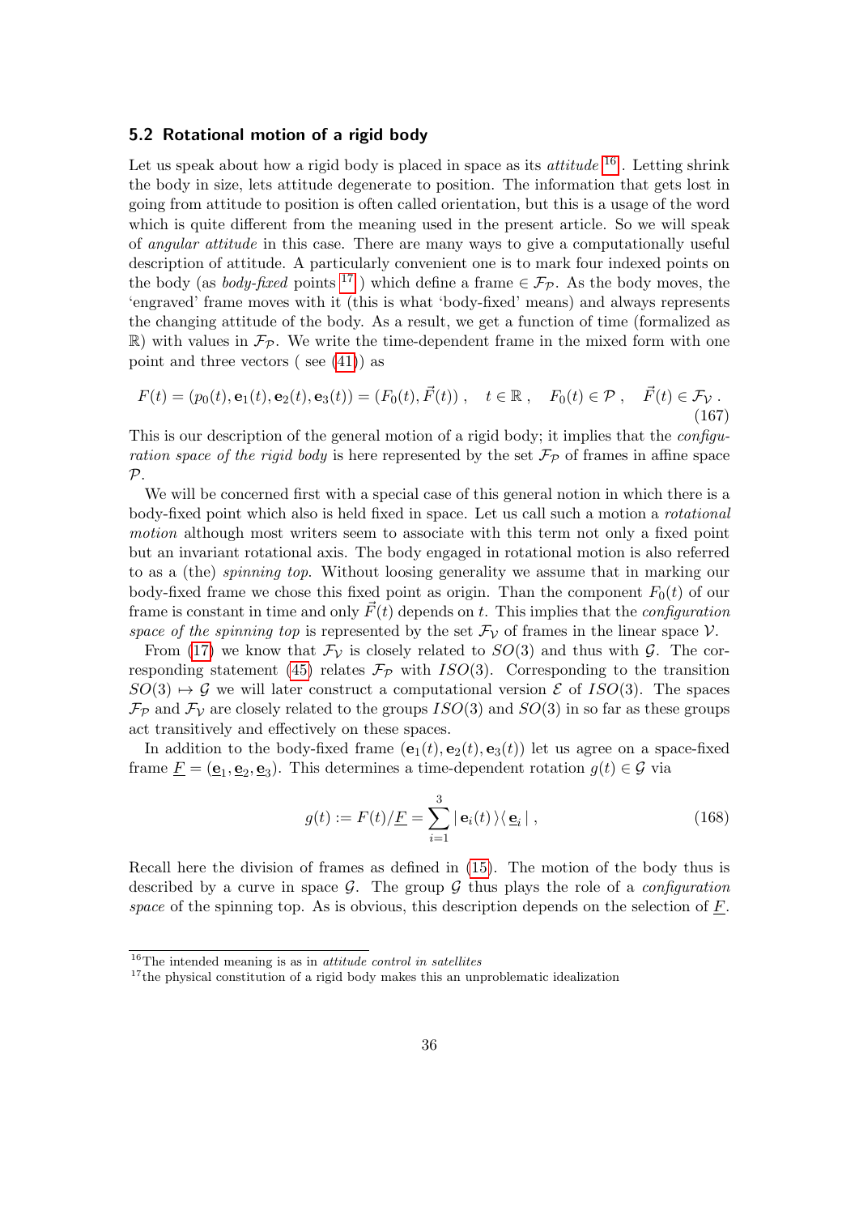### 5.2 Rotational motion of a rigid body

Let us speak about how a rigid body is placed in space as its *attitude* [16]. Letting shrink the body in size, lets attitude degenerate to position. The information that gets lost in going from attitude to position is often called orientation, but this is a usage of the word which is quite different from the meaning used in the present article. So we will speak of *angular attitude* in this case. There are many ways to give a computationally useful description of attitude. A particularly convenient one is to mark four indexed points on the body (as *body-fixed* points [17] ) which define a frame $\in \mathcal{F}_{\mathcal{P}}$. As the body moves, the 'engraved' frame moves with it (this is what 'body-fixed' means) and always represents the changing attitude of the body. As a result, we get a function of time (formalized as $\mathbb{R}$) with values in $\mathcal{F}_{\mathcal{P}}$. We write the time-dependent frame in the mixed form with one point and three vectors ( see (41)) as

$$F(t) = (p_0(t), \mathbf{e}_1(t), \mathbf{e}_2(t), \mathbf{e}_3(t)) = (F_0(t), \vec{F}(t)) \ , \quad t \in \mathbb{R} \ , \quad F_0(t) \in \mathcal{P} \ , \quad \vec{F}(t) \in \mathcal{F}_{\mathcal{V}} \ . \tag{167}$$

This is our description of the general motion of a rigid body; it implies that the *configuration space of the rigid body* is here represented by the set $\mathcal{F}_{\mathcal{P}}$ of frames in affine space $\mathcal{P}$.

We will be concerned first with a special case of this general notion in which there is a body-fixed point which also is held fixed in space. Let us call such a motion a *rotational motion* although most writers seem to associate with this term not only a fixed point but an invariant rotational axis. The body engaged in rotational motion is also referred to as a (the) *spinning top*. Without loosing generality we assume that in marking our body-fixed frame we chose this fixed point as origin. Than the component $F_0(t)$ of our frame is constant in time and only $\vec{F}(t)$ depends on $t$. This implies that the *configuration space of the spinning top* is represented by the set $\mathcal{F}_{\mathcal{V}}$ of frames in the linear space $\mathcal{V}$.

From (17) we know that $\mathcal{F}_{\mathcal{V}}$ is closely related to $SO(3)$ and thus with $\mathcal{G}$. The corresponding statement (45) relates $\mathcal{F}_{\mathcal{P}}$ with $ISO(3)$. Corresponding to the transition $SO(3) \mapsto \mathcal{G}$ we will later construct a computational version $\mathcal{E}$ of $ISO(3)$. The spaces $\mathcal{F}_{\mathcal{P}}$ and $\mathcal{F}_{\mathcal{V}}$ are closely related to the groups $ISO(3)$ and $SO(3)$ in so far as these groups act transitively and effectively on these spaces.

In addition to the body-fixed frame $(\mathbf{e}_1(t), \mathbf{e}_2(t), \mathbf{e}_3(t))$ let us agree on a space-fixed frame $\underline{F} = (\underline{\mathbf{e}}_1, \underline{\mathbf{e}}_2, \underline{\mathbf{e}}_3)$. This determines a time-dependent rotation $g(t) \in \mathcal{G}$ via

$$g(t) := F(t)/\underline{F} = \sum_{i=1}^{3} |\, \mathbf{e}_i(t) \,\rangle\langle\, \underline{\mathbf{e}}_i \,| \ , \tag{168}$$

Recall here the division of frames as defined in (15). The motion of the body thus is described by a curve in space $\mathcal{G}$. The group $\mathcal{G}$ thus plays the role of a *configuration space* of the spinning top. As is obvious, this description depends on the selection of $\underline{F}$.

[16] The intended meaning is as in *attitude control in satellites*

[17] the physical constitution of a rigid body makes this an unproblematic idealization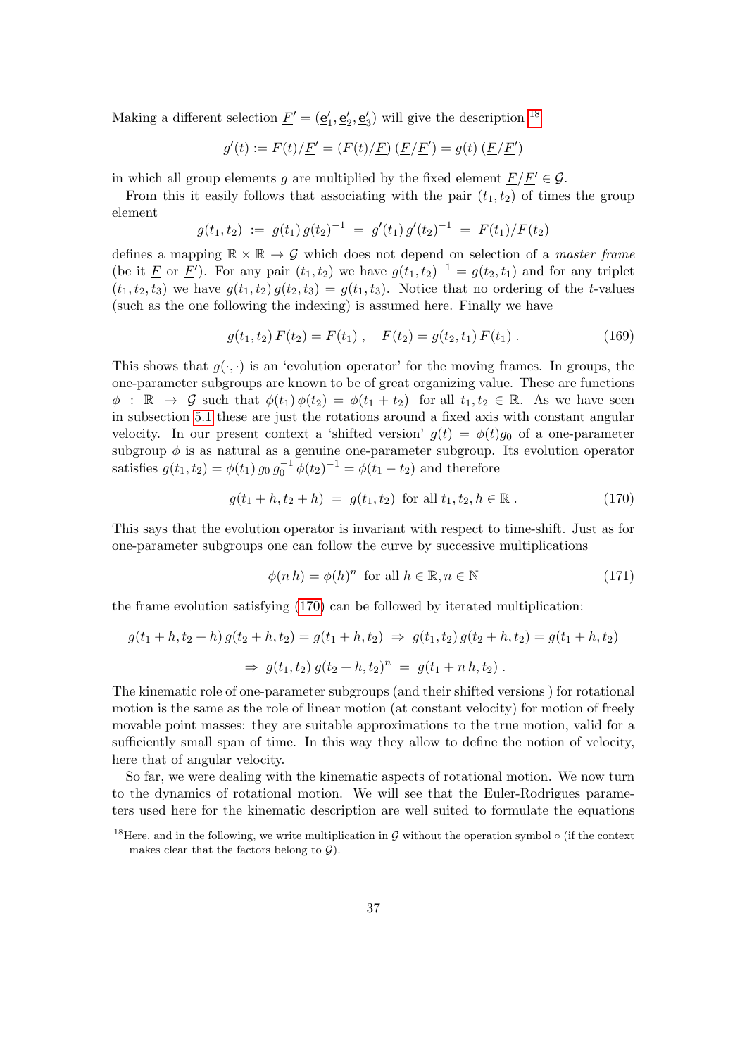Making a different selection $\underline{F}' = (\underline{\mathbf{e}}'_1, \underline{\mathbf{e}}'_2, \underline{\mathbf{e}}'_3)$ will give the description [18]

$$g'(t) := F(t)/\underline{F}' = (F(t)/\underline{F})\,(\underline{F}/\underline{F}') = g(t)\,(\underline{F}/\underline{F}')$$

in which all group elements $g$ are multiplied by the fixed element $\underline{F}/\underline{F}' \in \mathcal{G}$.

From this it easily follows that associating with the pair $(t_1, t_2)$ of times the group element

$$g(t_1, t_2) \;:=\; g(t_1)\, g(t_2)^{-1} \;=\; g'(t_1)\, g'(t_2)^{-1} \;=\; F(t_1)/F(t_2)$$

defines a mapping $\mathbb{R} \times \mathbb{R} \to \mathcal{G}$ which does not depend on selection of a *master frame* (be it $\underline{F}$ or $\underline{F}'$). For any pair $(t_1, t_2)$ we have $g(t_1, t_2)^{-1} = g(t_2, t_1)$ and for any triplet $(t_1, t_2, t_3)$ we have $g(t_1, t_2)\, g(t_2, t_3) = g(t_1, t_3)$. Notice that no ordering of the $t$-values (such as the one following the indexing) is assumed here. Finally we have

$$g(t_1, t_2)\, F(t_2) = F(t_1)\;, \quad F(t_2) = g(t_2, t_1)\, F(t_1)\;. \tag{169}$$

This shows that $g(\cdot,\cdot)$ is an 'evolution operator' for the moving frames. In groups, the one-parameter subgroups are known to be of great organizing value. These are functions $\phi : \mathbb{R} \to \mathcal{G}$ such that $\phi(t_1)\,\phi(t_2) = \phi(t_1 + t_2)$ for all $t_1, t_2 \in \mathbb{R}$. As we have seen in subsection 5.1 these are just the rotations around a fixed axis with constant angular velocity. In our present context a 'shifted version' $g(t) = \phi(t) g_0$ of a one-parameter subgroup $\phi$ is as natural as a genuine one-parameter subgroup. Its evolution operator satisfies $g(t_1, t_2) = \phi(t_1)\, g_0\, g_0^{-1}\, \phi(t_2)^{-1} = \phi(t_1 - t_2)$ and therefore

$$g(t_1 + h, t_2 + h) \;=\; g(t_1, t_2) \;\text{ for all } t_1, t_2, h \in \mathbb{R}\;. \tag{170}$$

This says that the evolution operator is invariant with respect to time-shift. Just as for one-parameter subgroups one can follow the curve by successive multiplications

$$\phi(n\, h) = \phi(h)^n \;\text{ for all } h \in \mathbb{R}, n \in \mathbb{N} \tag{171}$$

the frame evolution satisfying (170) can be followed by iterated multiplication:

$$g(t_1 + h, t_2 + h)\, g(t_2 + h, t_2) = g(t_1 + h, t_2) \;\Rightarrow\; g(t_1, t_2)\, g(t_2 + h, t_2) = g(t_1 + h, t_2)$$

$$\Rightarrow\; g(t_1, t_2)\, g(t_2 + h, t_2)^n \;=\; g(t_1 + n\, h, t_2)\;.$$

The kinematic role of one-parameter subgroups (and their shifted versions ) for rotational motion is the same as the role of linear motion (at constant velocity) for motion of freely movable point masses: they are suitable approximations to the true motion, valid for a sufficiently small span of time. In this way they allow to define the notion of velocity, here that of angular velocity.

So far, we were dealing with the kinematic aspects of rotational motion. We now turn to the dynamics of rotational motion. We will see that the Euler-Rodrigues parameters used here for the kinematic description are well suited to formulate the equations

[18] Here, and in the following, we write multiplication in $\mathcal{G}$ without the operation symbol $\circ$ (if the context makes clear that the factors belong to $\mathcal{G}$).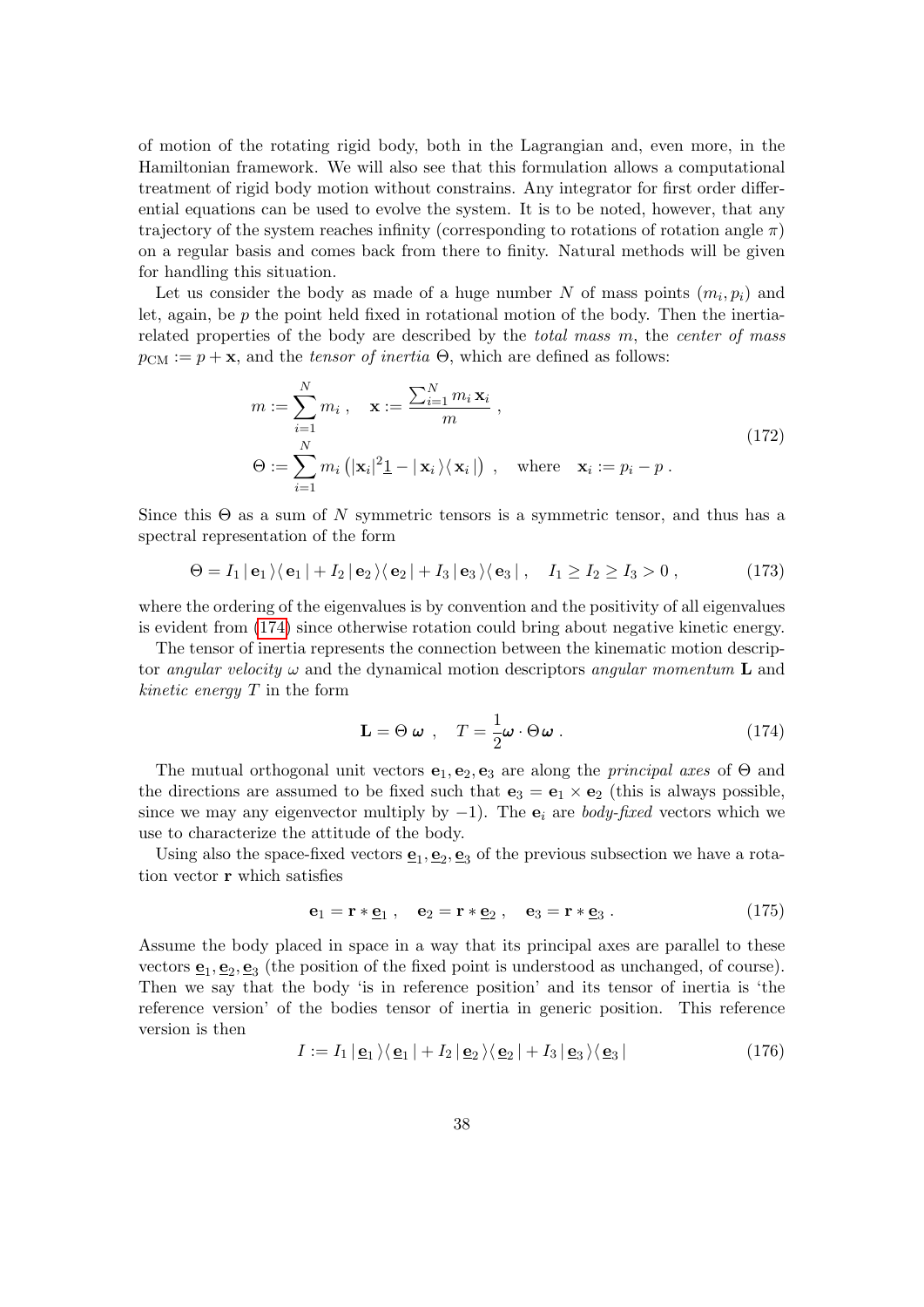of motion of the rotating rigid body, both in the Lagrangian and, even more, in the Hamiltonian framework. We will also see that this formulation allows a computational treatment of rigid body motion without constrains. Any integrator for first order differential equations can be used to evolve the system. It is to be noted, however, that any trajectory of the system reaches infinity (corresponding to rotations of rotation angle $\pi$) on a regular basis and comes back from there to finity. Natural methods will be given for handling this situation.

Let us consider the body as made of a huge number $N$ of mass points $(m_i, p_i)$ and let, again, be $p$ the point held fixed in rotational motion of the body. Then the inertia-related properties of the body are described by the *total mass* $m$, the *center of mass* $p_{\mathrm{CM}} := p + \mathbf{x}$, and the *tensor of inertia* $\Theta$, which are defined as follows:

$$
\begin{aligned}
m &:= \sum_{i=1}^{N} m_i \;, \quad \mathbf{x} := \frac{\sum_{i=1}^{N} m_i \, \mathbf{x}_i}{m} \;, \\
\Theta &:= \sum_{i=1}^{N} m_i \left( |\mathbf{x}_i|^2 \underline{1} - |\, \mathbf{x}_i \,\rangle\langle\, \mathbf{x}_i \,| \right) \;, \quad \text{where} \quad \mathbf{x}_i := p_i - p \;.
\end{aligned}
\tag{172}
$$

Since this $\Theta$ as a sum of $N$ symmetric tensors is a symmetric tensor, and thus has a spectral representation of the form

$$
\Theta = I_1 \,|\, \mathbf{e}_1 \,\rangle\langle\, \mathbf{e}_1 \,| + I_2 \,|\, \mathbf{e}_2 \,\rangle\langle\, \mathbf{e}_2 \,| + I_3 \,|\, \mathbf{e}_3 \,\rangle\langle\, \mathbf{e}_3 \,| \;, \quad I_1 \geq I_2 \geq I_3 > 0 \;, \tag{173}
$$

where the ordering of the eigenvalues is by convention and the positivity of all eigenvalues is evident from (174) since otherwise rotation could bring about negative kinetic energy.

The tensor of inertia represents the connection between the kinematic motion descriptor *angular velocity* $\omega$ and the dynamical motion descriptors *angular momentum* $\mathbf{L}$ and *kinetic energy* $T$ in the form

$$
\mathbf{L} = \Theta \, \boldsymbol{\omega} \;, \quad T = \frac{1}{2} \boldsymbol{\omega} \cdot \Theta \boldsymbol{\omega} \;. \tag{174}
$$

The mutual orthogonal unit vectors $\mathbf{e}_1, \mathbf{e}_2, \mathbf{e}_3$ are along the *principal axes* of $\Theta$ and the directions are assumed to be fixed such that $\mathbf{e}_3 = \mathbf{e}_1 \times \mathbf{e}_2$ (this is always possible, since we may any eigenvector multiply by $-1$). The $\mathbf{e}_i$ are *body-fixed* vectors which we use to characterize the attitude of the body.

Using also the space-fixed vectors $\underline{\mathbf{e}}_1, \underline{\mathbf{e}}_2, \underline{\mathbf{e}}_3$ of the previous subsection we have a rotation vector $\mathbf{r}$ which satisfies

$$
\mathbf{e}_1 = \mathbf{r} * \underline{\mathbf{e}}_1 \;, \quad \mathbf{e}_2 = \mathbf{r} * \underline{\mathbf{e}}_2 \;, \quad \mathbf{e}_3 = \mathbf{r} * \underline{\mathbf{e}}_3 \;. \tag{175}
$$

Assume the body placed in space in a way that its principal axes are parallel to these vectors $\underline{\mathbf{e}}_1, \underline{\mathbf{e}}_2, \underline{\mathbf{e}}_3$ (the position of the fixed point is understood as unchanged, of course). Then we say that the body 'is in reference position' and its tensor of inertia is 'the reference version' of the bodies tensor of inertia in generic position. This reference version is then

$$
I := I_1 \,|\, \underline{\mathbf{e}}_1 \,\rangle\langle\, \underline{\mathbf{e}}_1 \,| + I_2 \,|\, \underline{\mathbf{e}}_2 \,\rangle\langle\, \underline{\mathbf{e}}_2 \,| + I_3 \,|\, \underline{\mathbf{e}}_3 \,\rangle\langle\, \underline{\mathbf{e}}_3 \,| \tag{176}
$$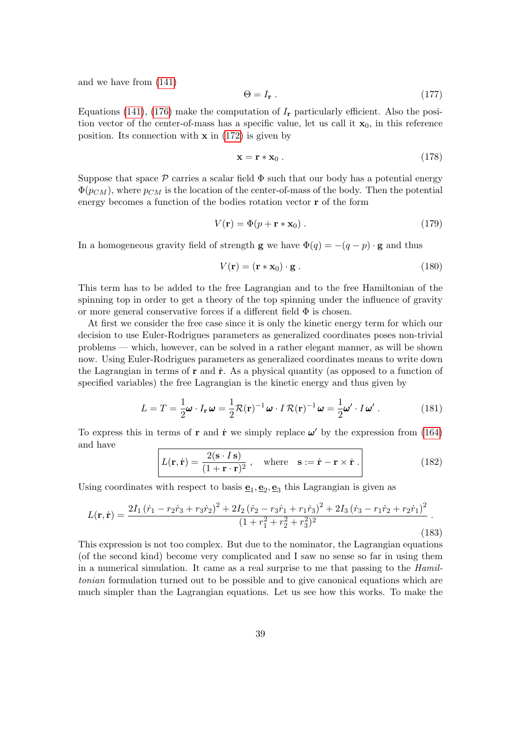and we have from (141)

$$\Theta = I_{\mathbf{r}} \; . \tag{177}$$

Equations (141), (176) make the computation of $I_{\mathbf{r}}$ particularly efficient. Also the position vector of the center-of-mass has a specific value, let us call it $\mathbf{x}_0$, in this reference position. Its connection with $\mathbf{x}$ in (172) is given by

$$\mathbf{x} = \mathbf{r} * \mathbf{x}_0 \; . \tag{178}$$

Suppose that space $\mathcal{P}$ carries a scalar field $\Phi$ such that our body has a potential energy $\Phi(p_{CM})$, where $p_{CM}$ is the location of the center-of-mass of the body. Then the potential energy becomes a function of the bodies rotation vector $\mathbf{r}$ of the form

$$V(\mathbf{r}) = \Phi(p + \mathbf{r} * \mathbf{x}_0) \; . \tag{179}$$

In a homogeneous gravity field of strength $\mathbf{g}$ we have $\Phi(q) = -(q - p) \cdot \mathbf{g}$ and thus

$$V(\mathbf{r}) = (\mathbf{r} * \mathbf{x}_0) \cdot \mathbf{g} \; . \tag{180}$$

This term has to be added to the free Lagrangian and to the free Hamiltonian of the spinning top in order to get a theory of the top spinning under the influence of gravity or more general conservative forces if a different field $\Phi$ is chosen.

At first we consider the free case since it is only the kinetic energy term for which our decision to use Euler-Rodrigues parameters as generalized coordinates poses non-trivial problems — which, however, can be solved in a rather elegant manner, as will be shown now. Using Euler-Rodrigues parameters as generalized coordinates means to write down the Lagrangian in terms of $\mathbf{r}$ and $\dot{\mathbf{r}}$. As a physical quantity (as opposed to a function of specified variables) the free Lagrangian is the kinetic energy and thus given by

$$L = T = \frac{1}{2}\boldsymbol{\omega} \cdot I_{\mathbf{r}}\, \boldsymbol{\omega} = \frac{1}{2}\mathcal{R}(\mathbf{r})^{-1}\boldsymbol{\omega} \cdot I\, \mathcal{R}(\mathbf{r})^{-1}\boldsymbol{\omega} = \frac{1}{2}\boldsymbol{\omega}' \cdot I\, \boldsymbol{\omega}' \; . \tag{181}$$

To express this in terms of $\mathbf{r}$ and $\dot{\mathbf{r}}$ we simply replace $\boldsymbol{\omega}'$ by the expression from (164) and have

$$\boxed{L(\mathbf{r}, \dot{\mathbf{r}}) = \frac{2(\mathbf{s} \cdot I\, \mathbf{s})}{(1 + \mathbf{r} \cdot \mathbf{r})^2} \; , \quad \text{where} \quad \mathbf{s} := \dot{\mathbf{r}} - \mathbf{r} \times \dot{\mathbf{r}} \; .} \tag{182}$$

Using coordinates with respect to basis $\underline{\mathbf{e}}_1, \underline{\mathbf{e}}_2, \underline{\mathbf{e}}_3$ this Lagrangian is given as

$$L(\mathbf{r}, \dot{\mathbf{r}}) = \frac{2I_1\,(\dot{r}_1 - r_2\dot{r}_3 + r_3\dot{r}_2)^2 + 2I_2\,(\dot{r}_2 - r_3\dot{r}_1 + r_1\dot{r}_3)^2 + 2I_3\,(\dot{r}_3 - r_1\dot{r}_2 + r_2\dot{r}_1)^2}{(1 + r_1^2 + r_2^2 + r_3^2)^2} \; . \tag{183}$$

This expression is not too complex. But due to the nominator, the Lagrangian equations (of the second kind) become very complicated and I saw no sense so far in using them in a numerical simulation. It came as a real surprise to me that passing to the *Hamiltonian* formulation turned out to be possible and to give canonical equations which are much simpler than the Lagrangian equations. Let us see how this works. To make the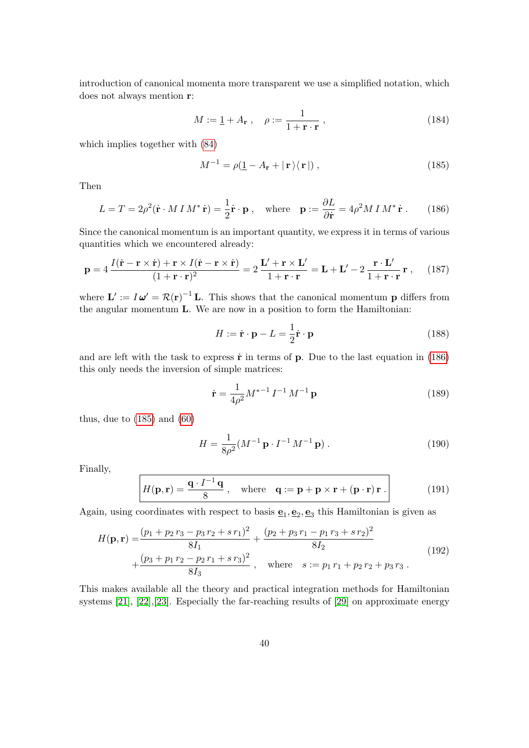introduction of canonical momenta more transparent we use a simplified notation, which does not always mention $\mathbf{r}$:

$$M := \underline{1} + A_{\mathbf{r}} \ , \quad \rho := \frac{1}{1 + \mathbf{r} \cdot \mathbf{r}} \ , \tag{184}$$

which implies together with (84)

$$M^{-1} = \rho(\underline{1} - A_{\mathbf{r}} + |\,\mathbf{r}\,\rangle\langle\,\mathbf{r}\,|) \ , \tag{185}$$

Then

$$L = T = 2\rho^2(\dot{\mathbf{r}} \cdot M\, I\, M^* \,\dot{\mathbf{r}}) = \frac{1}{2}\dot{\mathbf{r}} \cdot \mathbf{p} \ , \quad \text{where} \quad \mathbf{p} := \frac{\partial L}{\partial \dot{\mathbf{r}}} = 4\rho^2 M\, I\, M^* \,\dot{\mathbf{r}} \ . \tag{186}$$

Since the canonical momentum is an important quantity, we express it in terms of various quantities which we encountered already:

$$\mathbf{p} = 4\,\frac{I(\dot{\mathbf{r}} - \mathbf{r} \times \dot{\mathbf{r}}) + \mathbf{r} \times I(\dot{\mathbf{r}} - \mathbf{r} \times \dot{\mathbf{r}})}{(1 + \mathbf{r} \cdot \mathbf{r})^2} = 2\,\frac{\mathbf{L}' + \mathbf{r} \times \mathbf{L}'}{1 + \mathbf{r} \cdot \mathbf{r}} = \mathbf{L} + \mathbf{L}' - 2\,\frac{\mathbf{r} \cdot \mathbf{L}'}{1 + \mathbf{r} \cdot \mathbf{r}}\,\mathbf{r} \ , \tag{187}$$

where $\mathbf{L}' := I\,\boldsymbol{\omega}' = \mathcal{R}(\mathbf{r})^{-1}\,\mathbf{L}$. This shows that the canonical momentum $\mathbf{p}$ differs from the angular momentum $\mathbf{L}$. We are now in a position to form the Hamiltonian:

$$H := \dot{\mathbf{r}} \cdot \mathbf{p} - L = \frac{1}{2}\dot{\mathbf{r}} \cdot \mathbf{p} \tag{188}$$

and are left with the task to express $\dot{\mathbf{r}}$ in terms of $\mathbf{p}$. Due to the last equation in (186) this only needs the inversion of simple matrices:

$$\dot{\mathbf{r}} = \frac{1}{4\rho^2} M^{*-1}\, I^{-1}\, M^{-1}\, \mathbf{p} \tag{189}$$

thus, due to (185) and (60)

$$H = \frac{1}{8\rho^2}(M^{-1}\,\mathbf{p} \cdot I^{-1}\, M^{-1}\,\mathbf{p}) \ . \tag{190}$$

Finally,

$$\boxed{H(\mathbf{p}, \mathbf{r}) = \frac{\mathbf{q} \cdot I^{-1}\,\mathbf{q}}{8} \ , \quad \text{where} \quad \mathbf{q} := \mathbf{p} + \mathbf{p} \times \mathbf{r} + (\mathbf{p} \cdot \mathbf{r})\,\mathbf{r} \ .} \tag{191}$$

Again, using coordinates with respect to basis $\underline{\mathbf{e}}_1, \underline{\mathbf{e}}_2, \underline{\mathbf{e}}_3$ this Hamiltonian is given as

$$\begin{aligned} H(\mathbf{p}, \mathbf{r}) =& \frac{(p_1 + p_2\, r_3 - p_3\, r_2 + s\, r_1)^2}{8 I_1} + \frac{(p_2 + p_3\, r_1 - p_1\, r_3 + s\, r_2)^2}{8 I_2} \\ &+ \frac{(p_3 + p_1\, r_2 - p_2\, r_1 + s\, r_3)^2}{8 I_3} \ , \quad \text{where} \quad s := p_1\, r_1 + p_2\, r_2 + p_3\, r_3 \ . \end{aligned} \tag{192}$$

This makes available all the theory and practical integration methods for Hamiltonian systems [21], [22],[23]. Especially the far-reaching results of [29] on approximate energy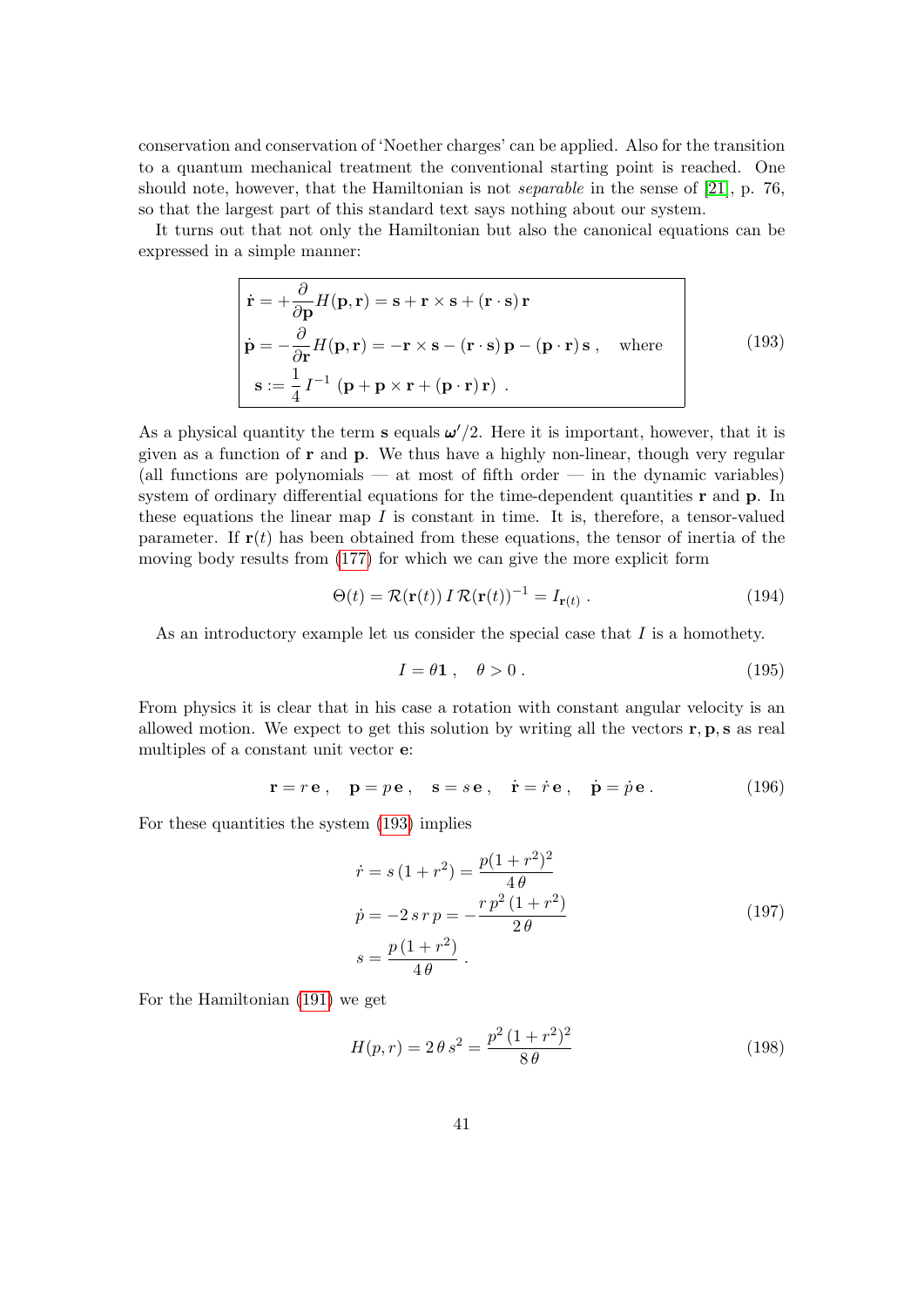conservation and conservation of 'Noether charges' can be applied. Also for the transition to a quantum mechanical treatment the conventional starting point is reached. One should note, however, that the Hamiltonian is not *separable* in the sense of [21], p. 76, so that the largest part of this standard text says nothing about our system.

It turns out that not only the Hamiltonian but also the canonical equations can be expressed in a simple manner:

$$
\boxed{
\begin{aligned}
\dot{\mathbf{r}} &= +\frac{\partial}{\partial \mathbf{p}} H(\mathbf{p}, \mathbf{r}) = \mathbf{s} + \mathbf{r} \times \mathbf{s} + (\mathbf{r} \cdot \mathbf{s})\,\mathbf{r} \\
\dot{\mathbf{p}} &= -\frac{\partial}{\partial \mathbf{r}} H(\mathbf{p}, \mathbf{r}) = -\mathbf{r} \times \mathbf{s} - (\mathbf{r} \cdot \mathbf{s})\,\mathbf{p} - (\mathbf{p} \cdot \mathbf{r})\,\mathbf{s}\,, \quad \text{where} \\
\mathbf{s} &:= \frac{1}{4}\, I^{-1}\,(\mathbf{p} + \mathbf{p} \times \mathbf{r} + (\mathbf{p} \cdot \mathbf{r})\,\mathbf{r})\ .
\end{aligned}
}
\tag{193}
$$

As a physical quantity the term $\mathbf{s}$ equals $\boldsymbol{\omega}'/2$. Here it is important, however, that it is given as a function of $\mathbf{r}$ and $\mathbf{p}$. We thus have a highly non-linear, though very regular (all functions are polynomials — at most of fifth order — in the dynamic variables) system of ordinary differential equations for the time-dependent quantities $\mathbf{r}$ and $\mathbf{p}$. In these equations the linear map $I$ is constant in time. It is, therefore, a tensor-valued parameter. If $\mathbf{r}(t)$ has been obtained from these equations, the tensor of inertia of the moving body results from (177) for which we can give the more explicit form

$$
\Theta(t) = \mathcal{R}(\mathbf{r}(t))\, I\, \mathcal{R}(\mathbf{r}(t))^{-1} = I_{\mathbf{r}(t)}\ . \tag{194}
$$

As an introductory example let us consider the special case that $I$ is a homothety.

$$
I = \theta \mathbf{1}\,, \quad \theta > 0\,. \tag{195}
$$

From physics it is clear that in his case a rotation with constant angular velocity is an allowed motion. We expect to get this solution by writing all the vectors $\mathbf{r}, \mathbf{p}, \mathbf{s}$ as real multiples of a constant unit vector $\mathbf{e}$:

$$
\mathbf{r} = r\,\mathbf{e}\,, \quad \mathbf{p} = p\,\mathbf{e}\,, \quad \mathbf{s} = s\,\mathbf{e}\,, \quad \dot{\mathbf{r}} = \dot{r}\,\mathbf{e}\,, \quad \dot{\mathbf{p}} = \dot{p}\,\mathbf{e}\,. \tag{196}
$$

For these quantities the system (193) implies

$$
\begin{aligned}
\dot{r} &= s\,(1 + r^2) = \frac{p(1 + r^2)^2}{4\,\theta} \\
\dot{p} &= -2\,s\,r\,p = -\frac{r\,p^2\,(1 + r^2)}{2\,\theta} \\
s &= \frac{p\,(1 + r^2)}{4\,\theta}\ .
\end{aligned}
\tag{197}
$$

For the Hamiltonian (191) we get

$$
H(p, r) = 2\,\theta\,s^2 = \frac{p^2\,(1 + r^2)^2}{8\,\theta} \tag{198}
$$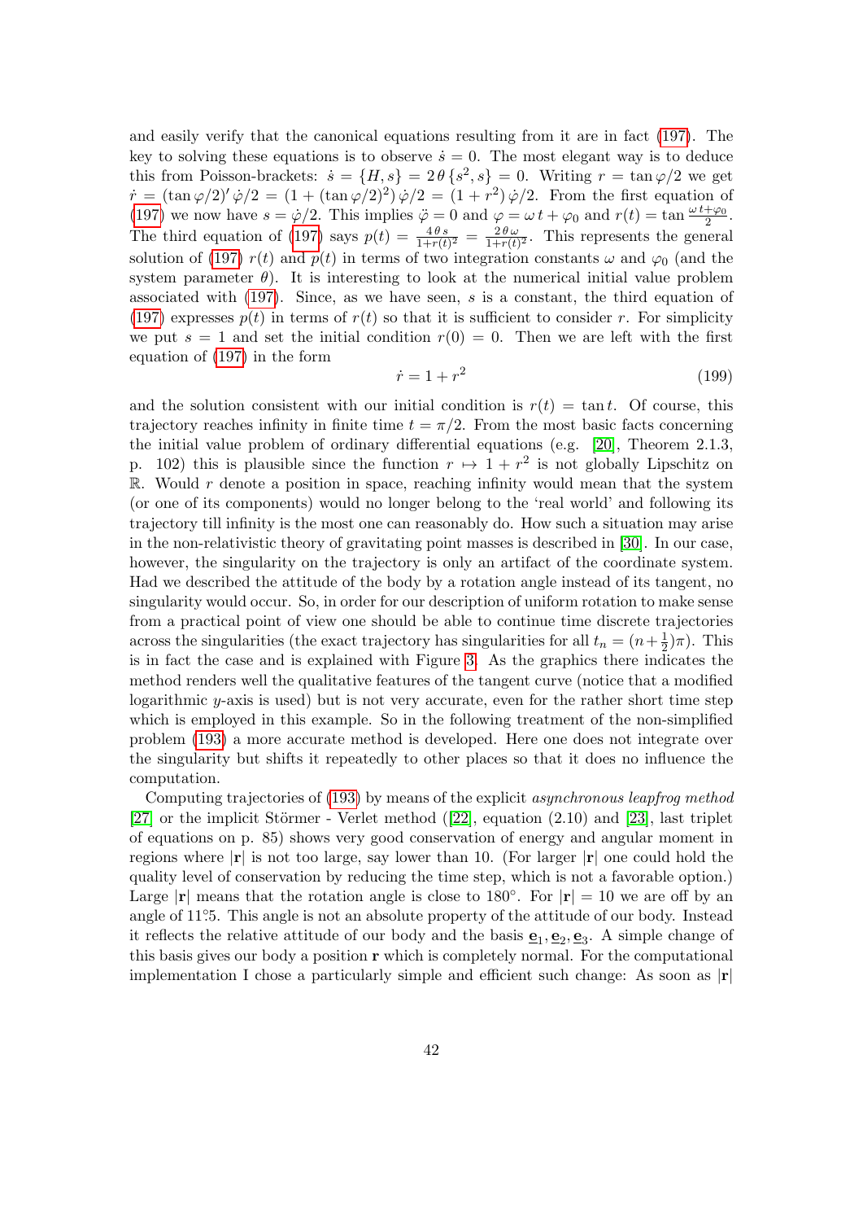and easily verify that the canonical equations resulting from it are in fact (197). The key to solving these equations is to observe $\dot{s} = 0$. The most elegant way is to deduce this from Poisson-brackets: $\dot{s} = \{H, s\} = 2\,\theta\,\{s^2, s\} = 0$. Writing $r = \tan\varphi/2$ we get $\dot{r} = (\tan\varphi/2)'\,\dot{\varphi}/2 = (1 + (\tan\varphi/2)^2)\,\dot{\varphi}/2 = (1 + r^2)\,\dot{\varphi}/2$. From the first equation of (197) we now have $s = \dot{\varphi}/2$. This implies $\ddot{\varphi} = 0$ and $\varphi = \omega\,t + \varphi_0$ and $r(t) = \tan\frac{\omega\,t + \varphi_0}{2}$. The third equation of (197) says $p(t) = \frac{4\,\theta\,s}{1+r(t)^2} = \frac{2\,\theta\,\omega}{1+r(t)^2}$. This represents the general solution of (197) $r(t)$ and $p(t)$ in terms of two integration constants $\omega$ and $\varphi_0$ (and the system parameter $\theta$). It is interesting to look at the numerical initial value problem associated with (197). Since, as we have seen, $s$ is a constant, the third equation of (197) expresses $p(t)$ in terms of $r(t)$ so that it is sufficient to consider $r$. For simplicity we put $s = 1$ and set the initial condition $r(0) = 0$. Then we are left with the first equation of (197) in the form

$$\dot{r} = 1 + r^2 \tag{199}$$

and the solution consistent with our initial condition is $r(t) = \tan t$. Of course, this trajectory reaches infinity in finite time $t = \pi/2$. From the most basic facts concerning the initial value problem of ordinary differential equations (e.g. [20], Theorem 2.1.3, p. 102) this is plausible since the function $r \mapsto 1 + r^2$ is not globally Lipschitz on $\mathbb{R}$. Would $r$ denote a position in space, reaching infinity would mean that the system (or one of its components) would no longer belong to the 'real world' and following its trajectory till infinity is the most one can reasonably do. How such a situation may arise in the non-relativistic theory of gravitating point masses is described in [30]. In our case, however, the singularity on the trajectory is only an artifact of the coordinate system. Had we described the attitude of the body by a rotation angle instead of its tangent, no singularity would occur. So, in order for our description of uniform rotation to make sense from a practical point of view one should be able to continue time discrete trajectories across the singularities (the exact trajectory has singularities for all $t_n = (n + \frac{1}{2})\pi$). This is in fact the case and is explained with Figure 3. As the graphics there indicates the method renders well the qualitative features of the tangent curve (notice that a modified logarithmic $y$-axis is used) but is not very accurate, even for the rather short time step which is employed in this example. So in the following treatment of the non-simplified problem (193) a more accurate method is developed. Here one does not integrate over the singularity but shifts it repeatedly to other places so that it does no influence the computation.

Computing trajectories of (193) by means of the explicit *asynchronous leapfrog method* [27] or the implicit Störmer - Verlet method ([22], equation (2.10) and [23], last triplet of equations on p. 85) shows very good conservation of energy and angular moment in regions where $|\mathbf{r}|$ is not too large, say lower than 10. (For larger $|\mathbf{r}|$ one could hold the quality level of conservation by reducing the time step, which is not a favorable option.) Large $|\mathbf{r}|$ means that the rotation angle is close to 180°. For $|\mathbf{r}| = 10$ we are off by an angle of 11.°5. This angle is not an absolute property of the attitude of our body. Instead it reflects the relative attitude of our body and the basis $\underline{\mathbf{e}}_1, \underline{\mathbf{e}}_2, \underline{\mathbf{e}}_3$. A simple change of this basis gives our body a position $\mathbf{r}$ which is completely normal. For the computational implementation I chose a particularly simple and efficient such change: As soon as $|\mathbf{r}|$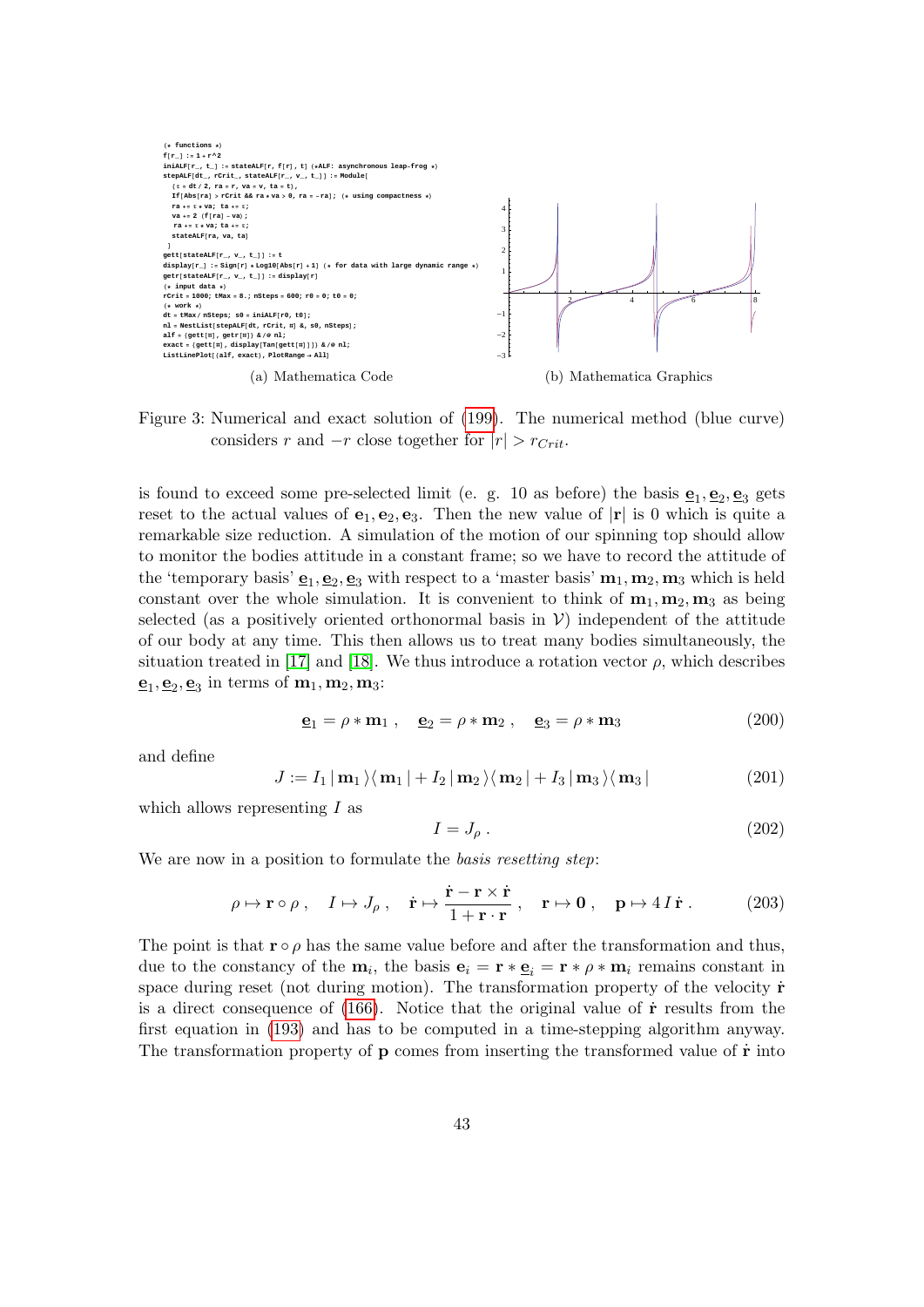```
(* functions *)
f[r_] := 1 + r^2
iniALF[r_, t_] := stateALF[r, f[r], t] (*ALF: asynchronous leap-frog *)
stepALF[dt_, rCrit_, stateALF[r_, v_, t_]] := Module[
  {τ = dt / 2, ra = r, va = v, ta = t},
  If[Abs[ra] > rCrit && ra * va > 0, ra = -ra]; (* using compactness *)
  ra += τ * va; ta += τ;
  va += 2 (f[ra] - va);
  ra += τ * va; ta += τ;
  stateALF[ra, va, ta]
 ]
gett[stateALF[r_, v_, t_]] := t
display[r_] := Sign[r] * Log10[Abs[r] + 1] (* for data with large dynamic range *)
getr[stateALF[r_, v_, t_]] := display[r]
(* input data *)
rCrit = 1000; tMax = 8.; nSteps = 600; r0 = 0; t0 = 0;
(* work *)
dt = tMax / nSteps; s0 = iniALF[r0, t0];
nl = NestList[stepALF[dt, rCrit, #] &, s0, nSteps];
alf = {gett[#], getr[#]} & /@ nl;
exact = {gett[#], display[Tan[gett[#]]]} & /@ nl;
ListLinePlot[{alf, exact}, PlotRange → All]
```

(a) Mathematica Code

(b) Mathematica Graphics

Figure 3: Numerical and exact solution of (199). The numerical method (blue curve) considers $r$ and $-r$ close together for $|r| > r_{Crit}$.

is found to exceed some pre-selected limit (e. g. 10 as before) the basis $\underline{\mathbf{e}}_1, \underline{\mathbf{e}}_2, \underline{\mathbf{e}}_3$ gets reset to the actual values of $\mathbf{e}_1, \mathbf{e}_2, \mathbf{e}_3$. Then the new value of $|\mathbf{r}|$ is 0 which is quite a remarkable size reduction. A simulation of the motion of our spinning top should allow to monitor the bodies attitude in a constant frame; so we have to record the attitude of the 'temporary basis' $\underline{\mathbf{e}}_1, \underline{\mathbf{e}}_2, \underline{\mathbf{e}}_3$ with respect to a 'master basis' $\mathbf{m}_1, \mathbf{m}_2, \mathbf{m}_3$ which is held constant over the whole simulation. It is convenient to think of $\mathbf{m}_1, \mathbf{m}_2, \mathbf{m}_3$ as being selected (as a positively oriented orthonormal basis in $\mathcal{V}$) independent of the attitude of our body at any time. This then allows us to treat many bodies simultaneously, the situation treated in [17] and [18]. We thus introduce a rotation vector $\rho$, which describes $\underline{\mathbf{e}}_1, \underline{\mathbf{e}}_2, \underline{\mathbf{e}}_3$ in terms of $\mathbf{m}_1, \mathbf{m}_2, \mathbf{m}_3$:

$$\underline{\mathbf{e}}_1 = \rho * \mathbf{m}_1\ , \quad \underline{\mathbf{e}}_2 = \rho * \mathbf{m}_2\ , \quad \underline{\mathbf{e}}_3 = \rho * \mathbf{m}_3 \tag{200}$$

and define

$$J := I_1\,|\,\mathbf{m}_1\,\rangle\langle\,\mathbf{m}_1\,| + I_2\,|\,\mathbf{m}_2\,\rangle\langle\,\mathbf{m}_2\,| + I_3\,|\,\mathbf{m}_3\,\rangle\langle\,\mathbf{m}_3\,| \tag{201}$$

which allows representing $I$ as

$$I = J_\rho\ . \tag{202}$$

We are now in a position to formulate the *basis resetting step*:

$$\rho \mapsto \mathbf{r} \circ \rho\ , \quad I \mapsto J_\rho\ , \quad \dot{\mathbf{r}} \mapsto \frac{\dot{\mathbf{r}} - \mathbf{r} \times \dot{\mathbf{r}}}{1 + \mathbf{r} \cdot \mathbf{r}}\ , \quad \mathbf{r} \mapsto \mathbf{0}\ , \quad \mathbf{p} \mapsto 4\,I\,\dot{\mathbf{r}}\ . \tag{203}$$

The point is that $\mathbf{r} \circ \rho$ has the same value before and after the transformation and thus, due to the constancy of the $\mathbf{m}_i$, the basis $\mathbf{e}_i = \mathbf{r} * \underline{\mathbf{e}}_i = \mathbf{r} * \rho * \mathbf{m}_i$ remains constant in space during reset (not during motion). The transformation property of the velocity $\dot{\mathbf{r}}$ is a direct consequence of (166). Notice that the original value of $\dot{\mathbf{r}}$ results from the first equation in (193) and has to be computed in a time-stepping algorithm anyway. The transformation property of $\mathbf{p}$ comes from inserting the transformed value of $\dot{\mathbf{r}}$ into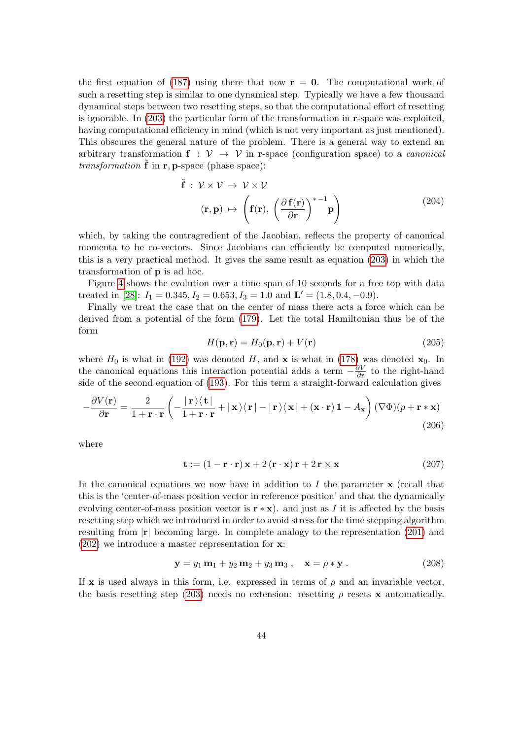the first equation of (187) using there that now $\mathbf{r} = \mathbf{0}$. The computational work of such a resetting step is similar to one dynamical step. Typically we have a few thousand dynamical steps between two resetting steps, so that the computational effort of resetting is ignorable. In (203) the particular form of the transformation in $\mathbf{r}$-space was exploited, having computational efficiency in mind (which is not very important as just mentioned). This obscures the general nature of the problem. There is a general way to extend an arbitrary transformation $\mathbf{f} : \mathcal{V} \to \mathcal{V}$ in $\mathbf{r}$-space (configuration space) to a *canonical transformation* $\tilde{\mathbf{f}}$ in $\mathbf{r}, \mathbf{p}$-space (phase space):

$$
\begin{aligned}
\tilde{\mathbf{f}} \,:\, \mathcal{V} \times \mathcal{V} \,&\to\, \mathcal{V} \times \mathcal{V} \\
(\mathbf{r}, \mathbf{p}) \,&\mapsto\, \left( \mathbf{f}(\mathbf{r}),\, \left( \frac{\partial\, \mathbf{f}(\mathbf{r})}{\partial \mathbf{r}} \right)^{*\,-1} \mathbf{p} \right)
\end{aligned}
\tag{204}
$$

which, by taking the contragredient of the Jacobian, reflects the property of canonical momenta to be co-vectors. Since Jacobians can efficiently be computed numerically, this is a very practical method. It gives the same result as equation (203) in which the transformation of $\mathbf{p}$ is ad hoc.

Figure 4 shows the evolution over a time span of 10 seconds for a free top with data treated in [28]: $I_1 = 0.345, I_2 = 0.653, I_3 = 1.0$ and $\mathbf{L}' = (1.8, 0.4, -0.9)$.

Finally we treat the case that on the center of mass there acts a force which can be derived from a potential of the form (179). Let the total Hamiltonian thus be of the form

$$
H(\mathbf{p}, \mathbf{r}) = H_0(\mathbf{p}, \mathbf{r}) + V(\mathbf{r}) \tag{205}
$$

where $H_0$ is what in (192) was denoted $H$, and $\mathbf{x}$ is what in (178) was denoted $\mathbf{x}_0$. In the canonical equations this interaction potential adds a term $-\frac{\partial V}{\partial \mathbf{r}}$ to the right-hand side of the second equation of (193). For this term a straight-forward calculation gives

$$
-\frac{\partial V(\mathbf{r})}{\partial \mathbf{r}} = \frac{2}{1 + \mathbf{r} \cdot \mathbf{r}} \left( -\frac{|\,\mathbf{r}\,\rangle\langle\, \mathbf{t}\,|}{1 + \mathbf{r} \cdot \mathbf{r}} + |\,\mathbf{x}\,\rangle\langle\, \mathbf{r}\,| - |\,\mathbf{r}\,\rangle\langle\, \mathbf{x}\,| + (\mathbf{x} \cdot \mathbf{r})\, \mathbf{1} - A_{\mathbf{x}} \right) (\nabla \Phi)(p + \mathbf{r} * \mathbf{x}) \tag{206}
$$

where

$$
\mathbf{t} := (1 - \mathbf{r} \cdot \mathbf{r})\, \mathbf{x} + 2\, (\mathbf{r} \cdot \mathbf{x})\, \mathbf{r} + 2\, \mathbf{r} \times \mathbf{x} \tag{207}
$$

In the canonical equations we now have in addition to $I$ the parameter $\mathbf{x}$ (recall that this is the 'center-of-mass position vector in reference position' and that the dynamically evolving center-of-mass position vector is $\mathbf{r} * \mathbf{x}$). and just as $I$ it is affected by the basis resetting step which we introduced in order to avoid stress for the time stepping algorithm resulting from $|\mathbf{r}|$ becoming large. In complete analogy to the representation (201) and (202) we introduce a master representation for $\mathbf{x}$:

$$
\mathbf{y} = y_1\, \mathbf{m}_1 + y_2\, \mathbf{m}_2 + y_3\, \mathbf{m}_3\,, \quad \mathbf{x} = \rho * \mathbf{y}\,. \tag{208}
$$

If $\mathbf{x}$ is used always in this form, i.e. expressed in terms of $\rho$ and an invariable vector, the basis resetting step (203) needs no extension: resetting $\rho$ resets $\mathbf{x}$ automatically.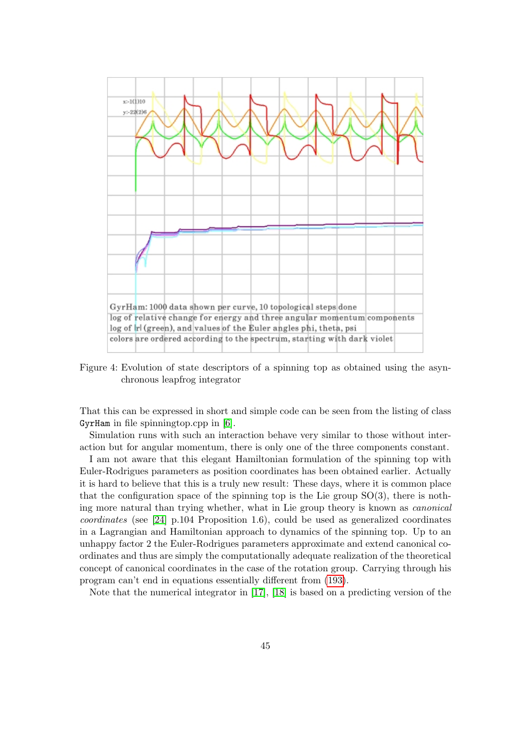Figure 4: Evolution of state descriptors of a spinning top as obtained using the asynchronous leapfrog integrator

That this can be expressed in short and simple code can be seen from the listing of class `GyrHam` in file spinningtop.cpp in [6].

Simulation runs with such an interaction behave very similar to those without interaction but for angular momentum, there is only one of the three components constant.

I am not aware that this elegant Hamiltonian formulation of the spinning top with Euler-Rodrigues parameters as position coordinates has been obtained earlier. Actually it is hard to believe that this is a truly new result: These days, where it is common place that the configuration space of the spinning top is the Lie group SO(3), there is nothing more natural than trying whether, what in Lie group theory is known as *canonical coordinates* (see [24] p.104 Proposition 1.6), could be used as generalized coordinates in a Lagrangian and Hamiltonian approach to dynamics of the spinning top. Up to an unhappy factor 2 the Euler-Rodrigues parameters approximate and extend canonical coordinates and thus are simply the computationally adequate realization of the theoretical concept of canonical coordinates in the case of the rotation group. Carrying through his program can't end in equations essentially different from (193).

Note that the numerical integrator in [17], [18] is based on a predicting version of the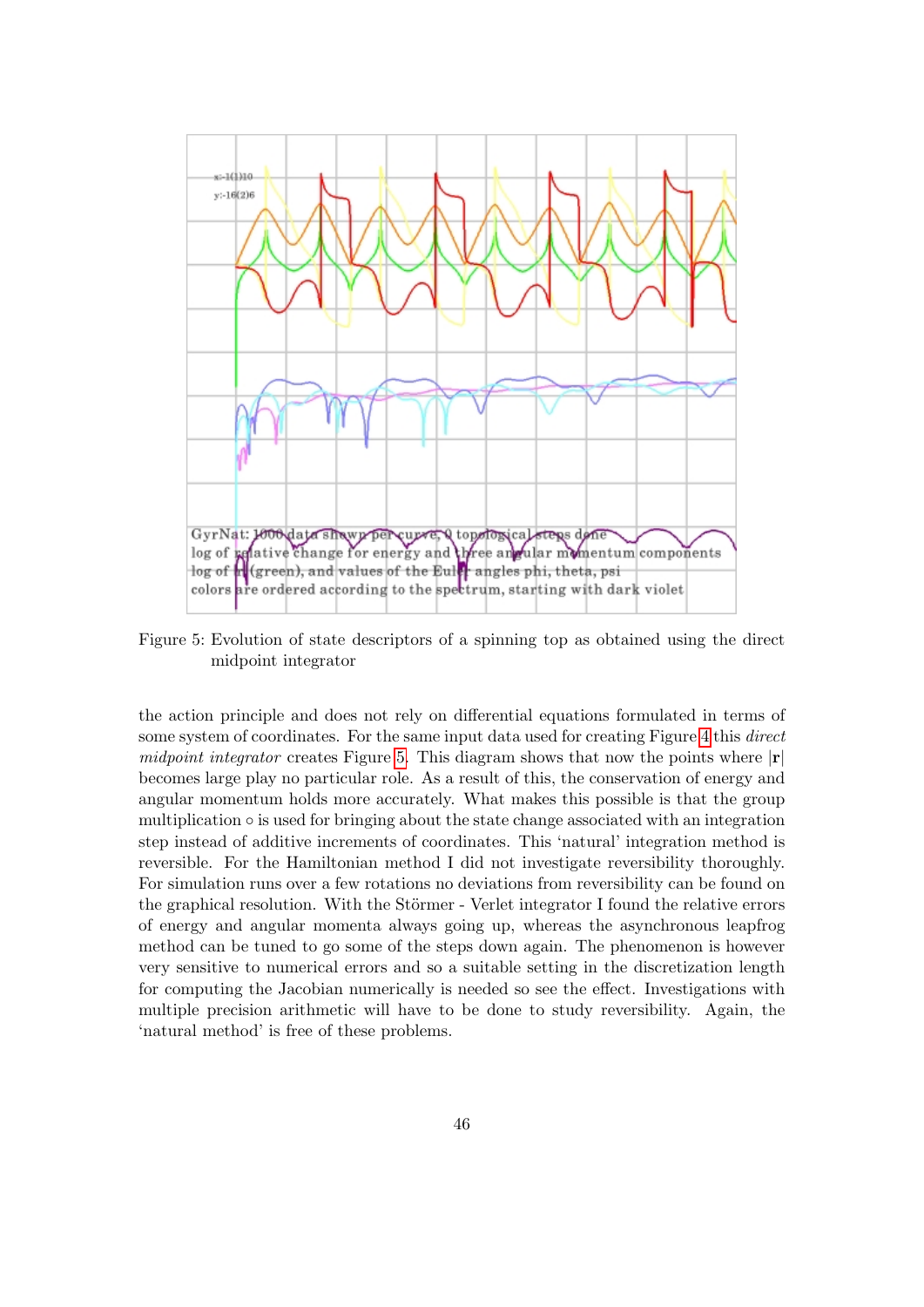Figure 5: Evolution of state descriptors of a spinning top as obtained using the direct midpoint integrator

the action principle and does not rely on differential equations formulated in terms of some system of coordinates. For the same input data used for creating Figure 4 this *direct midpoint integrator* creates Figure 5. This diagram shows that now the points where $|\mathbf{r}|$ becomes large play no particular role. As a result of this, the conservation of energy and angular momentum holds more accurately. What makes this possible is that the group multiplication $\circ$ is used for bringing about the state change associated with an integration step instead of additive increments of coordinates. This 'natural' integration method is reversible. For the Hamiltonian method I did not investigate reversibility thoroughly. For simulation runs over a few rotations no deviations from reversibility can be found on the graphical resolution. With the Störmer - Verlet integrator I found the relative errors of energy and angular momenta always going up, whereas the asynchronous leapfrog method can be tuned to go some of the steps down again. The phenomenon is however very sensitive to numerical errors and so a suitable setting in the discretization length for computing the Jacobian numerically is needed so see the effect. Investigations with multiple precision arithmetic will have to be done to study reversibility. Again, the 'natural method' is free of these problems.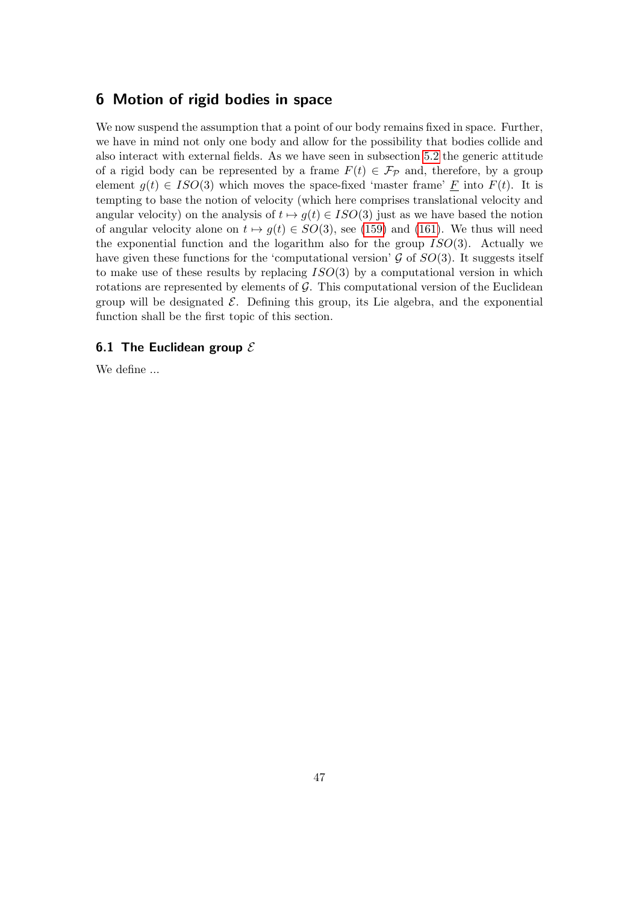# 6 Motion of rigid bodies in space

We now suspend the assumption that a point of our body remains fixed in space. Further, we have in mind not only one body and allow for the possibility that bodies collide and also interact with external fields. As we have seen in subsection 5.2 the generic attitude of a rigid body can be represented by a frame $F(t) \in \mathcal{F}_{\mathcal{P}}$ and, therefore, by a group element $g(t) \in ISO(3)$ which moves the space-fixed 'master frame' $\underline{F}$ into $F(t)$. It is tempting to base the notion of velocity (which here comprises translational velocity and angular velocity) on the analysis of $t \mapsto g(t) \in ISO(3)$ just as we have based the notion of angular velocity alone on $t \mapsto g(t) \in SO(3)$, see (159) and (161). We thus will need the exponential function and the logarithm also for the group $ISO(3)$. Actually we have given these functions for the 'computational version' $\mathcal{G}$ of $SO(3)$. It suggests itself to make use of these results by replacing $ISO(3)$ by a computational version in which rotations are represented by elements of $\mathcal{G}$. This computational version of the Euclidean group will be designated $\mathcal{E}$. Defining this group, its Lie algebra, and the exponential function shall be the first topic of this section.

## 6.1 The Euclidean group $\mathcal{E}$

We define ...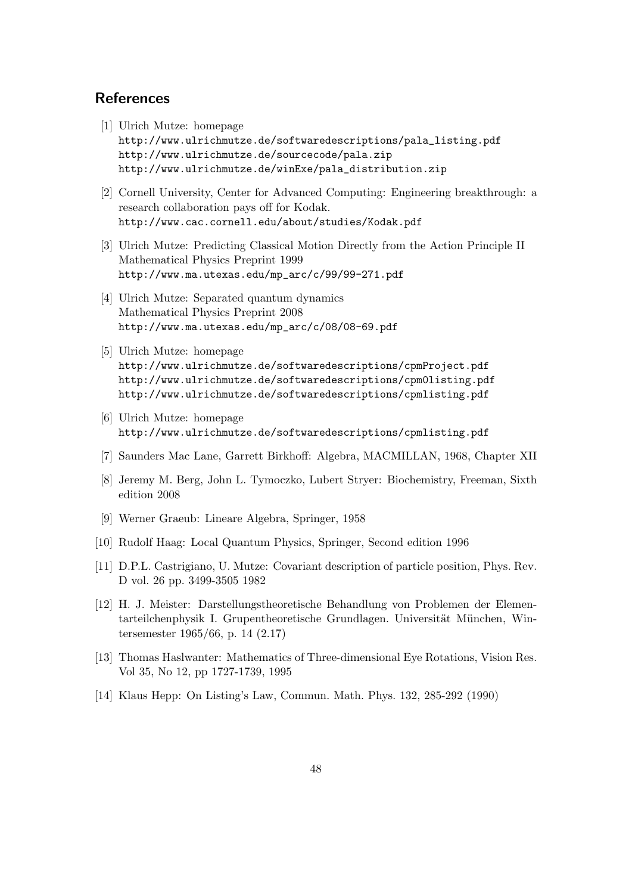## References

[1] Ulrich Mutze: homepage
http://www.ulrichmutze.de/softwaredescriptions/pala_listing.pdf
http://www.ulrichmutze.de/sourcecode/pala.zip
http://www.ulrichmutze.de/winExe/pala_distribution.zip

[2] Cornell University, Center for Advanced Computing: Engineering breakthrough: a research collaboration pays off for Kodak.
http://www.cac.cornell.edu/about/studies/Kodak.pdf

[3] Ulrich Mutze: Predicting Classical Motion Directly from the Action Principle II Mathematical Physics Preprint 1999
http://www.ma.utexas.edu/mp_arc/c/99/99-271.pdf

[4] Ulrich Mutze: Separated quantum dynamics Mathematical Physics Preprint 2008
http://www.ma.utexas.edu/mp_arc/c/08/08-69.pdf

[5] Ulrich Mutze: homepage
http://www.ulrichmutze.de/softwaredescriptions/cpmProject.pdf
http://www.ulrichmutze.de/softwaredescriptions/cpm0listing.pdf
http://www.ulrichmutze.de/softwaredescriptions/cpmlisting.pdf

[6] Ulrich Mutze: homepage
http://www.ulrichmutze.de/softwaredescriptions/cpmlisting.pdf

[7] Saunders Mac Lane, Garrett Birkhoff: Algebra, MACMILLAN, 1968, Chapter XII

[8] Jeremy M. Berg, John L. Tymoczko, Lubert Stryer: Biochemistry, Freeman, Sixth edition 2008

[9] Werner Graeub: Lineare Algebra, Springer, 1958

[10] Rudolf Haag: Local Quantum Physics, Springer, Second edition 1996

[11] D.P.L. Castrigiano, U. Mutze: Covariant description of particle position, Phys. Rev. D vol. 26 pp. 3499-3505 1982

[12] H. J. Meister: Darstellungstheoretische Behandlung von Problemen der Elementarteilchenphysik I. Grupentheoretische Grundlagen. Universität München, Wintersemester 1965/66, p. 14 (2.17)

[13] Thomas Haslwanter: Mathematics of Three-dimensional Eye Rotations, Vision Res. Vol 35, No 12, pp 1727-1739, 1995

[14] Klaus Hepp: On Listing's Law, Commun. Math. Phys. 132, 285-292 (1990)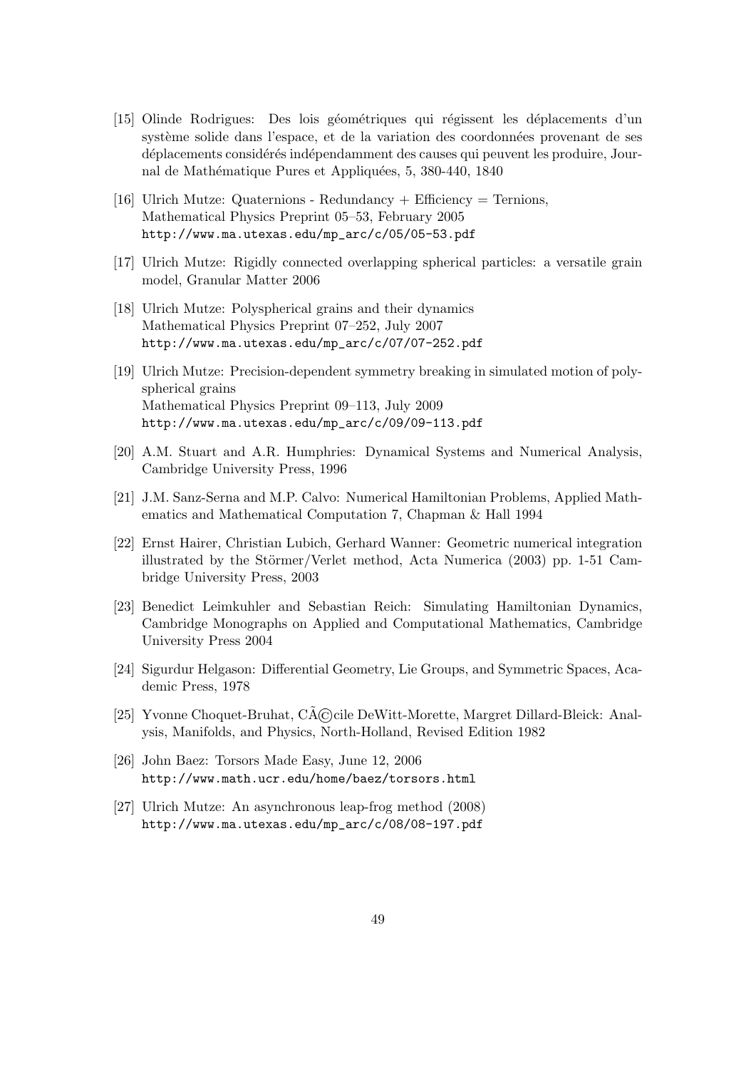[15] Olinde Rodrigues: Des lois géométriques qui régissent les déplacements d'un système solide dans l'espace, et de la variation des coordonnées provenant de ses déplacements considérés indépendamment des causes qui peuvent les produire, Journal de Mathématique Pures et Appliquées, 5, 380-440, 1840

[16] Ulrich Mutze: Quaternions - Redundancy + Efficiency = Ternions, Mathematical Physics Preprint 05–53, February 2005
http://www.ma.utexas.edu/mp_arc/c/05/05-53.pdf

[17] Ulrich Mutze: Rigidly connected overlapping spherical particles: a versatile grain model, Granular Matter 2006

[18] Ulrich Mutze: Polyspherical grains and their dynamics
Mathematical Physics Preprint 07–252, July 2007
http://www.ma.utexas.edu/mp_arc/c/07/07-252.pdf

[19] Ulrich Mutze: Precision-dependent symmetry breaking in simulated motion of polyspherical grains
Mathematical Physics Preprint 09–113, July 2009
http://www.ma.utexas.edu/mp_arc/c/09/09-113.pdf

[20] A.M. Stuart and A.R. Humphries: Dynamical Systems and Numerical Analysis, Cambridge University Press, 1996

[21] J.M. Sanz-Serna and M.P. Calvo: Numerical Hamiltonian Problems, Applied Mathematics and Mathematical Computation 7, Chapman & Hall 1994

[22] Ernst Hairer, Christian Lubich, Gerhard Wanner: Geometric numerical integration illustrated by the Störmer/Verlet method, Acta Numerica (2003) pp. 1-51 Cambridge University Press, 2003

[23] Benedict Leimkuhler and Sebastian Reich: Simulating Hamiltonian Dynamics, Cambridge Monographs on Applied and Computational Mathematics, Cambridge University Press 2004

[24] Sigurdur Helgason: Differential Geometry, Lie Groups, and Symmetric Spaces, Academic Press, 1978

[25] Yvonne Choquet-Bruhat, CÃ©cile DeWitt-Morette, Margret Dillard-Bleick: Analysis, Manifolds, and Physics, North-Holland, Revised Edition 1982

[26] John Baez: Torsors Made Easy, June 12, 2006
http://www.math.ucr.edu/home/baez/torsors.html

[27] Ulrich Mutze: An asynchronous leap-frog method (2008)
http://www.ma.utexas.edu/mp_arc/c/08/08-197.pdf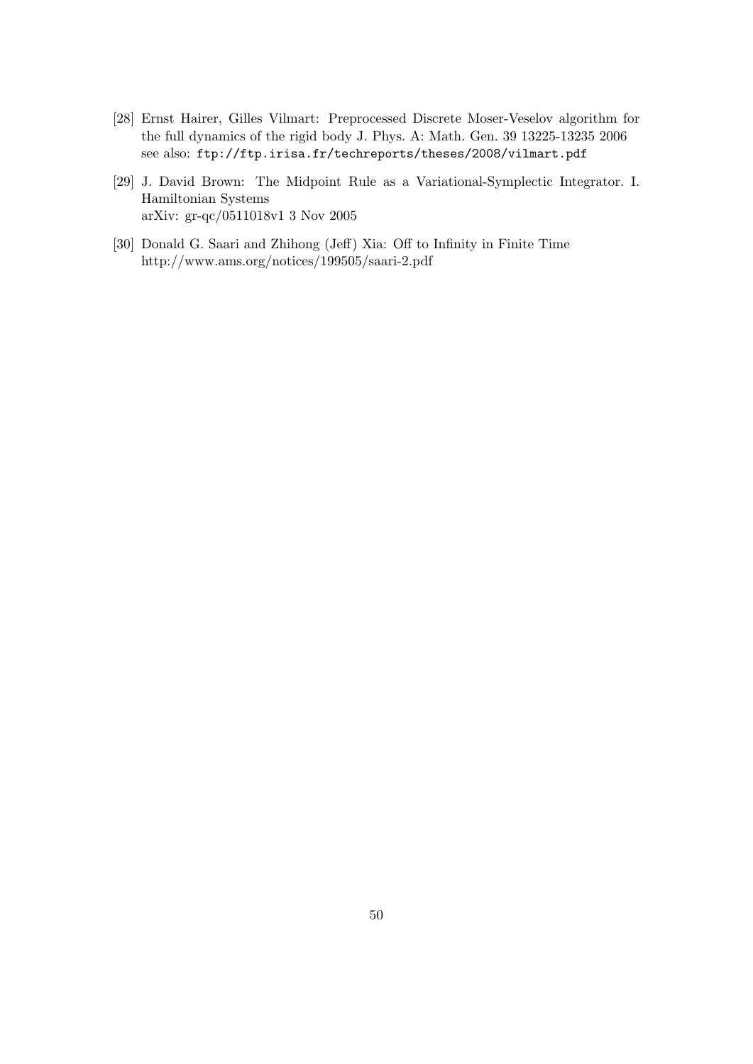[28] Ernst Hairer, Gilles Vilmart: Preprocessed Discrete Moser-Veselov algorithm for the full dynamics of the rigid body J. Phys. A: Math. Gen. 39 13225-13235 2006 see also: `ftp://ftp.irisa.fr/techreports/theses/2008/vilmart.pdf`

[29] J. David Brown: The Midpoint Rule as a Variational-Symplectic Integrator. I. Hamiltonian Systems arXiv: gr-qc/0511018v1 3 Nov 2005

[30] Donald G. Saari and Zhihong (Jeff) Xia: Off to Infinity in Finite Time http://www.ams.org/notices/199505/saari-2.pdf